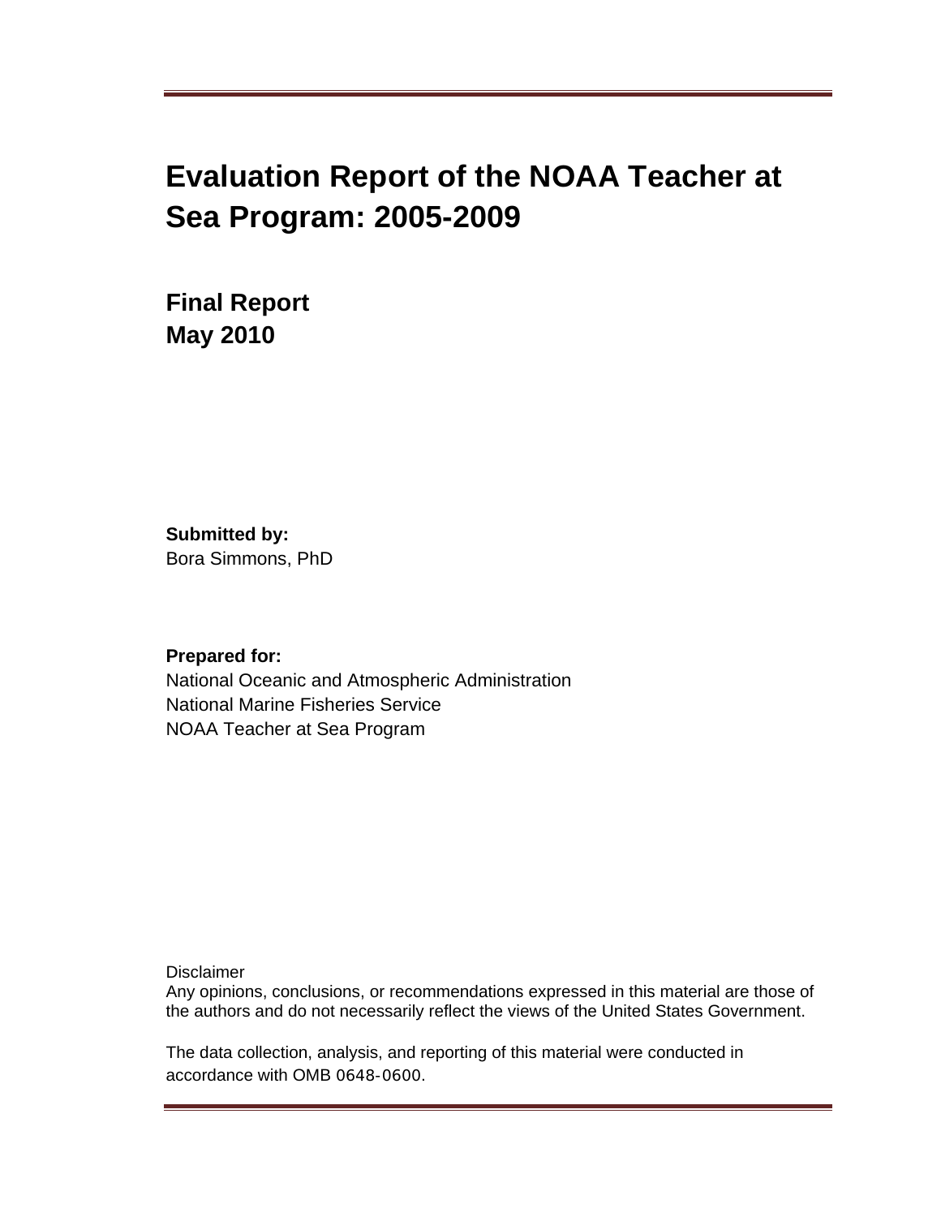# Evaluation Report of the NOAA Teacher at Sea Program: 2005-2009

## Final Report
## May 2010

**Submitted by:**
Bora Simmons, PhD

**Prepared for:**
National Oceanic and Atmospheric Administration
National Marine Fisheries Service
NOAA Teacher at Sea Program

Disclaimer
Any opinions, conclusions, or recommendations expressed in this material are those of the authors and do not necessarily reflect the views of the United States Government.

The data collection, analysis, and reporting of this material were conducted in accordance with OMB 0648-0600.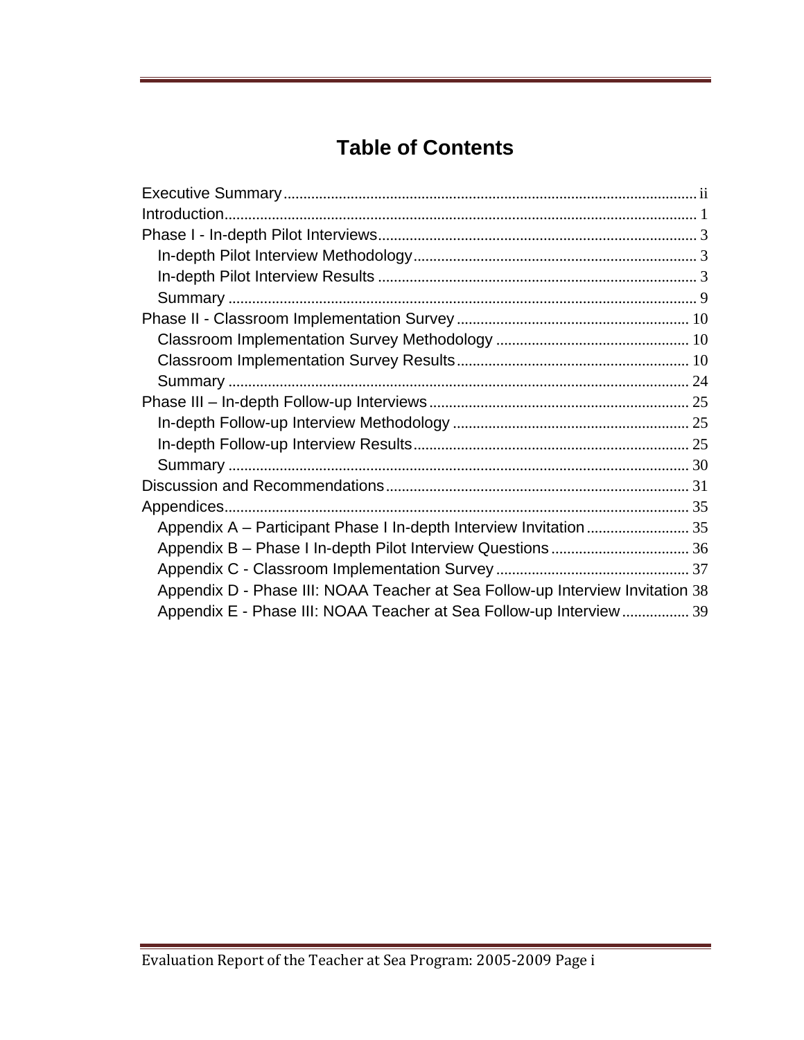# Table of Contents

Executive Summary ........ ii
Introduction ........ 1
Phase I - In-depth Pilot Interviews ........ 3
- In-depth Pilot Interview Methodology ........ 3
- In-depth Pilot Interview Results ........ 3
- Summary ........ 9

Phase II - Classroom Implementation Survey ........ 10
- Classroom Implementation Survey Methodology ........ 10
- Classroom Implementation Survey Results ........ 10
- Summary ........ 24

Phase III – In-depth Follow-up Interviews ........ 25
- In-depth Follow-up Interview Methodology ........ 25
- In-depth Follow-up Interview Results ........ 25
- Summary ........ 30

Discussion and Recommendations ........ 31
Appendices ........ 35
- Appendix A – Participant Phase I In-depth Interview Invitation ........ 35
- Appendix B – Phase I In-depth Pilot Interview Questions ........ 36
- Appendix C - Classroom Implementation Survey ........ 37
- Appendix D - Phase III: NOAA Teacher at Sea Follow-up Interview Invitation 38
- Appendix E - Phase III: NOAA Teacher at Sea Follow-up Interview ........ 39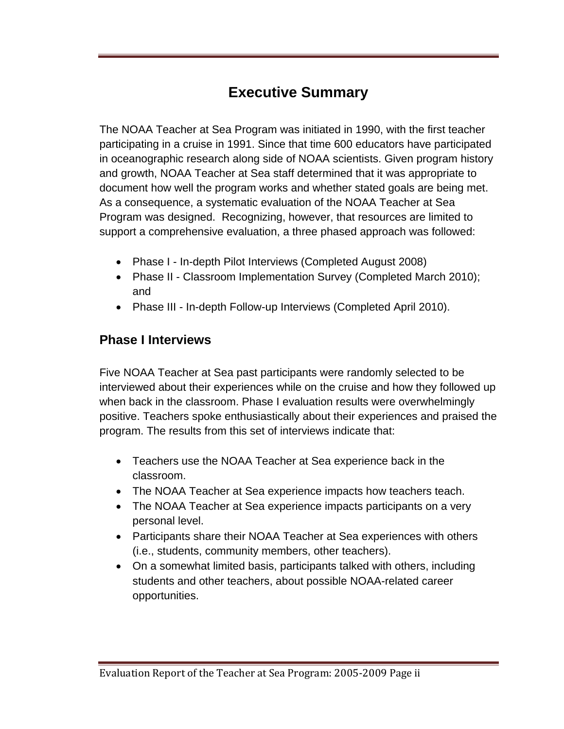# Executive Summary

The NOAA Teacher at Sea Program was initiated in 1990, with the first teacher participating in a cruise in 1991. Since that time 600 educators have participated in oceanographic research along side of NOAA scientists. Given program history and growth, NOAA Teacher at Sea staff determined that it was appropriate to document how well the program works and whether stated goals are being met. As a consequence, a systematic evaluation of the NOAA Teacher at Sea Program was designed. Recognizing, however, that resources are limited to support a comprehensive evaluation, a three phased approach was followed:

- Phase I - In-depth Pilot Interviews (Completed August 2008)
- Phase II - Classroom Implementation Survey (Completed March 2010); and
- Phase III - In-depth Follow-up Interviews (Completed April 2010).

## Phase I Interviews

Five NOAA Teacher at Sea past participants were randomly selected to be interviewed about their experiences while on the cruise and how they followed up when back in the classroom. Phase I evaluation results were overwhelmingly positive. Teachers spoke enthusiastically about their experiences and praised the program. The results from this set of interviews indicate that:

- Teachers use the NOAA Teacher at Sea experience back in the classroom.
- The NOAA Teacher at Sea experience impacts how teachers teach.
- The NOAA Teacher at Sea experience impacts participants on a very personal level.
- Participants share their NOAA Teacher at Sea experiences with others (i.e., students, community members, other teachers).
- On a somewhat limited basis, participants talked with others, including students and other teachers, about possible NOAA-related career opportunities.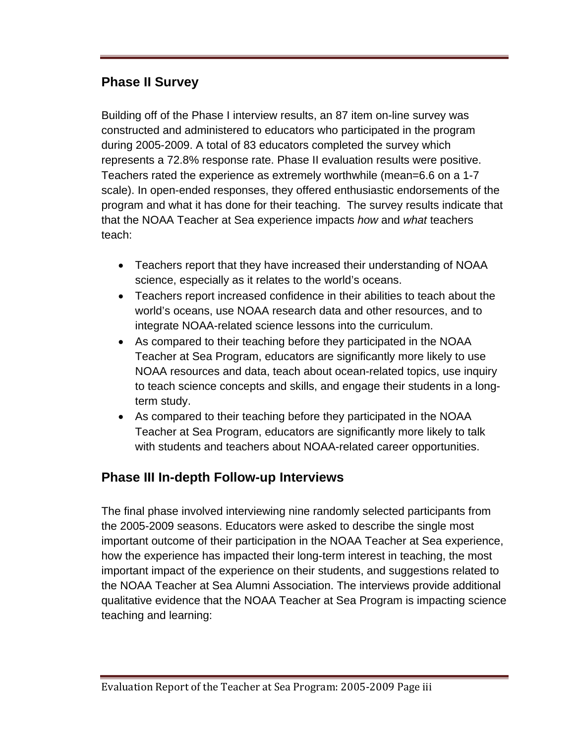## Phase II Survey

Building off of the Phase I interview results, an 87 item on-line survey was constructed and administered to educators who participated in the program during 2005-2009. A total of 83 educators completed the survey which represents a 72.8% response rate. Phase II evaluation results were positive. Teachers rated the experience as extremely worthwhile (mean=6.6 on a 1-7 scale). In open-ended responses, they offered enthusiastic endorsements of the program and what it has done for their teaching. The survey results indicate that that the NOAA Teacher at Sea experience impacts *how* and *what* teachers teach:

- Teachers report that they have increased their understanding of NOAA science, especially as it relates to the world's oceans.
- Teachers report increased confidence in their abilities to teach about the world's oceans, use NOAA research data and other resources, and to integrate NOAA-related science lessons into the curriculum.
- As compared to their teaching before they participated in the NOAA Teacher at Sea Program, educators are significantly more likely to use NOAA resources and data, teach about ocean-related topics, use inquiry to teach science concepts and skills, and engage their students in a long-term study.
- As compared to their teaching before they participated in the NOAA Teacher at Sea Program, educators are significantly more likely to talk with students and teachers about NOAA-related career opportunities.

## Phase III In-depth Follow-up Interviews

The final phase involved interviewing nine randomly selected participants from the 2005-2009 seasons. Educators were asked to describe the single most important outcome of their participation in the NOAA Teacher at Sea experience, how the experience has impacted their long-term interest in teaching, the most important impact of the experience on their students, and suggestions related to the NOAA Teacher at Sea Alumni Association. The interviews provide additional qualitative evidence that the NOAA Teacher at Sea Program is impacting science teaching and learning: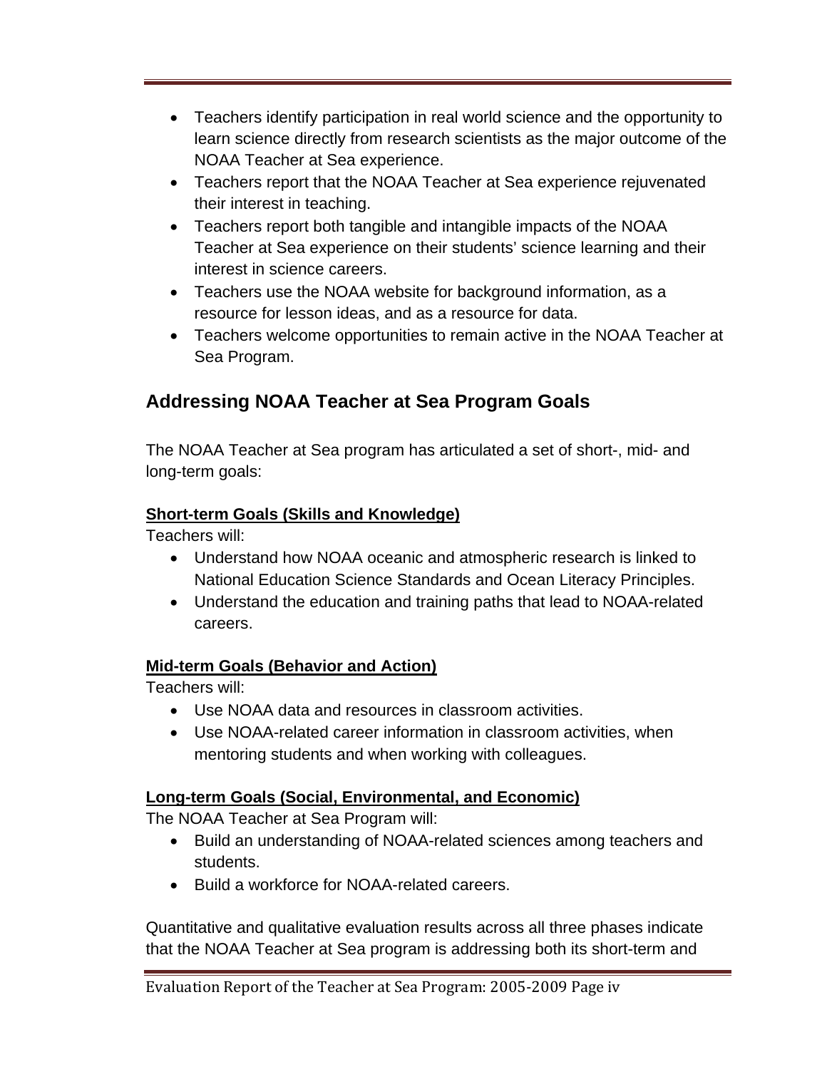- Teachers identify participation in real world science and the opportunity to learn science directly from research scientists as the major outcome of the NOAA Teacher at Sea experience.
- Teachers report that the NOAA Teacher at Sea experience rejuvenated their interest in teaching.
- Teachers report both tangible and intangible impacts of the NOAA Teacher at Sea experience on their students' science learning and their interest in science careers.
- Teachers use the NOAA website for background information, as a resource for lesson ideas, and as a resource for data.
- Teachers welcome opportunities to remain active in the NOAA Teacher at Sea Program.

## Addressing NOAA Teacher at Sea Program Goals

The NOAA Teacher at Sea program has articulated a set of short-, mid- and long-term goals:

**Short-term Goals (Skills and Knowledge)**

Teachers will:

- Understand how NOAA oceanic and atmospheric research is linked to National Education Science Standards and Ocean Literacy Principles.
- Understand the education and training paths that lead to NOAA-related careers.

**Mid-term Goals (Behavior and Action)**

Teachers will:

- Use NOAA data and resources in classroom activities.
- Use NOAA-related career information in classroom activities, when mentoring students and when working with colleagues.

**Long-term Goals (Social, Environmental, and Economic)**

The NOAA Teacher at Sea Program will:

- Build an understanding of NOAA-related sciences among teachers and students.
- Build a workforce for NOAA-related careers.

Quantitative and qualitative evaluation results across all three phases indicate that the NOAA Teacher at Sea program is addressing both its short-term and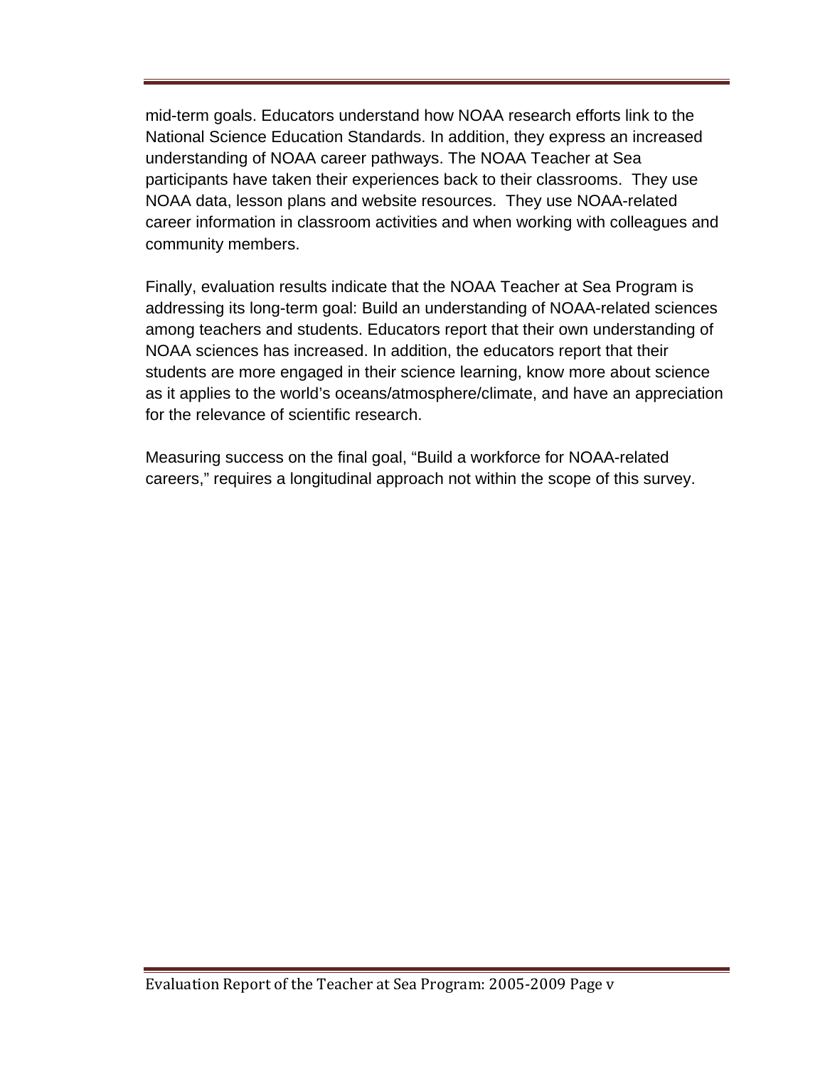mid-term goals. Educators understand how NOAA research efforts link to the National Science Education Standards. In addition, they express an increased understanding of NOAA career pathways. The NOAA Teacher at Sea participants have taken their experiences back to their classrooms. They use NOAA data, lesson plans and website resources. They use NOAA-related career information in classroom activities and when working with colleagues and community members.

Finally, evaluation results indicate that the NOAA Teacher at Sea Program is addressing its long-term goal: Build an understanding of NOAA-related sciences among teachers and students. Educators report that their own understanding of NOAA sciences has increased. In addition, the educators report that their students are more engaged in their science learning, know more about science as it applies to the world's oceans/atmosphere/climate, and have an appreciation for the relevance of scientific research.

Measuring success on the final goal, "Build a workforce for NOAA-related careers," requires a longitudinal approach not within the scope of this survey.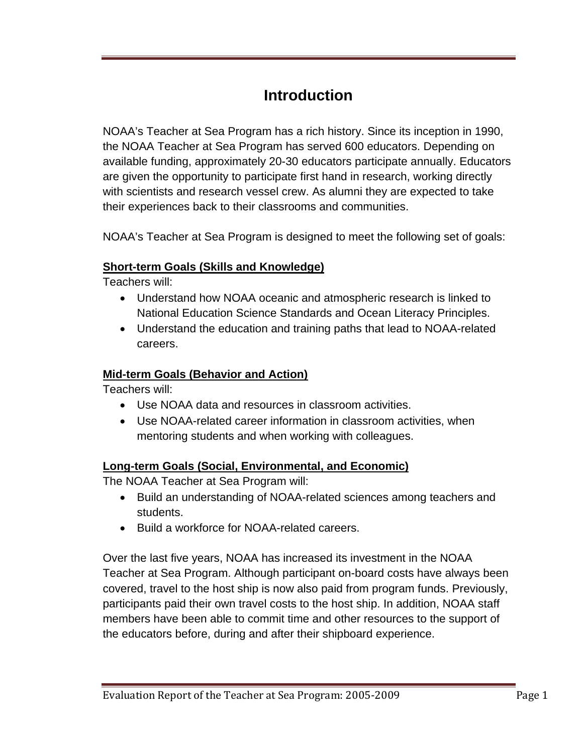# Introduction

NOAA's Teacher at Sea Program has a rich history. Since its inception in 1990, the NOAA Teacher at Sea Program has served 600 educators. Depending on available funding, approximately 20-30 educators participate annually. Educators are given the opportunity to participate first hand in research, working directly with scientists and research vessel crew. As alumni they are expected to take their experiences back to their classrooms and communities.

NOAA's Teacher at Sea Program is designed to meet the following set of goals:

**Short-term Goals (Skills and Knowledge)**

Teachers will:

- Understand how NOAA oceanic and atmospheric research is linked to National Education Science Standards and Ocean Literacy Principles.
- Understand the education and training paths that lead to NOAA-related careers.

**Mid-term Goals (Behavior and Action)**

Teachers will:

- Use NOAA data and resources in classroom activities.
- Use NOAA-related career information in classroom activities, when mentoring students and when working with colleagues.

**Long-term Goals (Social, Environmental, and Economic)**

The NOAA Teacher at Sea Program will:

- Build an understanding of NOAA-related sciences among teachers and students.
- Build a workforce for NOAA-related careers.

Over the last five years, NOAA has increased its investment in the NOAA Teacher at Sea Program. Although participant on-board costs have always been covered, travel to the host ship is now also paid from program funds. Previously, participants paid their own travel costs to the host ship. In addition, NOAA staff members have been able to commit time and other resources to the support of the educators before, during and after their shipboard experience.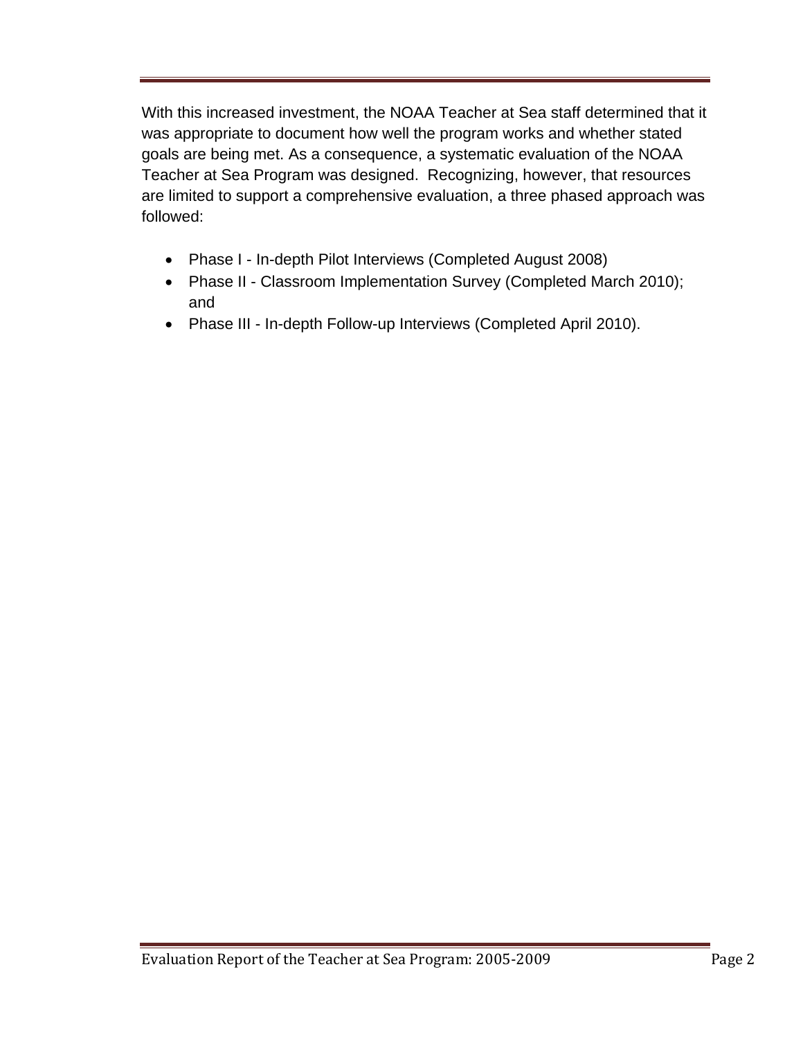With this increased investment, the NOAA Teacher at Sea staff determined that it was appropriate to document how well the program works and whether stated goals are being met. As a consequence, a systematic evaluation of the NOAA Teacher at Sea Program was designed. Recognizing, however, that resources are limited to support a comprehensive evaluation, a three phased approach was followed:

- Phase I - In-depth Pilot Interviews (Completed August 2008)
- Phase II - Classroom Implementation Survey (Completed March 2010); and
- Phase III - In-depth Follow-up Interviews (Completed April 2010).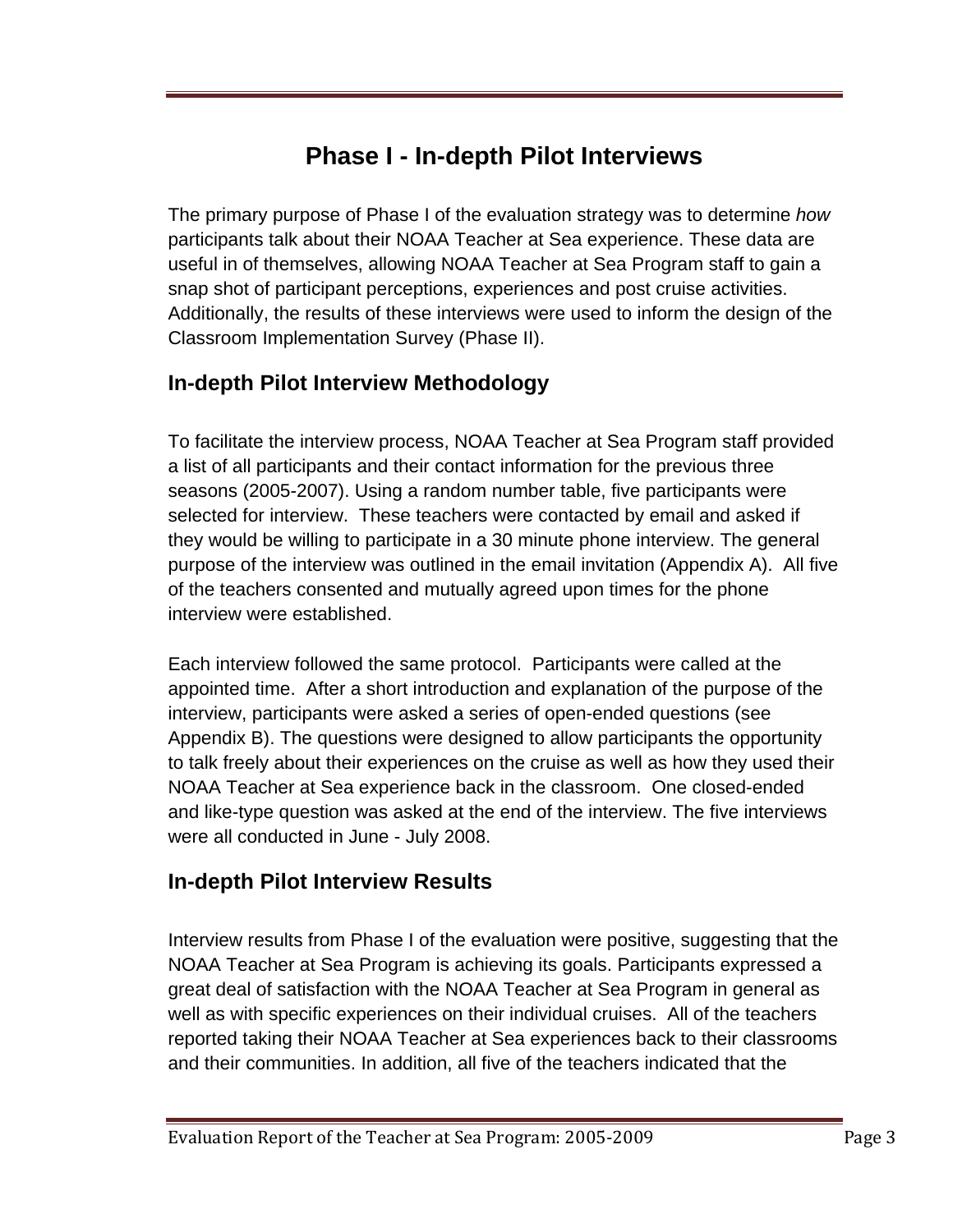# Phase I - In-depth Pilot Interviews

The primary purpose of Phase I of the evaluation strategy was to determine *how* participants talk about their NOAA Teacher at Sea experience. These data are useful in of themselves, allowing NOAA Teacher at Sea Program staff to gain a snap shot of participant perceptions, experiences and post cruise activities. Additionally, the results of these interviews were used to inform the design of the Classroom Implementation Survey (Phase II).

## In-depth Pilot Interview Methodology

To facilitate the interview process, NOAA Teacher at Sea Program staff provided a list of all participants and their contact information for the previous three seasons (2005-2007). Using a random number table, five participants were selected for interview. These teachers were contacted by email and asked if they would be willing to participate in a 30 minute phone interview. The general purpose of the interview was outlined in the email invitation (Appendix A). All five of the teachers consented and mutually agreed upon times for the phone interview were established.

Each interview followed the same protocol. Participants were called at the appointed time. After a short introduction and explanation of the purpose of the interview, participants were asked a series of open-ended questions (see Appendix B). The questions were designed to allow participants the opportunity to talk freely about their experiences on the cruise as well as how they used their NOAA Teacher at Sea experience back in the classroom. One closed-ended and like-type question was asked at the end of the interview. The five interviews were all conducted in June - July 2008.

## In-depth Pilot Interview Results

Interview results from Phase I of the evaluation were positive, suggesting that the NOAA Teacher at Sea Program is achieving its goals. Participants expressed a great deal of satisfaction with the NOAA Teacher at Sea Program in general as well as with specific experiences on their individual cruises. All of the teachers reported taking their NOAA Teacher at Sea experiences back to their classrooms and their communities. In addition, all five of the teachers indicated that the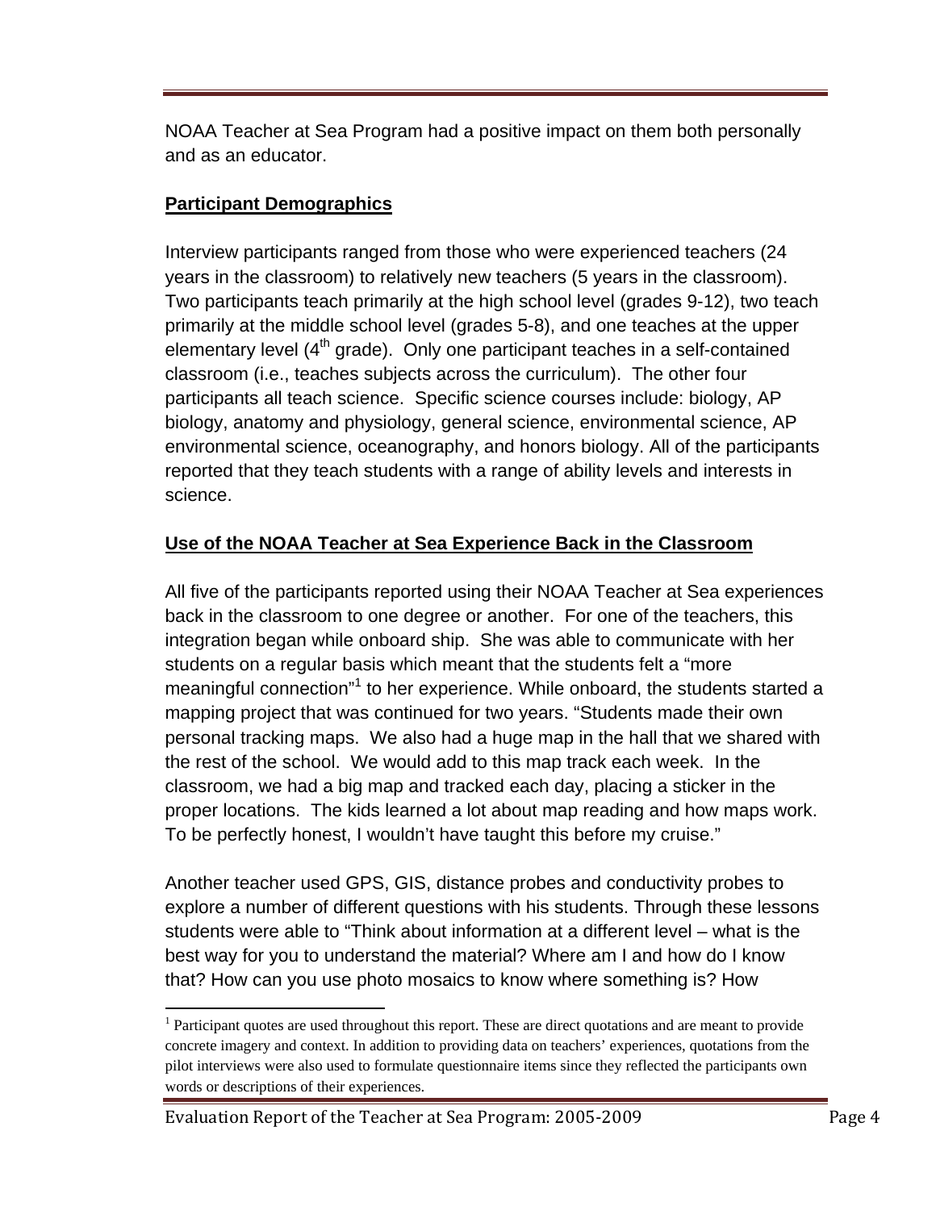NOAA Teacher at Sea Program had a positive impact on them both personally and as an educator.

## Participant Demographics

Interview participants ranged from those who were experienced teachers (24 years in the classroom) to relatively new teachers (5 years in the classroom). Two participants teach primarily at the high school level (grades 9-12), two teach primarily at the middle school level (grades 5-8), and one teaches at the upper elementary level (4th grade). Only one participant teaches in a self-contained classroom (i.e., teaches subjects across the curriculum). The other four participants all teach science. Specific science courses include: biology, AP biology, anatomy and physiology, general science, environmental science, AP environmental science, oceanography, and honors biology. All of the participants reported that they teach students with a range of ability levels and interests in science.

## Use of the NOAA Teacher at Sea Experience Back in the Classroom

All five of the participants reported using their NOAA Teacher at Sea experiences back in the classroom to one degree or another. For one of the teachers, this integration began while onboard ship. She was able to communicate with her students on a regular basis which meant that the students felt a "more meaningful connection"[1] to her experience. While onboard, the students started a mapping project that was continued for two years. "Students made their own personal tracking maps. We also had a huge map in the hall that we shared with the rest of the school. We would add to this map track each week. In the classroom, we had a big map and tracked each day, placing a sticker in the proper locations. The kids learned a lot about map reading and how maps work. To be perfectly honest, I wouldn't have taught this before my cruise."

Another teacher used GPS, GIS, distance probes and conductivity probes to explore a number of different questions with his students. Through these lessons students were able to "Think about information at a different level – what is the best way for you to understand the material? Where am I and how do I know that? How can you use photo mosaics to know where something is? How

[1] Participant quotes are used throughout this report. These are direct quotations and are meant to provide concrete imagery and context. In addition to providing data on teachers' experiences, quotations from the pilot interviews were also used to formulate questionnaire items since they reflected the participants own words or descriptions of their experiences.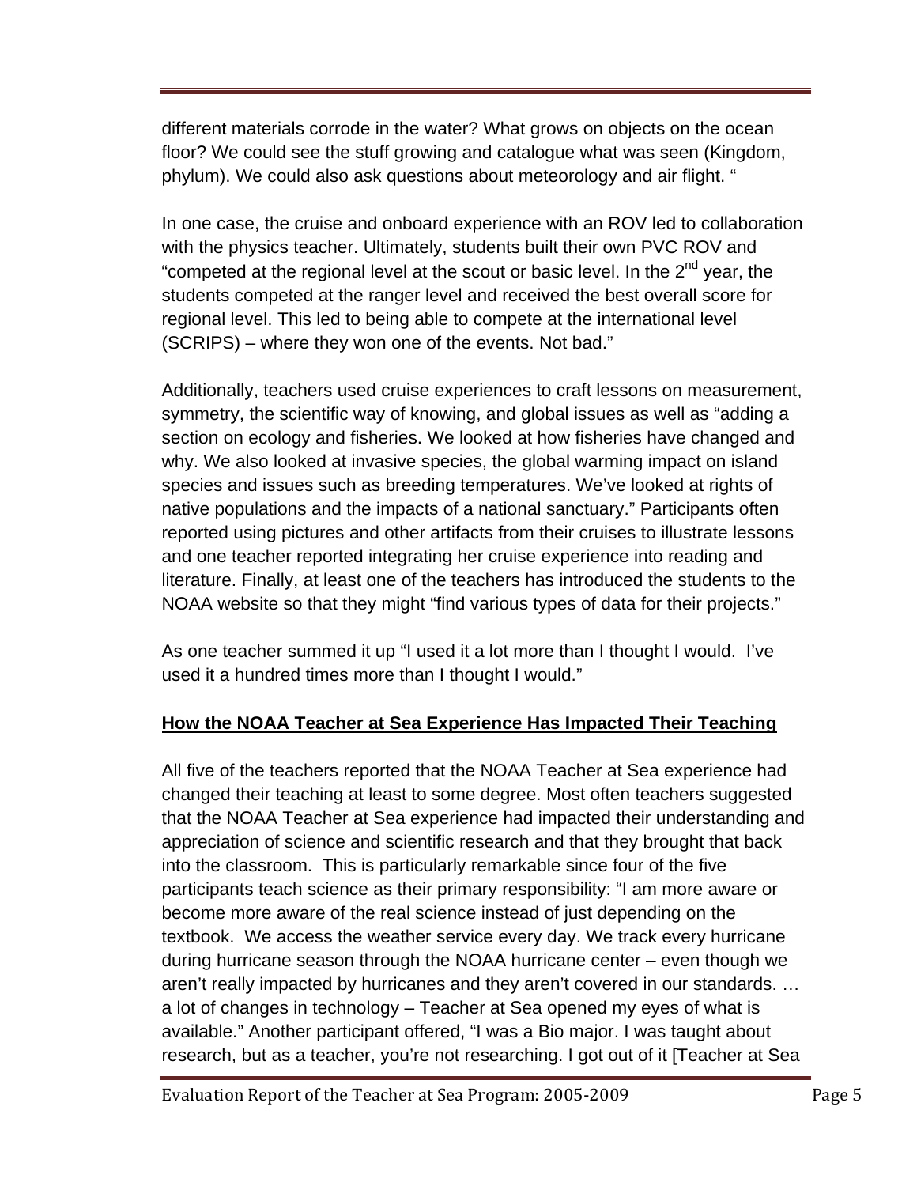different materials corrode in the water? What grows on objects on the ocean floor? We could see the stuff growing and catalogue what was seen (Kingdom, phylum). We could also ask questions about meteorology and air flight. "

In one case, the cruise and onboard experience with an ROV led to collaboration with the physics teacher. Ultimately, students built their own PVC ROV and "competed at the regional level at the scout or basic level. In the 2nd year, the students competed at the ranger level and received the best overall score for regional level. This led to being able to compete at the international level (SCRIPS) – where they won one of the events. Not bad."

Additionally, teachers used cruise experiences to craft lessons on measurement, symmetry, the scientific way of knowing, and global issues as well as "adding a section on ecology and fisheries. We looked at how fisheries have changed and why. We also looked at invasive species, the global warming impact on island species and issues such as breeding temperatures. We've looked at rights of native populations and the impacts of a national sanctuary." Participants often reported using pictures and other artifacts from their cruises to illustrate lessons and one teacher reported integrating her cruise experience into reading and literature. Finally, at least one of the teachers has introduced the students to the NOAA website so that they might "find various types of data for their projects."

As one teacher summed it up "I used it a lot more than I thought I would. I've used it a hundred times more than I thought I would."

## **How the NOAA Teacher at Sea Experience Has Impacted Their Teaching**

All five of the teachers reported that the NOAA Teacher at Sea experience had changed their teaching at least to some degree. Most often teachers suggested that the NOAA Teacher at Sea experience had impacted their understanding and appreciation of science and scientific research and that they brought that back into the classroom. This is particularly remarkable since four of the five participants teach science as their primary responsibility: "I am more aware or become more aware of the real science instead of just depending on the textbook. We access the weather service every day. We track every hurricane during hurricane season through the NOAA hurricane center – even though we aren't really impacted by hurricanes and they aren't covered in our standards. … a lot of changes in technology – Teacher at Sea opened my eyes of what is available." Another participant offered, "I was a Bio major. I was taught about research, but as a teacher, you're not researching. I got out of it [Teacher at Sea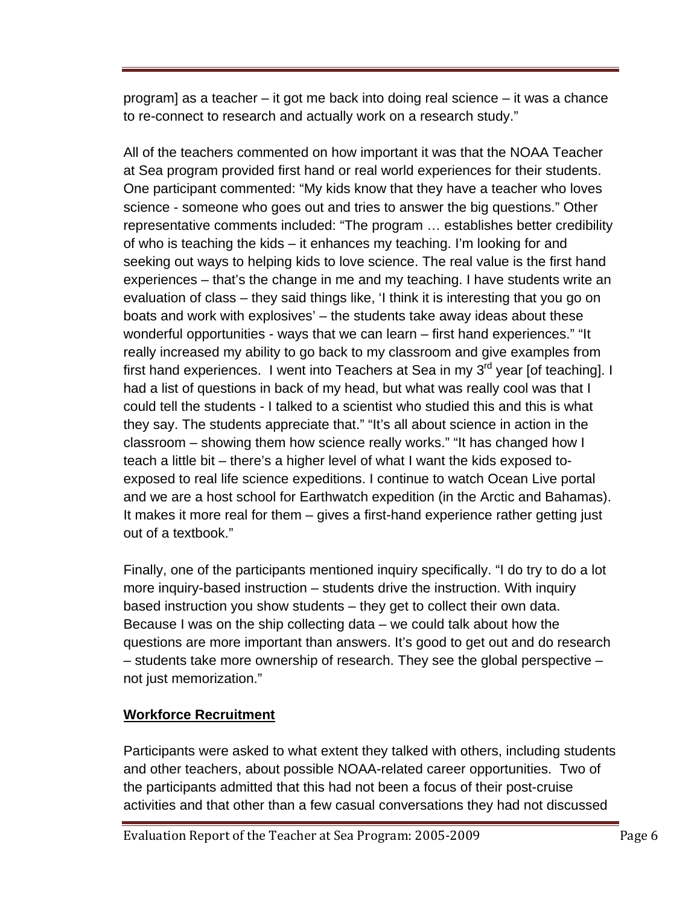program] as a teacher – it got me back into doing real science – it was a chance to re-connect to research and actually work on a research study."

All of the teachers commented on how important it was that the NOAA Teacher at Sea program provided first hand or real world experiences for their students. One participant commented: "My kids know that they have a teacher who loves science - someone who goes out and tries to answer the big questions." Other representative comments included: "The program … establishes better credibility of who is teaching the kids – it enhances my teaching. I'm looking for and seeking out ways to helping kids to love science. The real value is the first hand experiences – that's the change in me and my teaching. I have students write an evaluation of class – they said things like, 'I think it is interesting that you go on boats and work with explosives' – the students take away ideas about these wonderful opportunities - ways that we can learn – first hand experiences." "It really increased my ability to go back to my classroom and give examples from first hand experiences. I went into Teachers at Sea in my 3rd year [of teaching]. I had a list of questions in back of my head, but what was really cool was that I could tell the students - I talked to a scientist who studied this and this is what they say. The students appreciate that." "It's all about science in action in the classroom – showing them how science really works." "It has changed how I teach a little bit – there's a higher level of what I want the kids exposed to-exposed to real life science expeditions. I continue to watch Ocean Live portal and we are a host school for Earthwatch expedition (in the Arctic and Bahamas). It makes it more real for them – gives a first-hand experience rather getting just out of a textbook."

Finally, one of the participants mentioned inquiry specifically. "I do try to do a lot more inquiry-based instruction – students drive the instruction. With inquiry based instruction you show students – they get to collect their own data. Because I was on the ship collecting data – we could talk about how the questions are more important than answers. It's good to get out and do research – students take more ownership of research. They see the global perspective – not just memorization."

## Workforce Recruitment

Participants were asked to what extent they talked with others, including students and other teachers, about possible NOAA-related career opportunities. Two of the participants admitted that this had not been a focus of their post-cruise activities and that other than a few casual conversations they had not discussed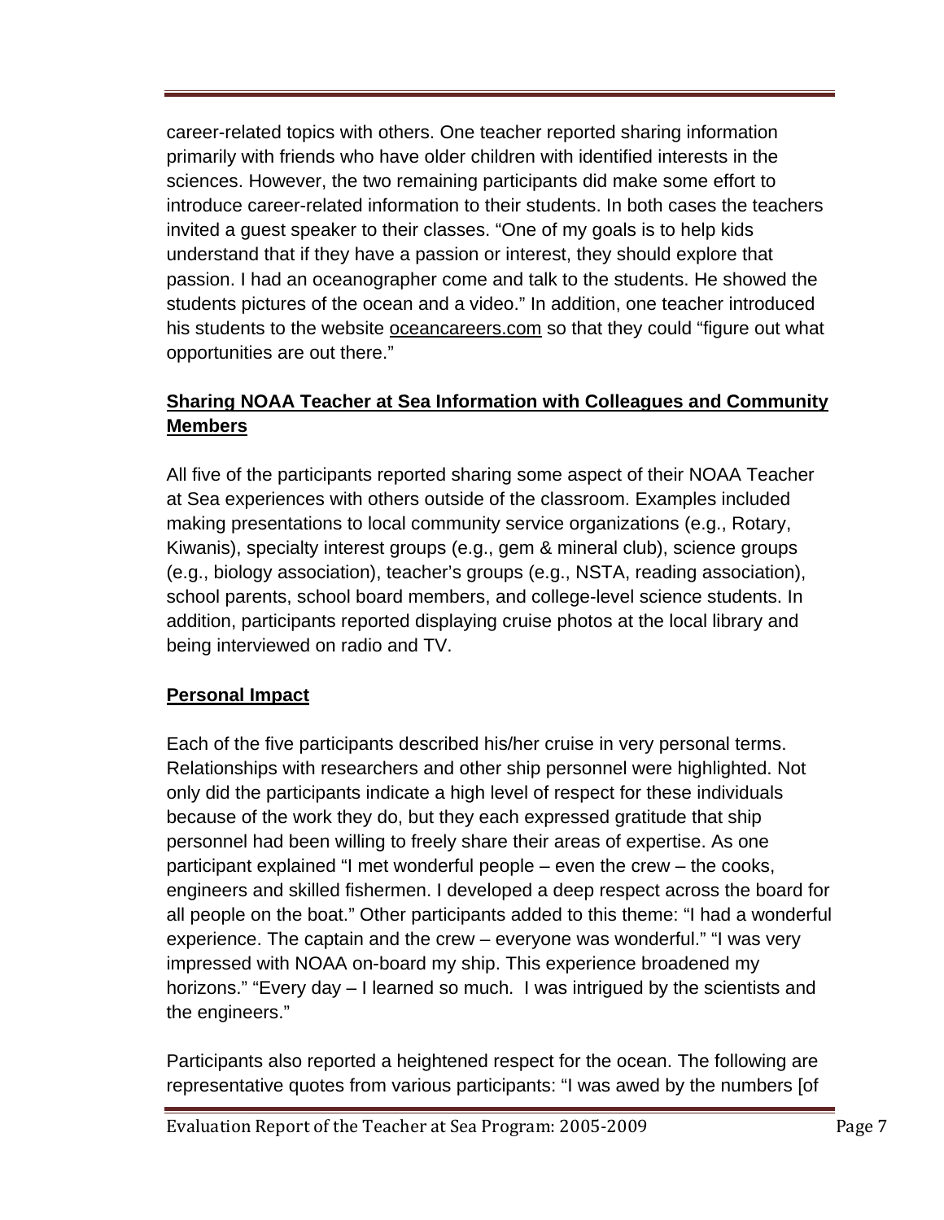career-related topics with others. One teacher reported sharing information primarily with friends who have older children with identified interests in the sciences. However, the two remaining participants did make some effort to introduce career-related information to their students. In both cases the teachers invited a guest speaker to their classes. “One of my goals is to help kids understand that if they have a passion or interest, they should explore that passion. I had an oceanographer come and talk to the students. He showed the students pictures of the ocean and a video.” In addition, one teacher introduced his students to the website oceancareers.com so that they could “figure out what opportunities are out there.”

## Sharing NOAA Teacher at Sea Information with Colleagues and Community Members

All five of the participants reported sharing some aspect of their NOAA Teacher at Sea experiences with others outside of the classroom. Examples included making presentations to local community service organizations (e.g., Rotary, Kiwanis), specialty interest groups (e.g., gem & mineral club), science groups (e.g., biology association), teacher’s groups (e.g., NSTA, reading association), school parents, school board members, and college-level science students. In addition, participants reported displaying cruise photos at the local library and being interviewed on radio and TV.

## Personal Impact

Each of the five participants described his/her cruise in very personal terms. Relationships with researchers and other ship personnel were highlighted. Not only did the participants indicate a high level of respect for these individuals because of the work they do, but they each expressed gratitude that ship personnel had been willing to freely share their areas of expertise. As one participant explained “I met wonderful people – even the crew – the cooks, engineers and skilled fishermen. I developed a deep respect across the board for all people on the boat.” Other participants added to this theme: “I had a wonderful experience. The captain and the crew – everyone was wonderful.” “I was very impressed with NOAA on-board my ship. This experience broadened my horizons.” “Every day – I learned so much. I was intrigued by the scientists and the engineers.”

Participants also reported a heightened respect for the ocean. The following are representative quotes from various participants: “I was awed by the numbers [of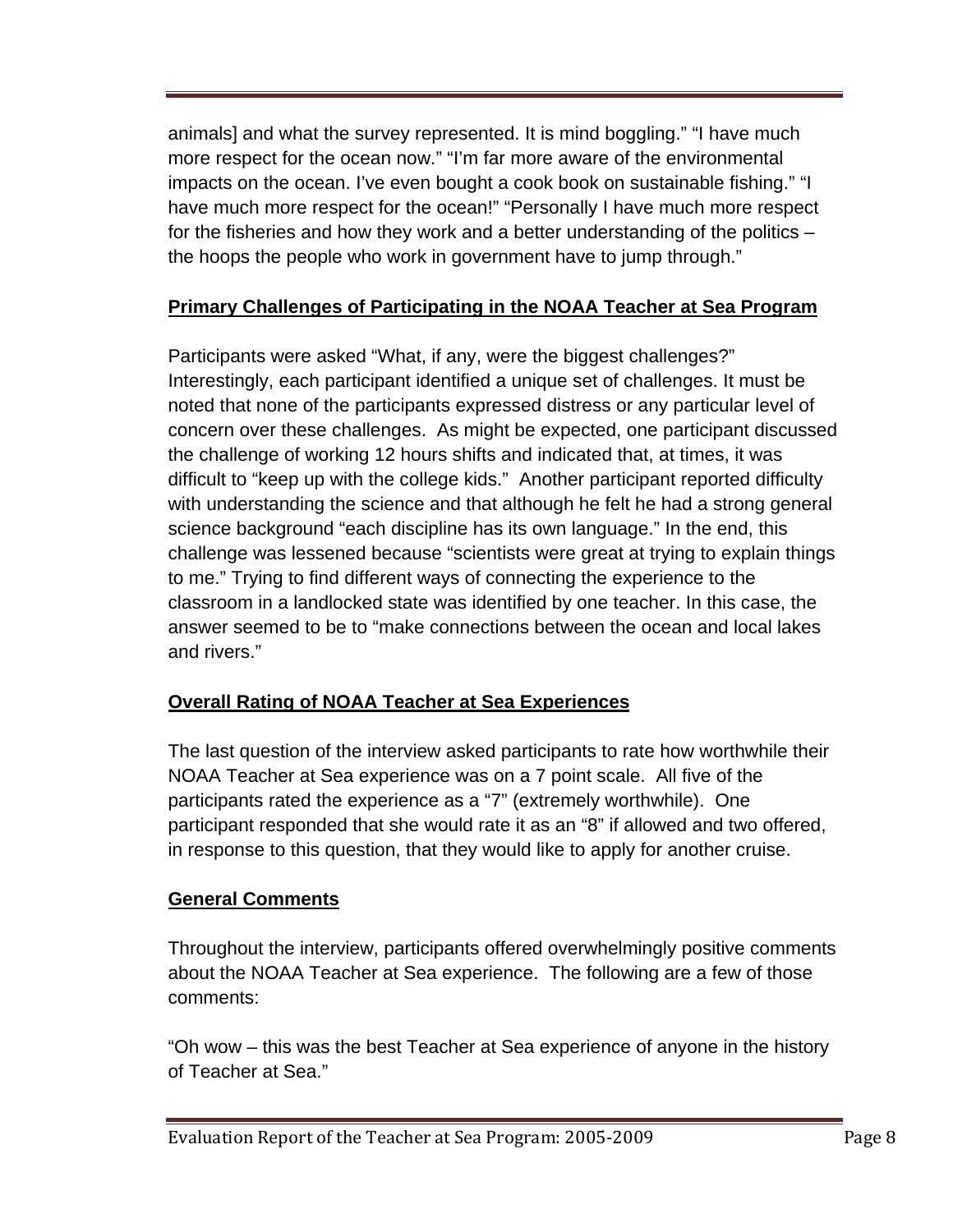animals] and what the survey represented. It is mind boggling." "I have much more respect for the ocean now." "I'm far more aware of the environmental impacts on the ocean. I've even bought a cook book on sustainable fishing." "I have much more respect for the ocean!" "Personally I have much more respect for the fisheries and how they work and a better understanding of the politics – the hoops the people who work in government have to jump through."

## Primary Challenges of Participating in the NOAA Teacher at Sea Program

Participants were asked "What, if any, were the biggest challenges?" Interestingly, each participant identified a unique set of challenges. It must be noted that none of the participants expressed distress or any particular level of concern over these challenges. As might be expected, one participant discussed the challenge of working 12 hours shifts and indicated that, at times, it was difficult to "keep up with the college kids." Another participant reported difficulty with understanding the science and that although he felt he had a strong general science background "each discipline has its own language." In the end, this challenge was lessened because "scientists were great at trying to explain things to me." Trying to find different ways of connecting the experience to the classroom in a landlocked state was identified by one teacher. In this case, the answer seemed to be to "make connections between the ocean and local lakes and rivers."

## Overall Rating of NOAA Teacher at Sea Experiences

The last question of the interview asked participants to rate how worthwhile their NOAA Teacher at Sea experience was on a 7 point scale. All five of the participants rated the experience as a "7" (extremely worthwhile). One participant responded that she would rate it as an "8" if allowed and two offered, in response to this question, that they would like to apply for another cruise.

## General Comments

Throughout the interview, participants offered overwhelmingly positive comments about the NOAA Teacher at Sea experience. The following are a few of those comments:

"Oh wow – this was the best Teacher at Sea experience of anyone in the history of Teacher at Sea."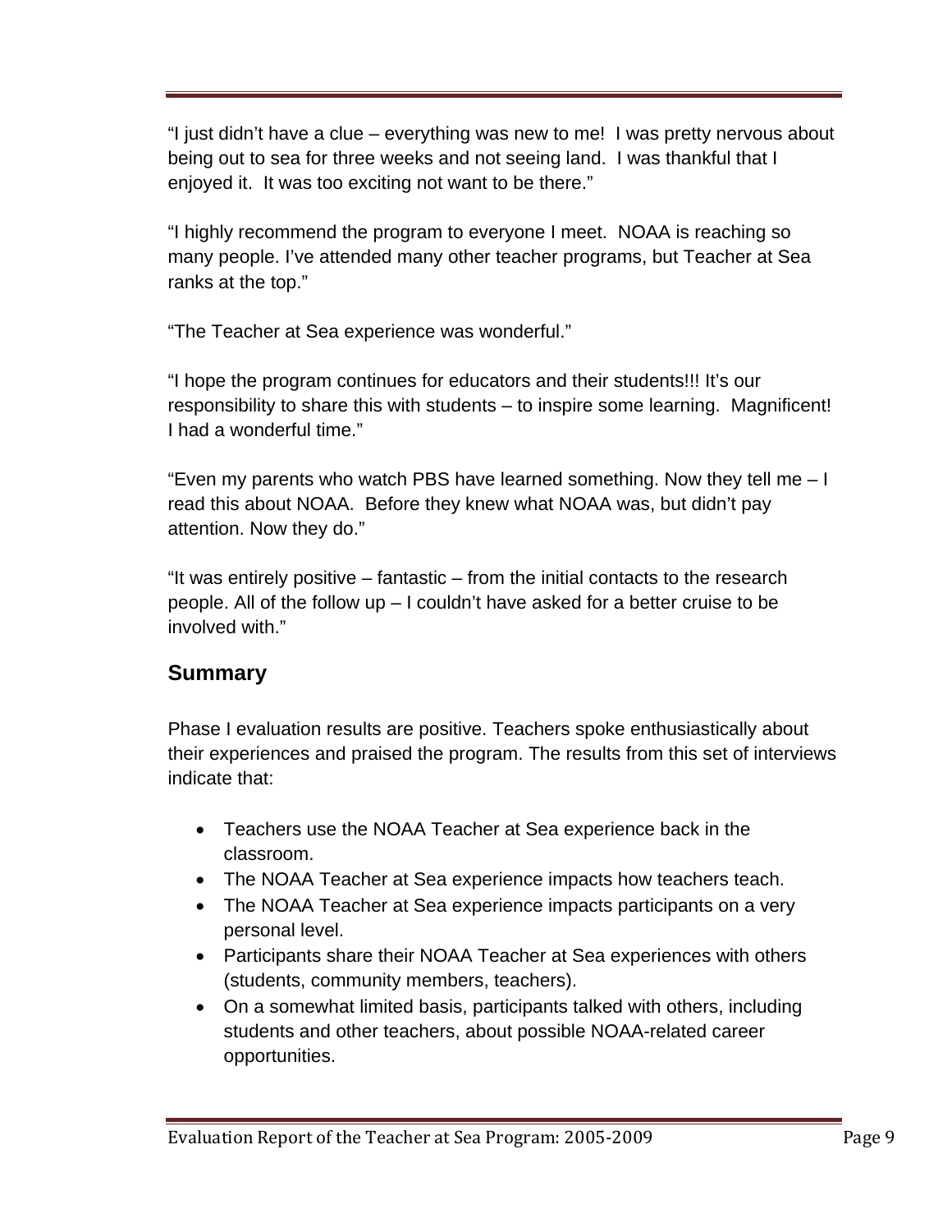"I just didn't have a clue – everything was new to me! I was pretty nervous about being out to sea for three weeks and not seeing land. I was thankful that I enjoyed it. It was too exciting not want to be there."

"I highly recommend the program to everyone I meet. NOAA is reaching so many people. I've attended many other teacher programs, but Teacher at Sea ranks at the top."

"The Teacher at Sea experience was wonderful."

"I hope the program continues for educators and their students!!! It's our responsibility to share this with students – to inspire some learning. Magnificent! I had a wonderful time."

"Even my parents who watch PBS have learned something. Now they tell me – I read this about NOAA. Before they knew what NOAA was, but didn't pay attention. Now they do."

"It was entirely positive – fantastic – from the initial contacts to the research people. All of the follow up – I couldn't have asked for a better cruise to be involved with."

## Summary

Phase I evaluation results are positive. Teachers spoke enthusiastically about their experiences and praised the program. The results from this set of interviews indicate that:

- Teachers use the NOAA Teacher at Sea experience back in the classroom.
- The NOAA Teacher at Sea experience impacts how teachers teach.
- The NOAA Teacher at Sea experience impacts participants on a very personal level.
- Participants share their NOAA Teacher at Sea experiences with others (students, community members, teachers).
- On a somewhat limited basis, participants talked with others, including students and other teachers, about possible NOAA-related career opportunities.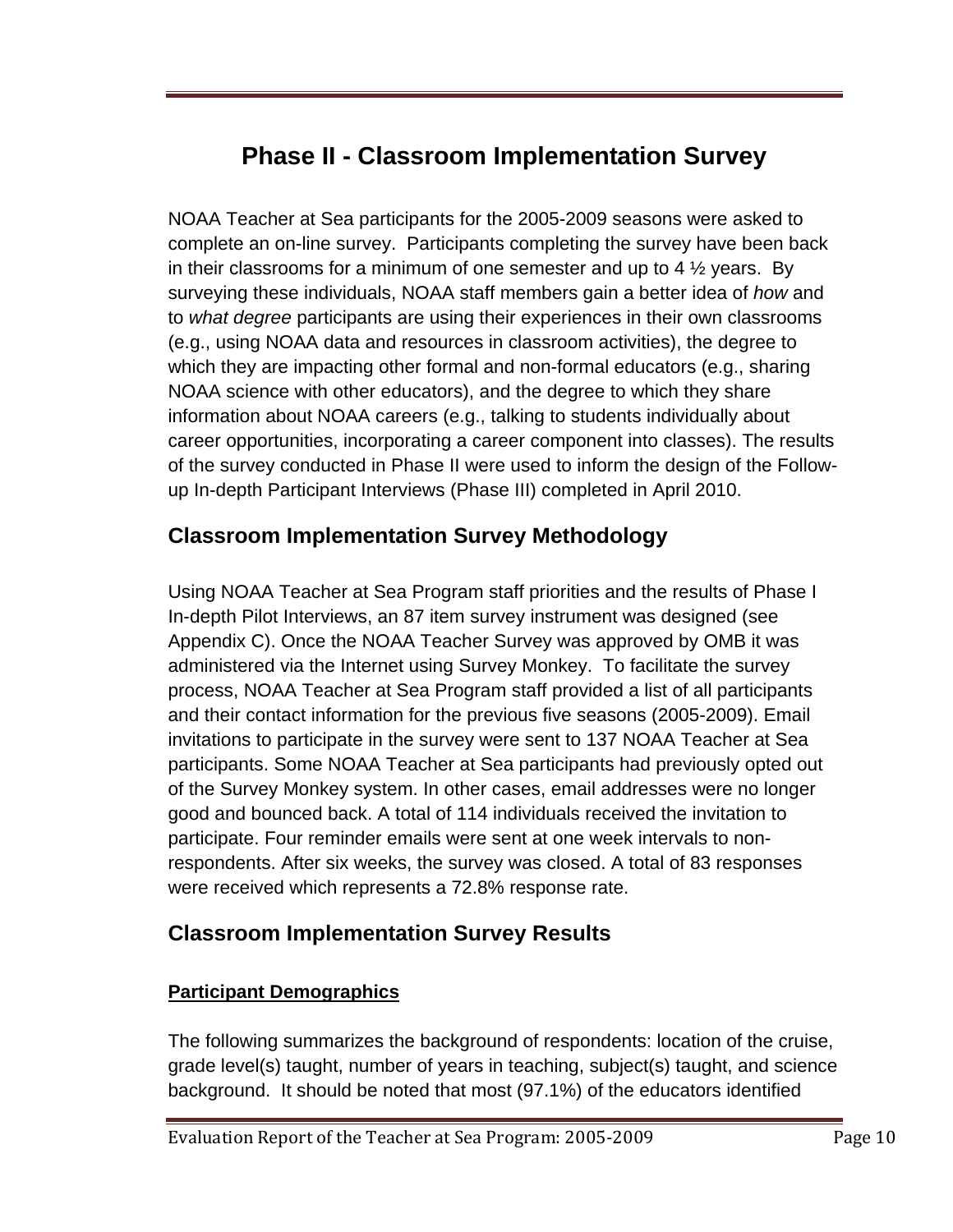# Phase II - Classroom Implementation Survey

NOAA Teacher at Sea participants for the 2005-2009 seasons were asked to complete an on-line survey. Participants completing the survey have been back in their classrooms for a minimum of one semester and up to 4 ½ years. By surveying these individuals, NOAA staff members gain a better idea of *how* and to *what degree* participants are using their experiences in their own classrooms (e.g., using NOAA data and resources in classroom activities), the degree to which they are impacting other formal and non-formal educators (e.g., sharing NOAA science with other educators), and the degree to which they share information about NOAA careers (e.g., talking to students individually about career opportunities, incorporating a career component into classes). The results of the survey conducted in Phase II were used to inform the design of the Follow-up In-depth Participant Interviews (Phase III) completed in April 2010.

## Classroom Implementation Survey Methodology

Using NOAA Teacher at Sea Program staff priorities and the results of Phase I In-depth Pilot Interviews, an 87 item survey instrument was designed (see Appendix C). Once the NOAA Teacher Survey was approved by OMB it was administered via the Internet using Survey Monkey. To facilitate the survey process, NOAA Teacher at Sea Program staff provided a list of all participants and their contact information for the previous five seasons (2005-2009). Email invitations to participate in the survey were sent to 137 NOAA Teacher at Sea participants. Some NOAA Teacher at Sea participants had previously opted out of the Survey Monkey system. In other cases, email addresses were no longer good and bounced back. A total of 114 individuals received the invitation to participate. Four reminder emails were sent at one week intervals to non-respondents. After six weeks, the survey was closed. A total of 83 responses were received which represents a 72.8% response rate.

## Classroom Implementation Survey Results

### Participant Demographics

The following summarizes the background of respondents: location of the cruise, grade level(s) taught, number of years in teaching, subject(s) taught, and science background. It should be noted that most (97.1%) of the educators identified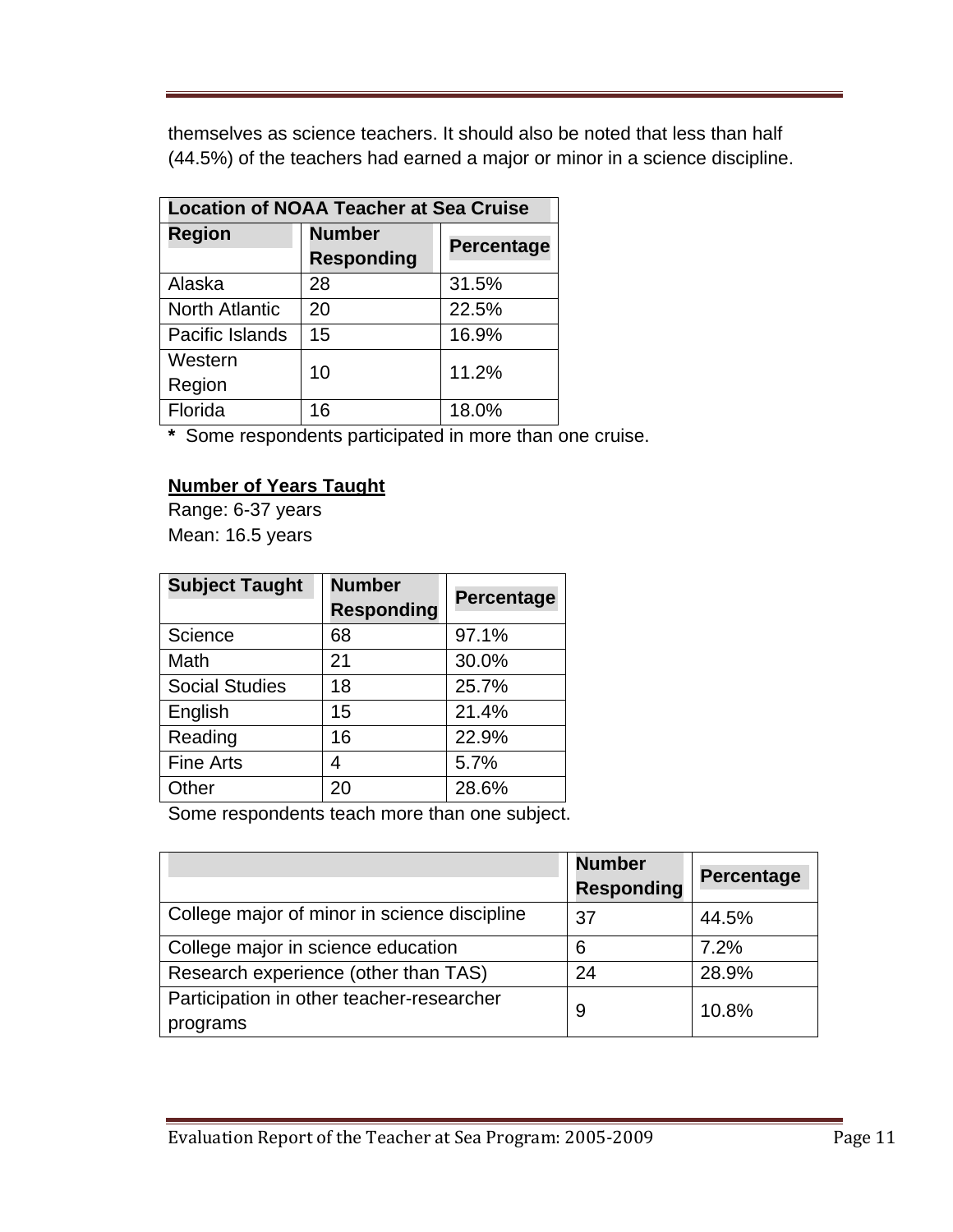themselves as science teachers. It should also be noted that less than half (44.5%) of the teachers had earned a major or minor in a science discipline.

| Location of NOAA Teacher at Sea Cruise | | |
|---|---|---|
| **Region** | **Number Responding** | **Percentage** |
| Alaska | 28 | 31.5% |
| North Atlantic | 20 | 22.5% |
| Pacific Islands | 15 | 16.9% |
| Western Region | 10 | 11.2% |
| Florida | 16 | 18.0% |

**\*** Some respondents participated in more than one cruise.

**Number of Years Taught**

Range: 6-37 years
Mean: 16.5 years

| Subject Taught | Number Responding | Percentage |
|---|---|---|
| Science | 68 | 97.1% |
| Math | 21 | 30.0% |
| Social Studies | 18 | 25.7% |
| English | 15 | 21.4% |
| Reading | 16 | 22.9% |
| Fine Arts | 4 | 5.7% |
| Other | 20 | 28.6% |

Some respondents teach more than one subject.

| | Number Responding | Percentage |
|---|---|---|
| College major of minor in science discipline | 37 | 44.5% |
| College major in science education | 6 | 7.2% |
| Research experience (other than TAS) | 24 | 28.9% |
| Participation in other teacher-researcher programs | 9 | 10.8% |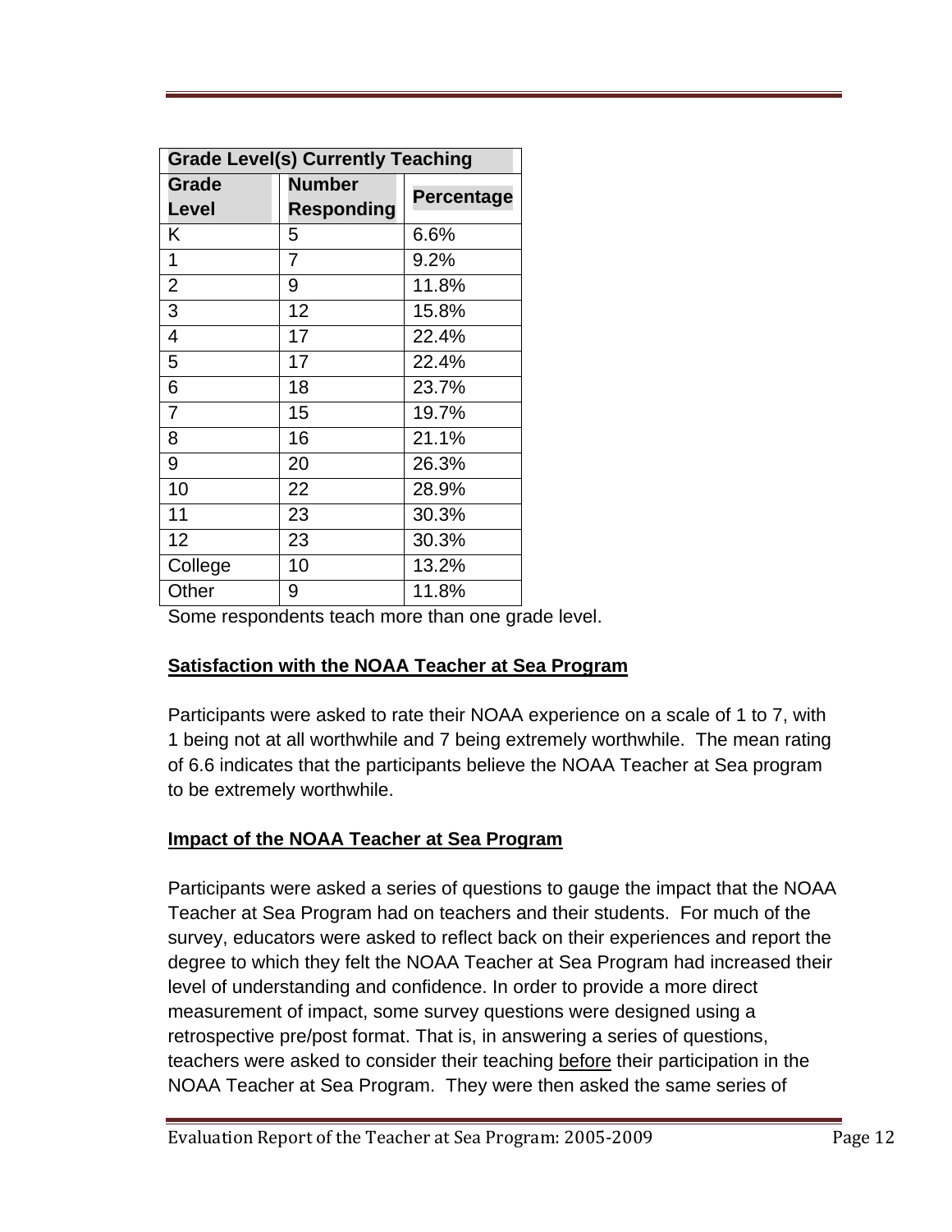| Grade Level(s) Currently Teaching | | |
|---|---|---|
| **Grade Level** | **Number Responding** | **Percentage** |
| K | 5 | 6.6% |
| 1 | 7 | 9.2% |
| 2 | 9 | 11.8% |
| 3 | 12 | 15.8% |
| 4 | 17 | 22.4% |
| 5 | 17 | 22.4% |
| 6 | 18 | 23.7% |
| 7 | 15 | 19.7% |
| 8 | 16 | 21.1% |
| 9 | 20 | 26.3% |
| 10 | 22 | 28.9% |
| 11 | 23 | 30.3% |
| 12 | 23 | 30.3% |
| College | 10 | 13.2% |
| Other | 9 | 11.8% |

Some respondents teach more than one grade level.

## Satisfaction with the NOAA Teacher at Sea Program

Participants were asked to rate their NOAA experience on a scale of 1 to 7, with 1 being not at all worthwhile and 7 being extremely worthwhile. The mean rating of 6.6 indicates that the participants believe the NOAA Teacher at Sea program to be extremely worthwhile.

## Impact of the NOAA Teacher at Sea Program

Participants were asked a series of questions to gauge the impact that the NOAA Teacher at Sea Program had on teachers and their students. For much of the survey, educators were asked to reflect back on their experiences and report the degree to which they felt the NOAA Teacher at Sea Program had increased their level of understanding and confidence. In order to provide a more direct measurement of impact, some survey questions were designed using a retrospective pre/post format. That is, in answering a series of questions, teachers were asked to consider their teaching before their participation in the NOAA Teacher at Sea Program. They were then asked the same series of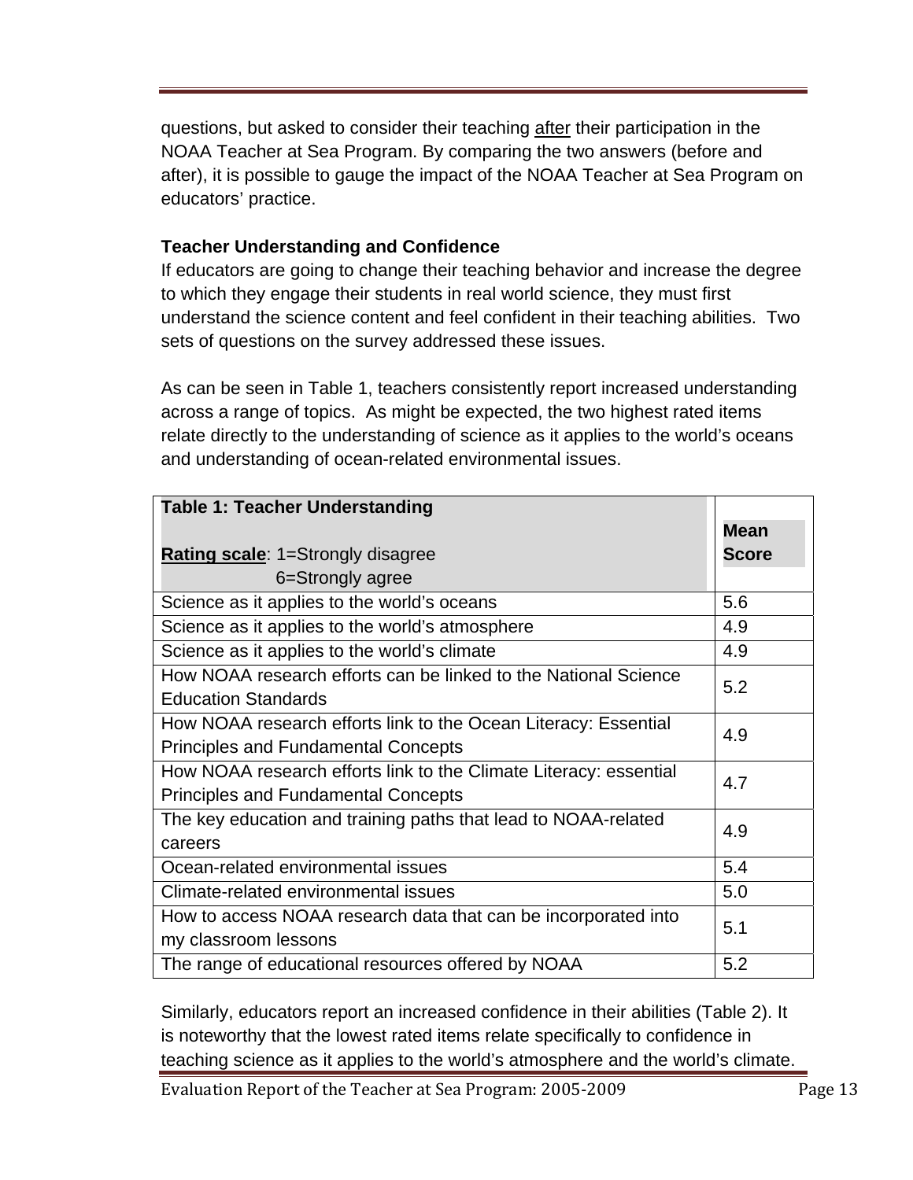questions, but asked to consider their teaching after their participation in the NOAA Teacher at Sea Program. By comparing the two answers (before and after), it is possible to gauge the impact of the NOAA Teacher at Sea Program on educators' practice.

### Teacher Understanding and Confidence

If educators are going to change their teaching behavior and increase the degree to which they engage their students in real world science, they must first understand the science content and feel confident in their teaching abilities. Two sets of questions on the survey addressed these issues.

As can be seen in Table 1, teachers consistently report increased understanding across a range of topics. As might be expected, the two highest rated items relate directly to the understanding of science as it applies to the world's oceans and understanding of ocean-related environmental issues.

| **Table 1: Teacher Understanding**<br><br>**Rating scale**: 1=Strongly disagree<br>6=Strongly agree | **Mean Score** |
|---|---|
| Science as it applies to the world's oceans | 5.6 |
| Science as it applies to the world's atmosphere | 4.9 |
| Science as it applies to the world's climate | 4.9 |
| How NOAA research efforts can be linked to the National Science Education Standards | 5.2 |
| How NOAA research efforts link to the Ocean Literacy: Essential Principles and Fundamental Concepts | 4.9 |
| How NOAA research efforts link to the Climate Literacy: essential Principles and Fundamental Concepts | 4.7 |
| The key education and training paths that lead to NOAA-related careers | 4.9 |
| Ocean-related environmental issues | 5.4 |
| Climate-related environmental issues | 5.0 |
| How to access NOAA research data that can be incorporated into my classroom lessons | 5.1 |
| The range of educational resources offered by NOAA | 5.2 |

Similarly, educators report an increased confidence in their abilities (Table 2). It is noteworthy that the lowest rated items relate specifically to confidence in teaching science as it applies to the world's atmosphere and the world's climate.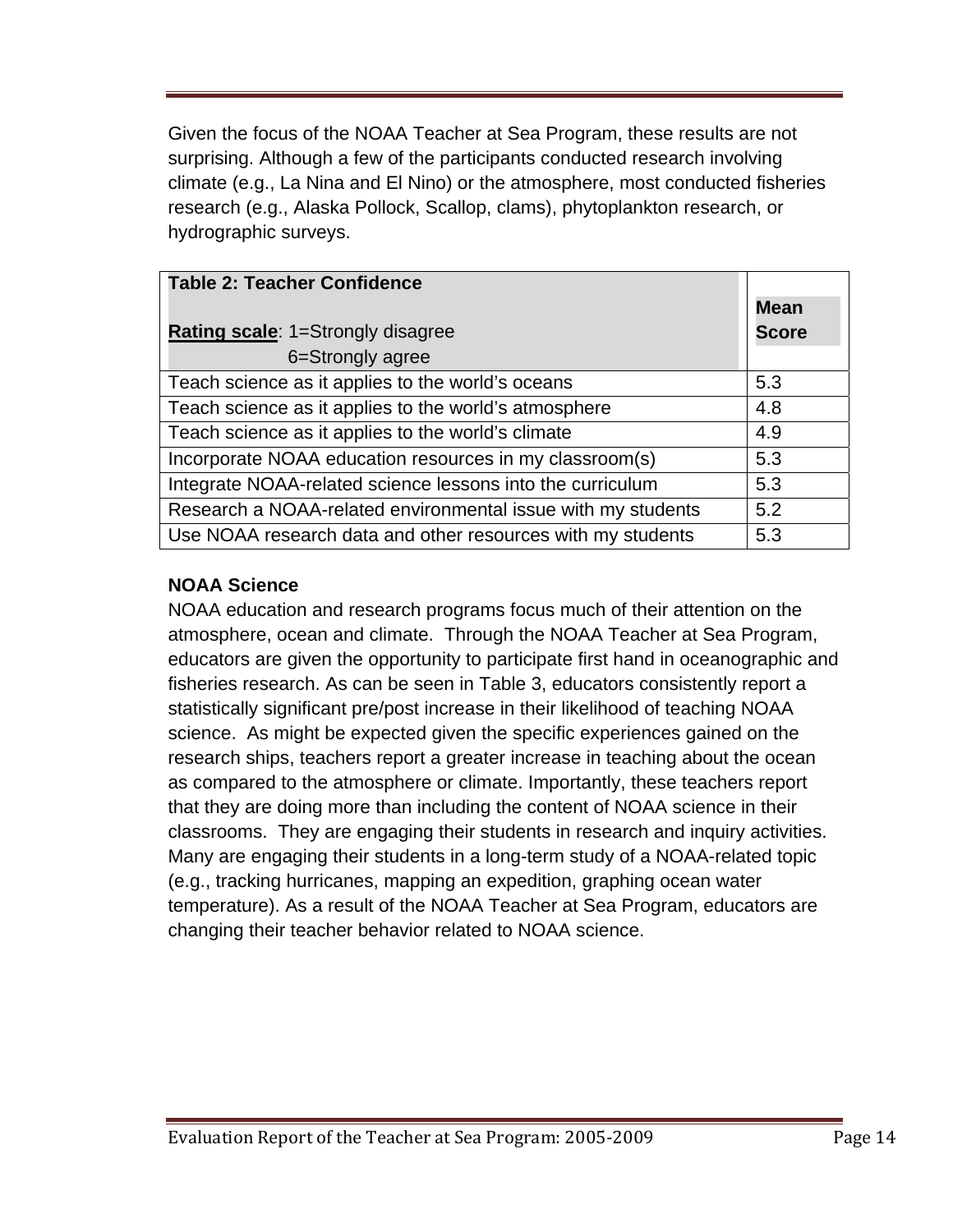Given the focus of the NOAA Teacher at Sea Program, these results are not surprising. Although a few of the participants conducted research involving climate (e.g., La Nina and El Nino) or the atmosphere, most conducted fisheries research (e.g., Alaska Pollock, Scallop, clams), phytoplankton research, or hydrographic surveys.

| **Table 2: Teacher Confidence**<br><br>**Rating scale**: 1=Strongly disagree<br>6=Strongly agree | **Mean Score** |
|---|---|
| Teach science as it applies to the world's oceans | 5.3 |
| Teach science as it applies to the world's atmosphere | 4.8 |
| Teach science as it applies to the world's climate | 4.9 |
| Incorporate NOAA education resources in my classroom(s) | 5.3 |
| Integrate NOAA-related science lessons into the curriculum | 5.3 |
| Research a NOAA-related environmental issue with my students | 5.2 |
| Use NOAA research data and other resources with my students | 5.3 |

**NOAA Science**

NOAA education and research programs focus much of their attention on the atmosphere, ocean and climate. Through the NOAA Teacher at Sea Program, educators are given the opportunity to participate first hand in oceanographic and fisheries research. As can be seen in Table 3, educators consistently report a statistically significant pre/post increase in their likelihood of teaching NOAA science. As might be expected given the specific experiences gained on the research ships, teachers report a greater increase in teaching about the ocean as compared to the atmosphere or climate. Importantly, these teachers report that they are doing more than including the content of NOAA science in their classrooms. They are engaging their students in research and inquiry activities. Many are engaging their students in a long-term study of a NOAA-related topic (e.g., tracking hurricanes, mapping an expedition, graphing ocean water temperature). As a result of the NOAA Teacher at Sea Program, educators are changing their teacher behavior related to NOAA science.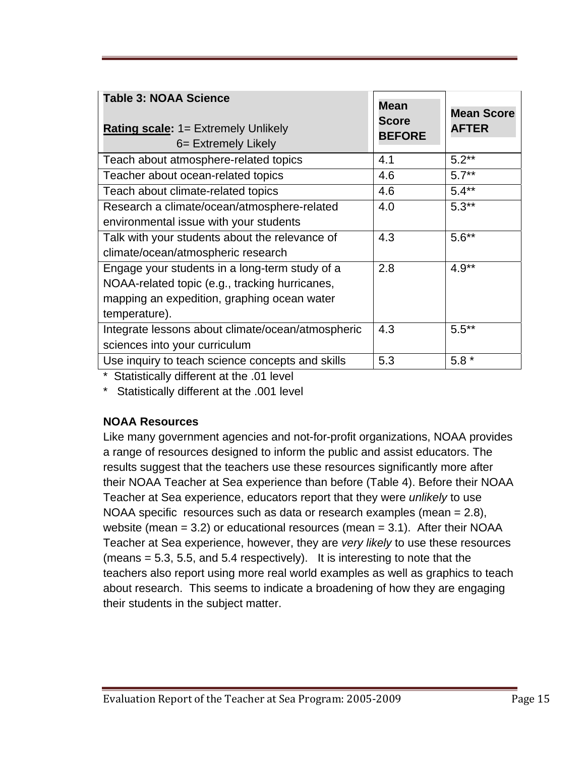| Table 3: NOAA Science<br><br>**Rating scale:** 1= Extremely Unlikely<br>6= Extremely Likely | Mean Score BEFORE | Mean Score AFTER |
|---|---|---|
| Teach about atmosphere-related topics | 4.1 | 5.2** |
| Teacher about ocean-related topics | 4.6 | 5.7** |
| Teach about climate-related topics | 4.6 | 5.4** |
| Research a climate/ocean/atmosphere-related environmental issue with your students | 4.0 | 5.3** |
| Talk with your students about the relevance of climate/ocean/atmospheric research | 4.3 | 5.6** |
| Engage your students in a long-term study of a NOAA-related topic (e.g., tracking hurricanes, mapping an expedition, graphing ocean water temperature). | 2.8 | 4.9** |
| Integrate lessons about climate/ocean/atmospheric sciences into your curriculum | 4.3 | 5.5** |
| Use inquiry to teach science concepts and skills | 5.3 | 5.8 * |

\* Statistically different at the .01 level

\* Statistically different at the .001 level

**NOAA Resources**

Like many government agencies and not-for-profit organizations, NOAA provides a range of resources designed to inform the public and assist educators. The results suggest that the teachers use these resources significantly more after their NOAA Teacher at Sea experience than before (Table 4). Before their NOAA Teacher at Sea experience, educators report that they were *unlikely* to use NOAA specific resources such as data or research examples (mean = 2.8), website (mean = 3.2) or educational resources (mean = 3.1). After their NOAA Teacher at Sea experience, however, they are *very likely* to use these resources (means = 5.3, 5.5, and 5.4 respectively). It is interesting to note that the teachers also report using more real world examples as well as graphics to teach about research. This seems to indicate a broadening of how they are engaging their students in the subject matter.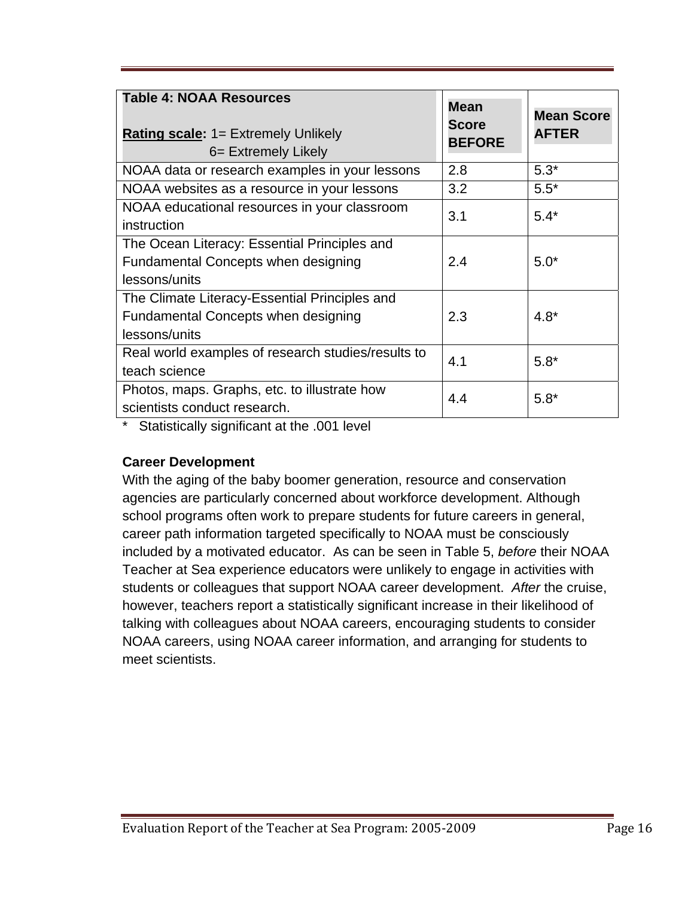| **Table 4: NOAA Resources**<br><br>**Rating scale:** 1= Extremely Unlikely<br>6= Extremely Likely | **Mean Score BEFORE** | **Mean Score AFTER** |
|---|---|---|
| NOAA data or research examples in your lessons | 2.8 | 5.3* |
| NOAA websites as a resource in your lessons | 3.2 | 5.5* |
| NOAA educational resources in your classroom instruction | 3.1 | 5.4* |
| The Ocean Literacy: Essential Principles and Fundamental Concepts when designing lessons/units | 2.4 | 5.0* |
| The Climate Literacy-Essential Principles and Fundamental Concepts when designing lessons/units | 2.3 | 4.8* |
| Real world examples of research studies/results to teach science | 4.1 | 5.8* |
| Photos, maps. Graphs, etc. to illustrate how scientists conduct research. | 4.4 | 5.8* |

\* Statistically significant at the .001 level

**Career Development**

With the aging of the baby boomer generation, resource and conservation agencies are particularly concerned about workforce development. Although school programs often work to prepare students for future careers in general, career path information targeted specifically to NOAA must be consciously included by a motivated educator. As can be seen in Table 5, *before* their NOAA Teacher at Sea experience educators were unlikely to engage in activities with students or colleagues that support NOAA career development. *After* the cruise, however, teachers report a statistically significant increase in their likelihood of talking with colleagues about NOAA careers, encouraging students to consider NOAA careers, using NOAA career information, and arranging for students to meet scientists.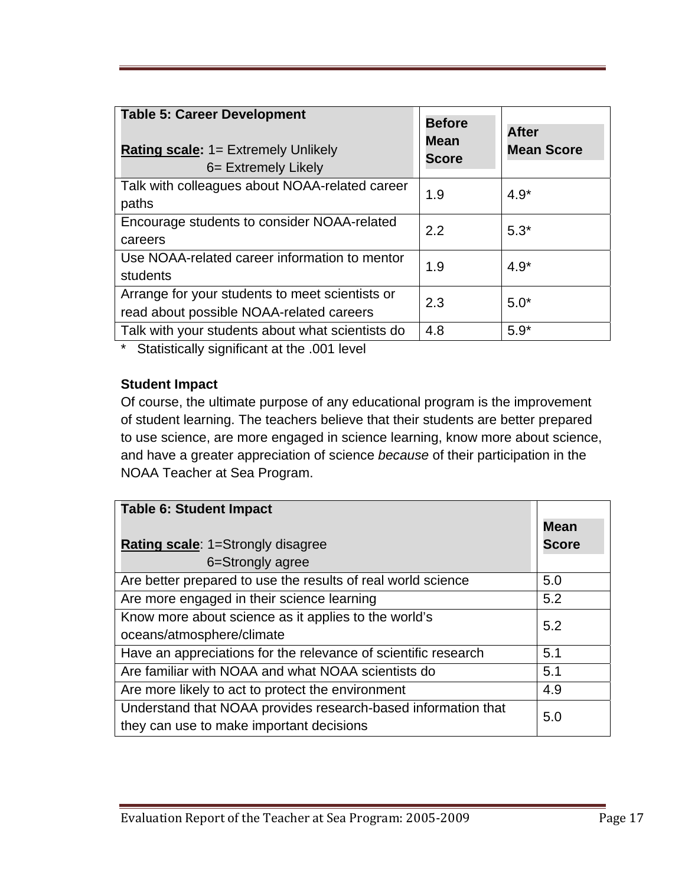| Table 5: Career Development<br><br>**Rating scale:** 1= Extremely Unlikely<br>6= Extremely Likely | Before Mean Score | After Mean Score |
|---|---|---|
| Talk with colleagues about NOAA-related career paths | 1.9 | 4.9* |
| Encourage students to consider NOAA-related careers | 2.2 | 5.3* |
| Use NOAA-related career information to mentor students | 1.9 | 4.9* |
| Arrange for your students to meet scientists or read about possible NOAA-related careers | 2.3 | 5.0* |
| Talk with your students about what scientists do | 4.8 | 5.9* |

\* Statistically significant at the .001 level

**Student Impact**

Of course, the ultimate purpose of any educational program is the improvement of student learning. The teachers believe that their students are better prepared to use science, are more engaged in science learning, know more about science, and have a greater appreciation of science *because* of their participation in the NOAA Teacher at Sea Program.

| Table 6: Student Impact<br><br>**Rating scale**: 1=Strongly disagree<br>6=Strongly agree | Mean Score |
|---|---|
| Are better prepared to use the results of real world science | 5.0 |
| Are more engaged in their science learning | 5.2 |
| Know more about science as it applies to the world's oceans/atmosphere/climate | 5.2 |
| Have an appreciations for the relevance of scientific research | 5.1 |
| Are familiar with NOAA and what NOAA scientists do | 5.1 |
| Are more likely to act to protect the environment | 4.9 |
| Understand that NOAA provides research-based information that they can use to make important decisions | 5.0 |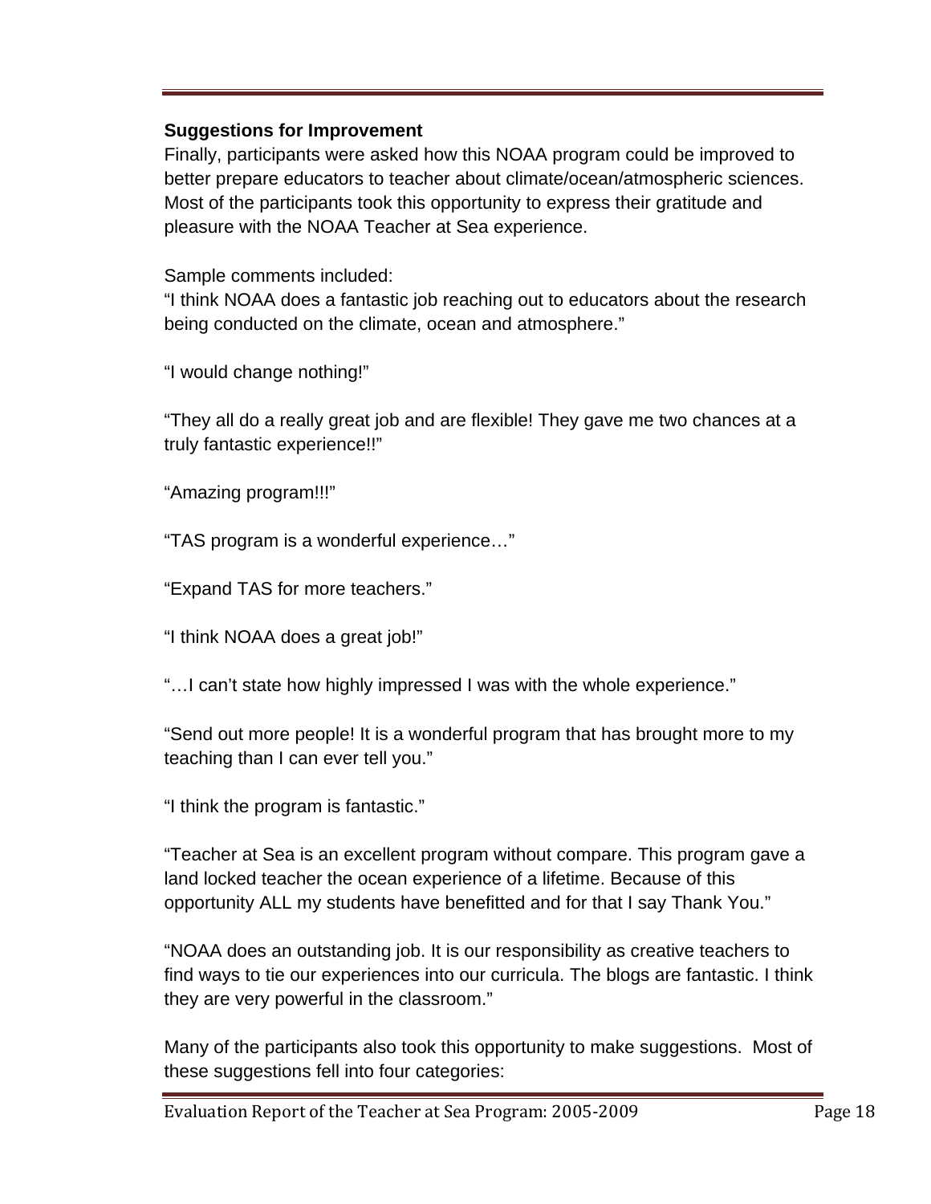**Suggestions for Improvement**

Finally, participants were asked how this NOAA program could be improved to better prepare educators to teacher about climate/ocean/atmospheric sciences. Most of the participants took this opportunity to express their gratitude and pleasure with the NOAA Teacher at Sea experience.

Sample comments included:

"I think NOAA does a fantastic job reaching out to educators about the research being conducted on the climate, ocean and atmosphere."

"I would change nothing!"

"They all do a really great job and are flexible! They gave me two chances at a truly fantastic experience!!"

"Amazing program!!!"

"TAS program is a wonderful experience…"

"Expand TAS for more teachers."

"I think NOAA does a great job!"

"…I can't state how highly impressed I was with the whole experience."

"Send out more people! It is a wonderful program that has brought more to my teaching than I can ever tell you."

"I think the program is fantastic."

"Teacher at Sea is an excellent program without compare. This program gave a land locked teacher the ocean experience of a lifetime. Because of this opportunity ALL my students have benefitted and for that I say Thank You."

"NOAA does an outstanding job. It is our responsibility as creative teachers to find ways to tie our experiences into our curricula. The blogs are fantastic. I think they are very powerful in the classroom."

Many of the participants also took this opportunity to make suggestions. Most of these suggestions fell into four categories: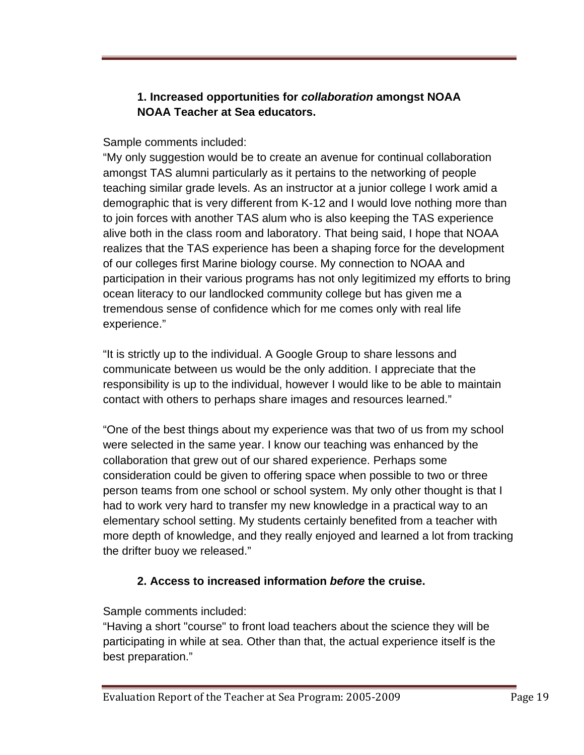### 1. Increased opportunities for *collaboration* amongst NOAA NOAA Teacher at Sea educators.

Sample comments included:

"My only suggestion would be to create an avenue for continual collaboration amongst TAS alumni particularly as it pertains to the networking of people teaching similar grade levels. As an instructor at a junior college I work amid a demographic that is very different from K-12 and I would love nothing more than to join forces with another TAS alum who is also keeping the TAS experience alive both in the class room and laboratory. That being said, I hope that NOAA realizes that the TAS experience has been a shaping force for the development of our colleges first Marine biology course. My connection to NOAA and participation in their various programs has not only legitimized my efforts to bring ocean literacy to our landlocked community college but has given me a tremendous sense of confidence which for me comes only with real life experience."

"It is strictly up to the individual. A Google Group to share lessons and communicate between us would be the only addition. I appreciate that the responsibility is up to the individual, however I would like to be able to maintain contact with others to perhaps share images and resources learned."

"One of the best things about my experience was that two of us from my school were selected in the same year. I know our teaching was enhanced by the collaboration that grew out of our shared experience. Perhaps some consideration could be given to offering space when possible to two or three person teams from one school or school system. My only other thought is that I had to work very hard to transfer my new knowledge in a practical way to an elementary school setting. My students certainly benefited from a teacher with more depth of knowledge, and they really enjoyed and learned a lot from tracking the drifter buoy we released."

### 2. Access to increased information *before* the cruise.

Sample comments included:

"Having a short "course" to front load teachers about the science they will be participating in while at sea. Other than that, the actual experience itself is the best preparation."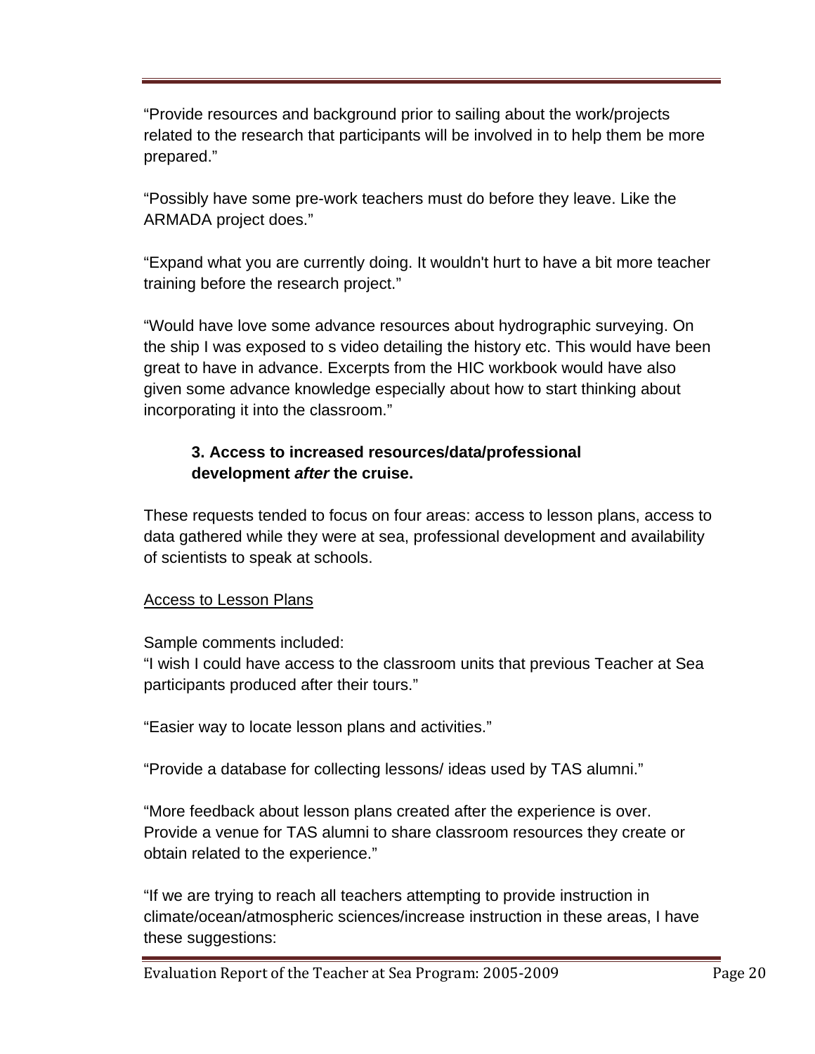"Provide resources and background prior to sailing about the work/projects related to the research that participants will be involved in to help them be more prepared."

"Possibly have some pre-work teachers must do before they leave. Like the ARMADA project does."

"Expand what you are currently doing. It wouldn't hurt to have a bit more teacher training before the research project."

"Would have love some advance resources about hydrographic surveying. On the ship I was exposed to s video detailing the history etc. This would have been great to have in advance. Excerpts from the HIC workbook would have also given some advance knowledge especially about how to start thinking about incorporating it into the classroom."

### 3. Access to increased resources/data/professional development ***after*** the cruise.

These requests tended to focus on four areas: access to lesson plans, access to data gathered while they were at sea, professional development and availability of scientists to speak at schools.

<u>Access to Lesson Plans</u>

Sample comments included:
"I wish I could have access to the classroom units that previous Teacher at Sea participants produced after their tours."

"Easier way to locate lesson plans and activities."

"Provide a database for collecting lessons/ ideas used by TAS alumni."

"More feedback about lesson plans created after the experience is over. Provide a venue for TAS alumni to share classroom resources they create or obtain related to the experience."

"If we are trying to reach all teachers attempting to provide instruction in climate/ocean/atmospheric sciences/increase instruction in these areas, I have these suggestions: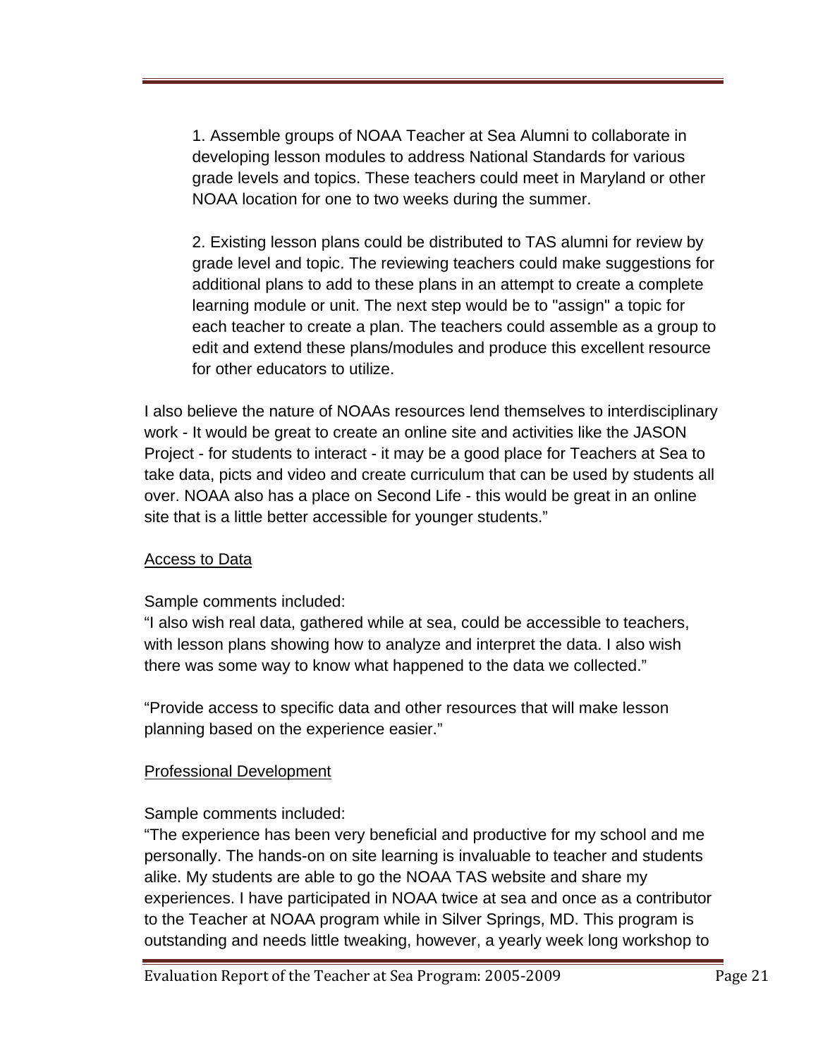1. Assemble groups of NOAA Teacher at Sea Alumni to collaborate in developing lesson modules to address National Standards for various grade levels and topics. These teachers could meet in Maryland or other NOAA location for one to two weeks during the summer.

2. Existing lesson plans could be distributed to TAS alumni for review by grade level and topic. The reviewing teachers could make suggestions for additional plans to add to these plans in an attempt to create a complete learning module or unit. The next step would be to "assign" a topic for each teacher to create a plan. The teachers could assemble as a group to edit and extend these plans/modules and produce this excellent resource for other educators to utilize.

I also believe the nature of NOAAs resources lend themselves to interdisciplinary work - It would be great to create an online site and activities like the JASON Project - for students to interact - it may be a good place for Teachers at Sea to take data, picts and video and create curriculum that can be used by students all over. NOAA also has a place on Second Life - this would be great in an online site that is a little better accessible for younger students."

Access to Data

Sample comments included:
"I also wish real data, gathered while at sea, could be accessible to teachers, with lesson plans showing how to analyze and interpret the data. I also wish there was some way to know what happened to the data we collected."

"Provide access to specific data and other resources that will make lesson planning based on the experience easier."

Professional Development

Sample comments included:
"The experience has been very beneficial and productive for my school and me personally. The hands-on on site learning is invaluable to teacher and students alike. My students are able to go the NOAA TAS website and share my experiences. I have participated in NOAA twice at sea and once as a contributor to the Teacher at NOAA program while in Silver Springs, MD. This program is outstanding and needs little tweaking, however, a yearly week long workshop to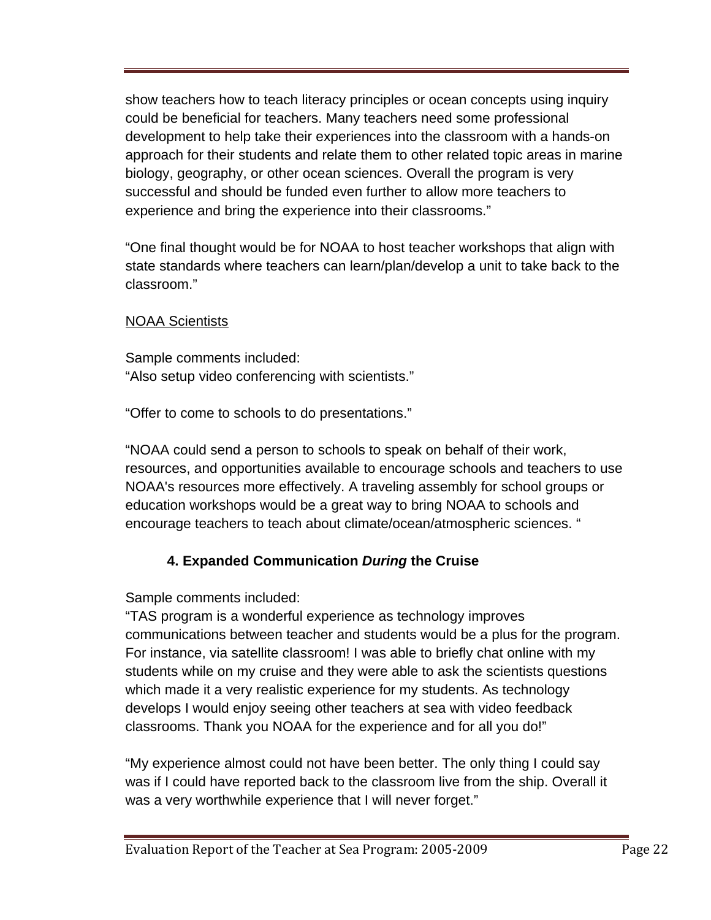show teachers how to teach literacy principles or ocean concepts using inquiry could be beneficial for teachers. Many teachers need some professional development to help take their experiences into the classroom with a hands-on approach for their students and relate them to other related topic areas in marine biology, geography, or other ocean sciences. Overall the program is very successful and should be funded even further to allow more teachers to experience and bring the experience into their classrooms."

"One final thought would be for NOAA to host teacher workshops that align with state standards where teachers can learn/plan/develop a unit to take back to the classroom."

NOAA Scientists

Sample comments included:
"Also setup video conferencing with scientists."

"Offer to come to schools to do presentations."

"NOAA could send a person to schools to speak on behalf of their work, resources, and opportunities available to encourage schools and teachers to use NOAA's resources more effectively. A traveling assembly for school groups or education workshops would be a great way to bring NOAA to schools and encourage teachers to teach about climate/ocean/atmospheric sciences. "

### 4. Expanded Communication *During* the Cruise

Sample comments included:
"TAS program is a wonderful experience as technology improves communications between teacher and students would be a plus for the program. For instance, via satellite classroom! I was able to briefly chat online with my students while on my cruise and they were able to ask the scientists questions which made it a very realistic experience for my students. As technology develops I would enjoy seeing other teachers at sea with video feedback classrooms. Thank you NOAA for the experience and for all you do!"

"My experience almost could not have been better. The only thing I could say was if I could have reported back to the classroom live from the ship. Overall it was a very worthwhile experience that I will never forget."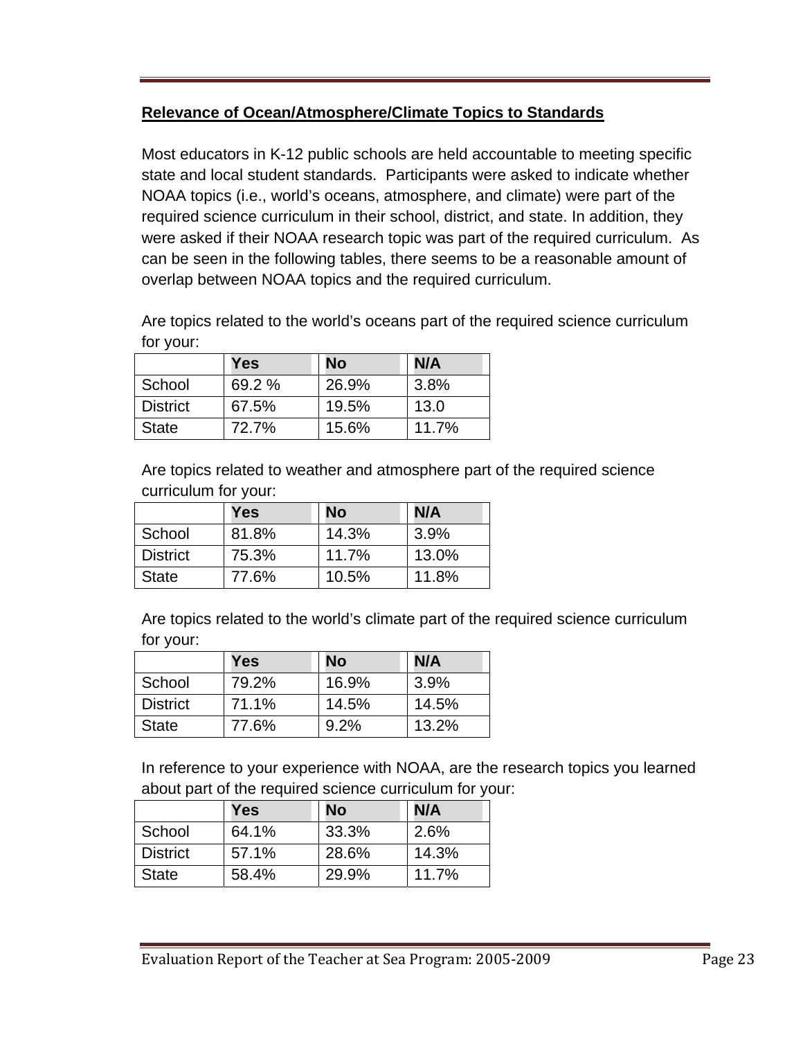**Relevance of Ocean/Atmosphere/Climate Topics to Standards**

Most educators in K-12 public schools are held accountable to meeting specific state and local student standards. Participants were asked to indicate whether NOAA topics (i.e., world's oceans, atmosphere, and climate) were part of the required science curriculum in their school, district, and state. In addition, they were asked if their NOAA research topic was part of the required curriculum. As can be seen in the following tables, there seems to be a reasonable amount of overlap between NOAA topics and the required curriculum.

Are topics related to the world's oceans part of the required science curriculum for your:

| | **Yes** | **No** | **N/A** |
|---|---|---|---|
| School | 69.2 % | 26.9% | 3.8% |
| District | 67.5% | 19.5% | 13.0 |
| State | 72.7% | 15.6% | 11.7% |

Are topics related to weather and atmosphere part of the required science curriculum for your:

| | **Yes** | **No** | **N/A** |
|---|---|---|---|
| School | 81.8% | 14.3% | 3.9% |
| District | 75.3% | 11.7% | 13.0% |
| State | 77.6% | 10.5% | 11.8% |

Are topics related to the world's climate part of the required science curriculum for your:

| | **Yes** | **No** | **N/A** |
|---|---|---|---|
| School | 79.2% | 16.9% | 3.9% |
| District | 71.1% | 14.5% | 14.5% |
| State | 77.6% | 9.2% | 13.2% |

In reference to your experience with NOAA, are the research topics you learned about part of the required science curriculum for your:

| | **Yes** | **No** | **N/A** |
|---|---|---|---|
| School | 64.1% | 33.3% | 2.6% |
| District | 57.1% | 28.6% | 14.3% |
| State | 58.4% | 29.9% | 11.7% |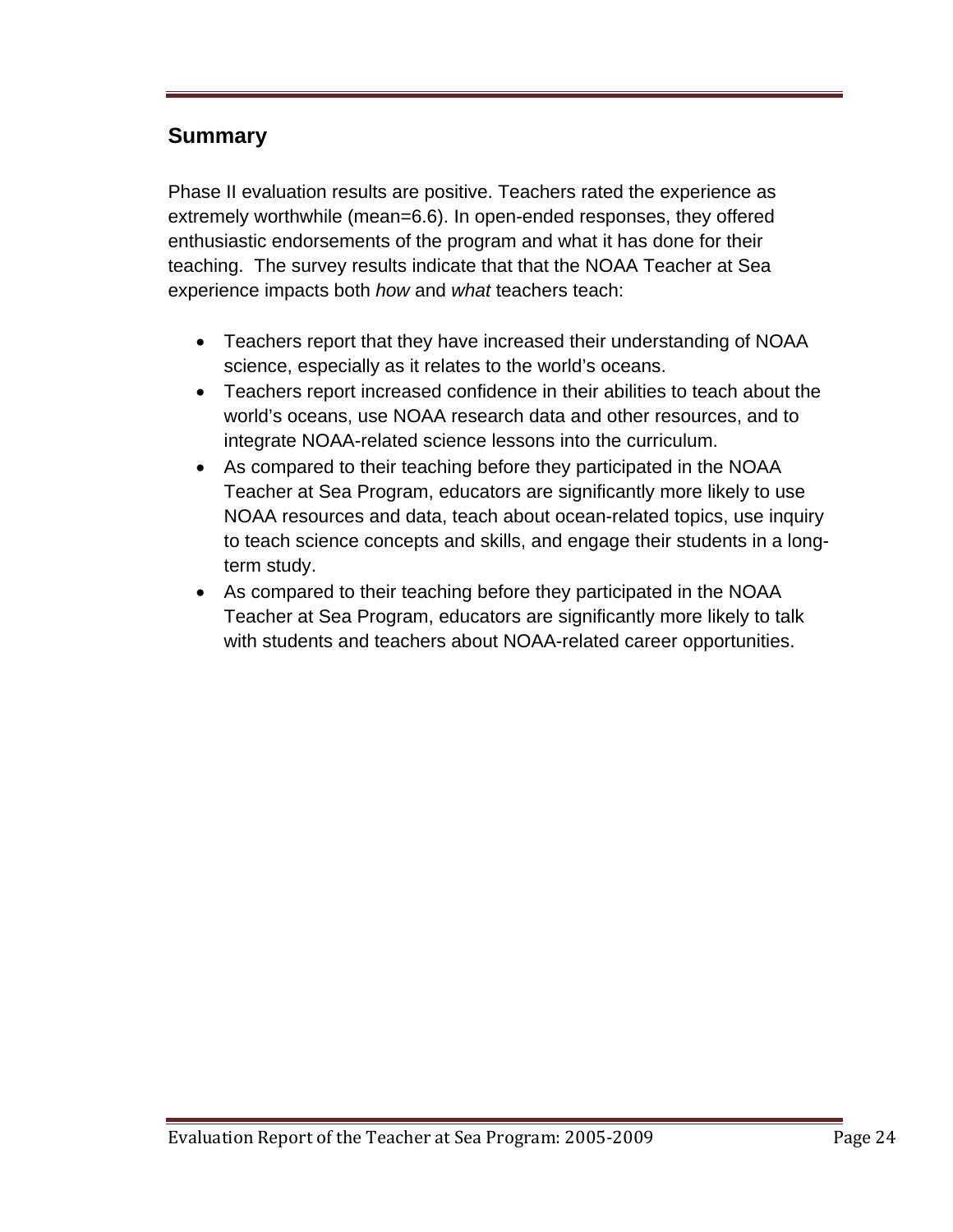## Summary

Phase II evaluation results are positive. Teachers rated the experience as extremely worthwhile (mean=6.6). In open-ended responses, they offered enthusiastic endorsements of the program and what it has done for their teaching. The survey results indicate that that the NOAA Teacher at Sea experience impacts both *how* and *what* teachers teach:

- Teachers report that they have increased their understanding of NOAA science, especially as it relates to the world's oceans.
- Teachers report increased confidence in their abilities to teach about the world's oceans, use NOAA research data and other resources, and to integrate NOAA-related science lessons into the curriculum.
- As compared to their teaching before they participated in the NOAA Teacher at Sea Program, educators are significantly more likely to use NOAA resources and data, teach about ocean-related topics, use inquiry to teach science concepts and skills, and engage their students in a long-term study.
- As compared to their teaching before they participated in the NOAA Teacher at Sea Program, educators are significantly more likely to talk with students and teachers about NOAA-related career opportunities.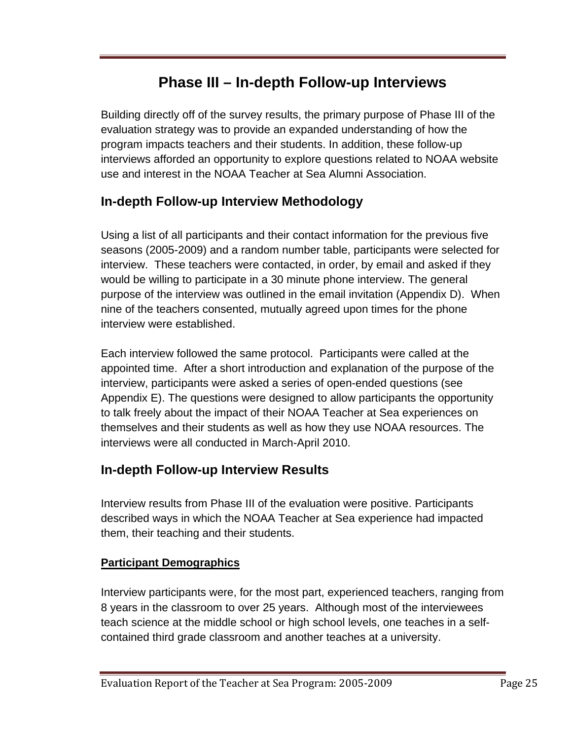# Phase III – In-depth Follow-up Interviews

Building directly off of the survey results, the primary purpose of Phase III of the evaluation strategy was to provide an expanded understanding of how the program impacts teachers and their students. In addition, these follow-up interviews afforded an opportunity to explore questions related to NOAA website use and interest in the NOAA Teacher at Sea Alumni Association.

## In-depth Follow-up Interview Methodology

Using a list of all participants and their contact information for the previous five seasons (2005-2009) and a random number table, participants were selected for interview. These teachers were contacted, in order, by email and asked if they would be willing to participate in a 30 minute phone interview. The general purpose of the interview was outlined in the email invitation (Appendix D). When nine of the teachers consented, mutually agreed upon times for the phone interview were established.

Each interview followed the same protocol. Participants were called at the appointed time. After a short introduction and explanation of the purpose of the interview, participants were asked a series of open-ended questions (see Appendix E). The questions were designed to allow participants the opportunity to talk freely about the impact of their NOAA Teacher at Sea experiences on themselves and their students as well as how they use NOAA resources. The interviews were all conducted in March-April 2010.

## In-depth Follow-up Interview Results

Interview results from Phase III of the evaluation were positive. Participants described ways in which the NOAA Teacher at Sea experience had impacted them, their teaching and their students.

### Participant Demographics

Interview participants were, for the most part, experienced teachers, ranging from 8 years in the classroom to over 25 years. Although most of the interviewees teach science at the middle school or high school levels, one teaches in a self-contained third grade classroom and another teaches at a university.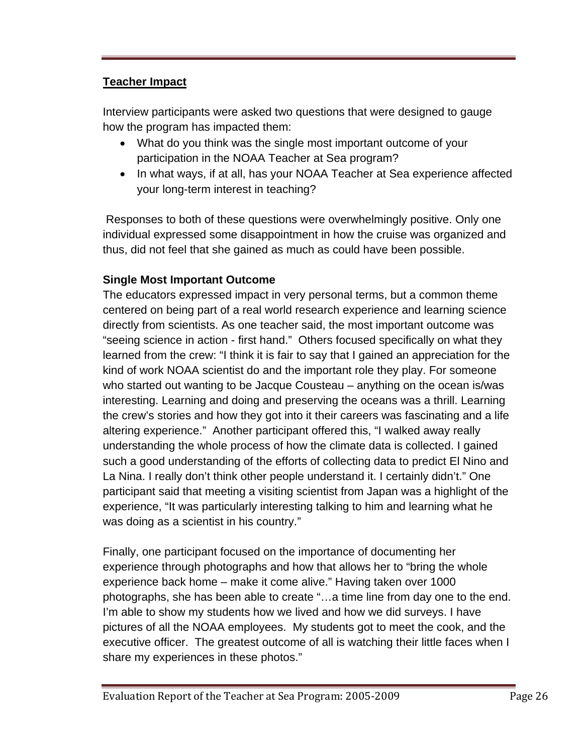## Teacher Impact

Interview participants were asked two questions that were designed to gauge how the program has impacted them:

- What do you think was the single most important outcome of your participation in the NOAA Teacher at Sea program?
- In what ways, if at all, has your NOAA Teacher at Sea experience affected your long-term interest in teaching?

Responses to both of these questions were overwhelmingly positive. Only one individual expressed some disappointment in how the cruise was organized and thus, did not feel that she gained as much as could have been possible.

### Single Most Important Outcome

The educators expressed impact in very personal terms, but a common theme centered on being part of a real world research experience and learning science directly from scientists. As one teacher said, the most important outcome was "seeing science in action - first hand." Others focused specifically on what they learned from the crew: "I think it is fair to say that I gained an appreciation for the kind of work NOAA scientist do and the important role they play. For someone who started out wanting to be Jacque Cousteau – anything on the ocean is/was interesting. Learning and doing and preserving the oceans was a thrill. Learning the crew's stories and how they got into it their careers was fascinating and a life altering experience." Another participant offered this, "I walked away really understanding the whole process of how the climate data is collected. I gained such a good understanding of the efforts of collecting data to predict El Nino and La Nina. I really don't think other people understand it. I certainly didn't." One participant said that meeting a visiting scientist from Japan was a highlight of the experience, "It was particularly interesting talking to him and learning what he was doing as a scientist in his country."

Finally, one participant focused on the importance of documenting her experience through photographs and how that allows her to "bring the whole experience back home – make it come alive." Having taken over 1000 photographs, she has been able to create "…a time line from day one to the end. I'm able to show my students how we lived and how we did surveys. I have pictures of all the NOAA employees. My students got to meet the cook, and the executive officer. The greatest outcome of all is watching their little faces when I share my experiences in these photos."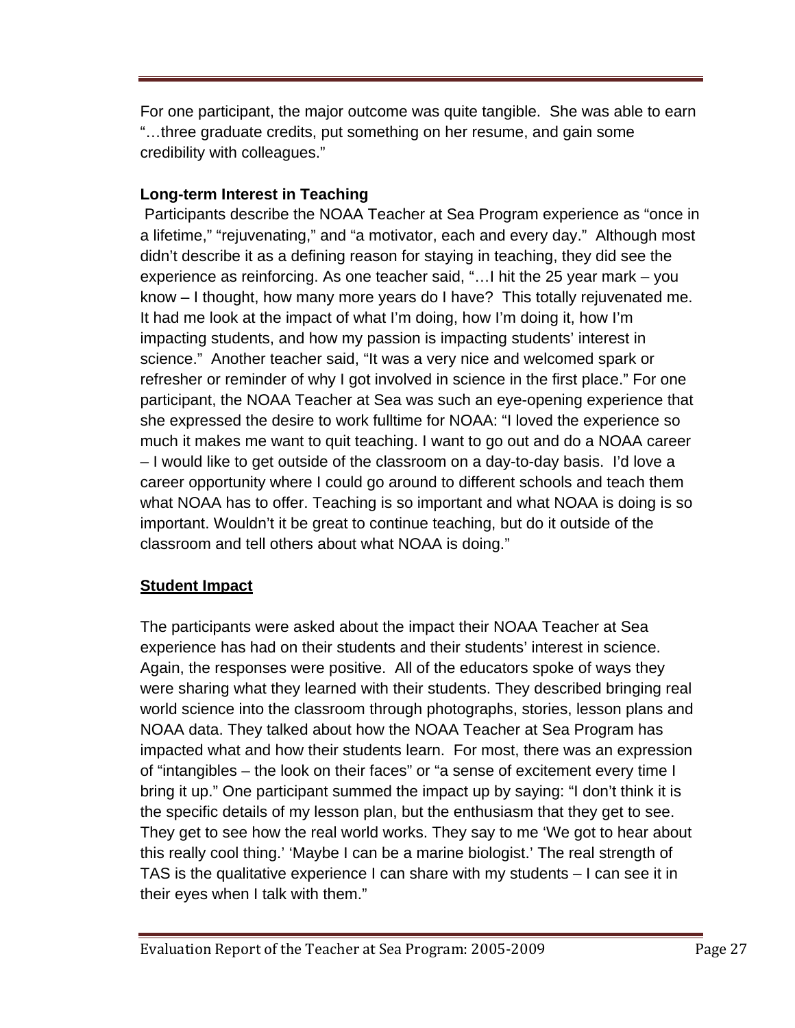For one participant, the major outcome was quite tangible. She was able to earn "…three graduate credits, put something on her resume, and gain some credibility with colleagues."

**Long-term Interest in Teaching**

Participants describe the NOAA Teacher at Sea Program experience as "once in a lifetime," "rejuvenating," and "a motivator, each and every day." Although most didn't describe it as a defining reason for staying in teaching, they did see the experience as reinforcing. As one teacher said, "…I hit the 25 year mark – you know – I thought, how many more years do I have? This totally rejuvenated me. It had me look at the impact of what I'm doing, how I'm doing it, how I'm impacting students, and how my passion is impacting students' interest in science." Another teacher said, "It was a very nice and welcomed spark or refresher or reminder of why I got involved in science in the first place." For one participant, the NOAA Teacher at Sea was such an eye-opening experience that she expressed the desire to work fulltime for NOAA: "I loved the experience so much it makes me want to quit teaching. I want to go out and do a NOAA career – I would like to get outside of the classroom on a day-to-day basis. I'd love a career opportunity where I could go around to different schools and teach them what NOAA has to offer. Teaching is so important and what NOAA is doing is so important. Wouldn't it be great to continue teaching, but do it outside of the classroom and tell others about what NOAA is doing."

**Student Impact**

The participants were asked about the impact their NOAA Teacher at Sea experience has had on their students and their students' interest in science. Again, the responses were positive. All of the educators spoke of ways they were sharing what they learned with their students. They described bringing real world science into the classroom through photographs, stories, lesson plans and NOAA data. They talked about how the NOAA Teacher at Sea Program has impacted what and how their students learn. For most, there was an expression of "intangibles – the look on their faces" or "a sense of excitement every time I bring it up." One participant summed the impact up by saying: "I don't think it is the specific details of my lesson plan, but the enthusiasm that they get to see. They get to see how the real world works. They say to me 'We got to hear about this really cool thing.' 'Maybe I can be a marine biologist.' The real strength of TAS is the qualitative experience I can share with my students – I can see it in their eyes when I talk with them."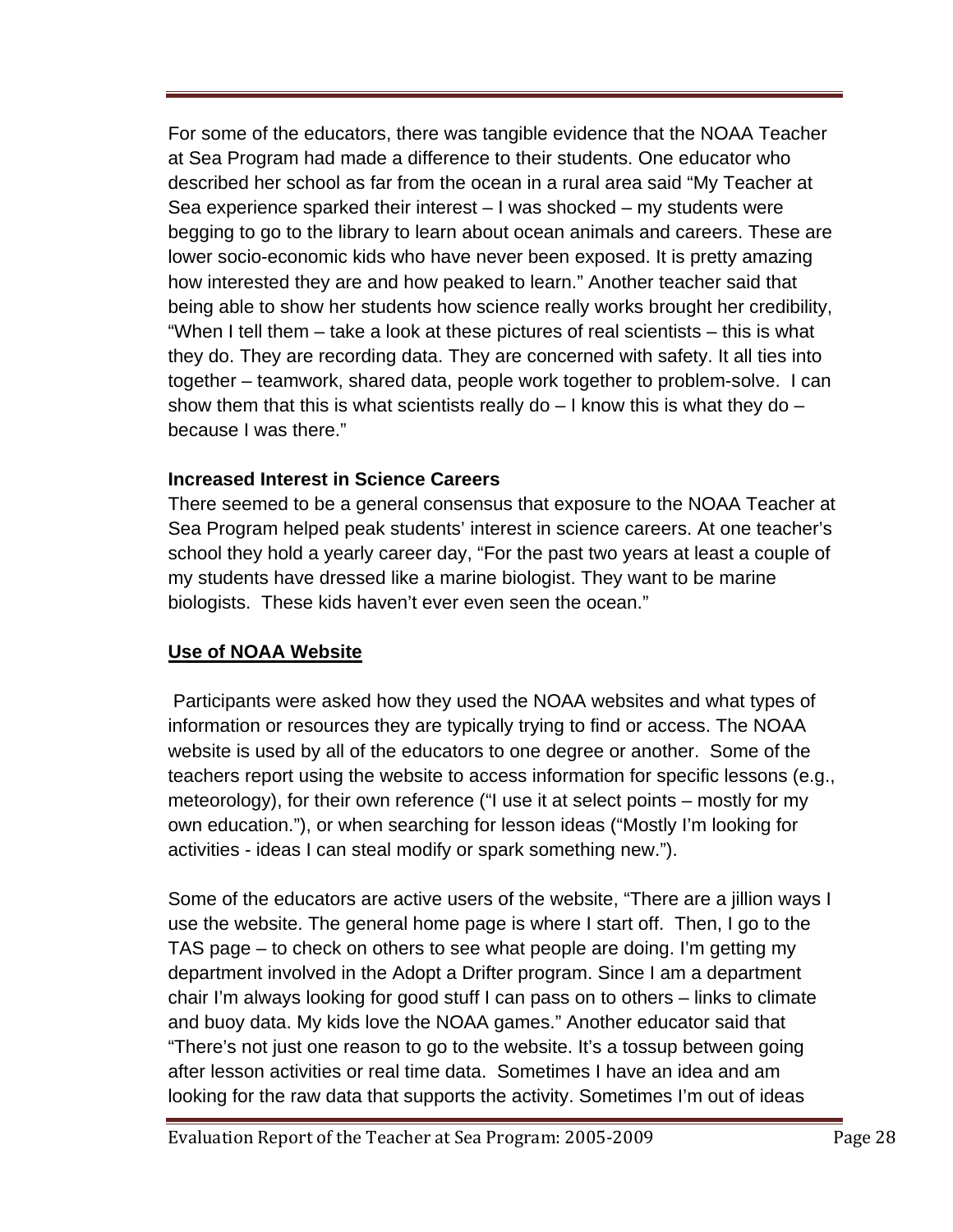For some of the educators, there was tangible evidence that the NOAA Teacher at Sea Program had made a difference to their students. One educator who described her school as far from the ocean in a rural area said "My Teacher at Sea experience sparked their interest – I was shocked – my students were begging to go to the library to learn about ocean animals and careers. These are lower socio-economic kids who have never been exposed. It is pretty amazing how interested they are and how peaked to learn." Another teacher said that being able to show her students how science really works brought her credibility, "When I tell them – take a look at these pictures of real scientists – this is what they do. They are recording data. They are concerned with safety. It all ties into together – teamwork, shared data, people work together to problem-solve. I can show them that this is what scientists really do – I know this is what they do – because I was there."

**Increased Interest in Science Careers**

There seemed to be a general consensus that exposure to the NOAA Teacher at Sea Program helped peak students' interest in science careers. At one teacher's school they hold a yearly career day, "For the past two years at least a couple of my students have dressed like a marine biologist. They want to be marine biologists. These kids haven't ever even seen the ocean."

**Use of NOAA Website**

Participants were asked how they used the NOAA websites and what types of information or resources they are typically trying to find or access. The NOAA website is used by all of the educators to one degree or another. Some of the teachers report using the website to access information for specific lessons (e.g., meteorology), for their own reference ("I use it at select points – mostly for my own education."), or when searching for lesson ideas ("Mostly I'm looking for activities - ideas I can steal modify or spark something new.").

Some of the educators are active users of the website, "There are a jillion ways I use the website. The general home page is where I start off. Then, I go to the TAS page – to check on others to see what people are doing. I'm getting my department involved in the Adopt a Drifter program. Since I am a department chair I'm always looking for good stuff I can pass on to others – links to climate and buoy data. My kids love the NOAA games." Another educator said that "There's not just one reason to go to the website. It's a tossup between going after lesson activities or real time data. Sometimes I have an idea and am looking for the raw data that supports the activity. Sometimes I'm out of ideas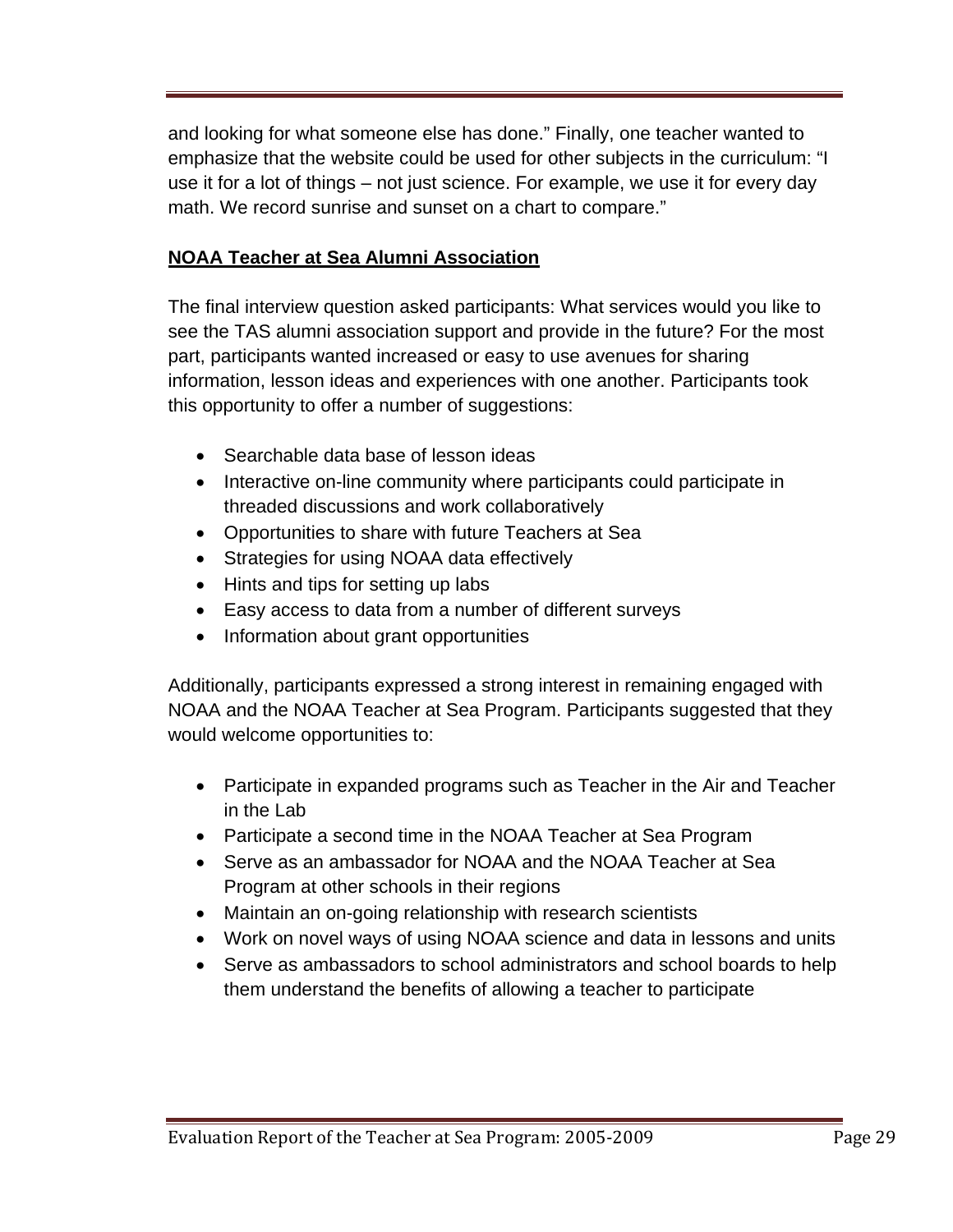and looking for what someone else has done." Finally, one teacher wanted to emphasize that the website could be used for other subjects in the curriculum: "I use it for a lot of things – not just science. For example, we use it for every day math. We record sunrise and sunset on a chart to compare."

## NOAA Teacher at Sea Alumni Association

The final interview question asked participants: What services would you like to see the TAS alumni association support and provide in the future? For the most part, participants wanted increased or easy to use avenues for sharing information, lesson ideas and experiences with one another. Participants took this opportunity to offer a number of suggestions:

- Searchable data base of lesson ideas
- Interactive on-line community where participants could participate in threaded discussions and work collaboratively
- Opportunities to share with future Teachers at Sea
- Strategies for using NOAA data effectively
- Hints and tips for setting up labs
- Easy access to data from a number of different surveys
- Information about grant opportunities

Additionally, participants expressed a strong interest in remaining engaged with NOAA and the NOAA Teacher at Sea Program. Participants suggested that they would welcome opportunities to:

- Participate in expanded programs such as Teacher in the Air and Teacher in the Lab
- Participate a second time in the NOAA Teacher at Sea Program
- Serve as an ambassador for NOAA and the NOAA Teacher at Sea Program at other schools in their regions
- Maintain an on-going relationship with research scientists
- Work on novel ways of using NOAA science and data in lessons and units
- Serve as ambassadors to school administrators and school boards to help them understand the benefits of allowing a teacher to participate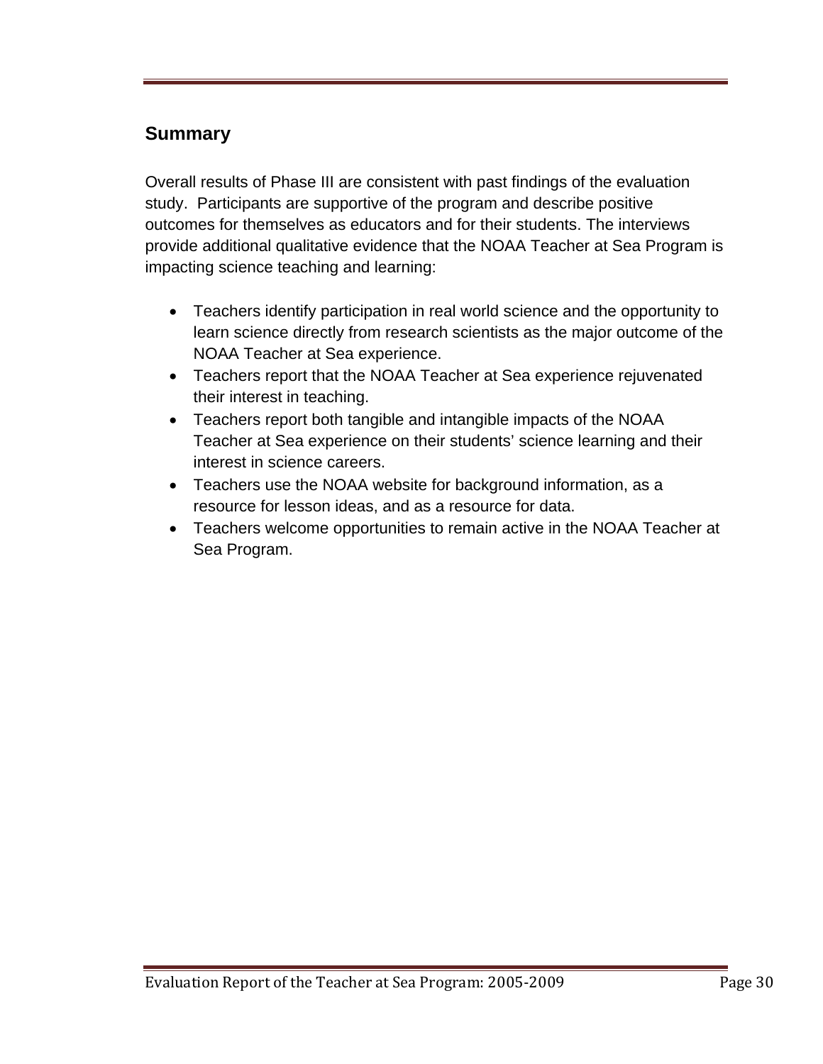## Summary

Overall results of Phase III are consistent with past findings of the evaluation study. Participants are supportive of the program and describe positive outcomes for themselves as educators and for their students. The interviews provide additional qualitative evidence that the NOAA Teacher at Sea Program is impacting science teaching and learning:

- Teachers identify participation in real world science and the opportunity to learn science directly from research scientists as the major outcome of the NOAA Teacher at Sea experience.
- Teachers report that the NOAA Teacher at Sea experience rejuvenated their interest in teaching.
- Teachers report both tangible and intangible impacts of the NOAA Teacher at Sea experience on their students' science learning and their interest in science careers.
- Teachers use the NOAA website for background information, as a resource for lesson ideas, and as a resource for data.
- Teachers welcome opportunities to remain active in the NOAA Teacher at Sea Program.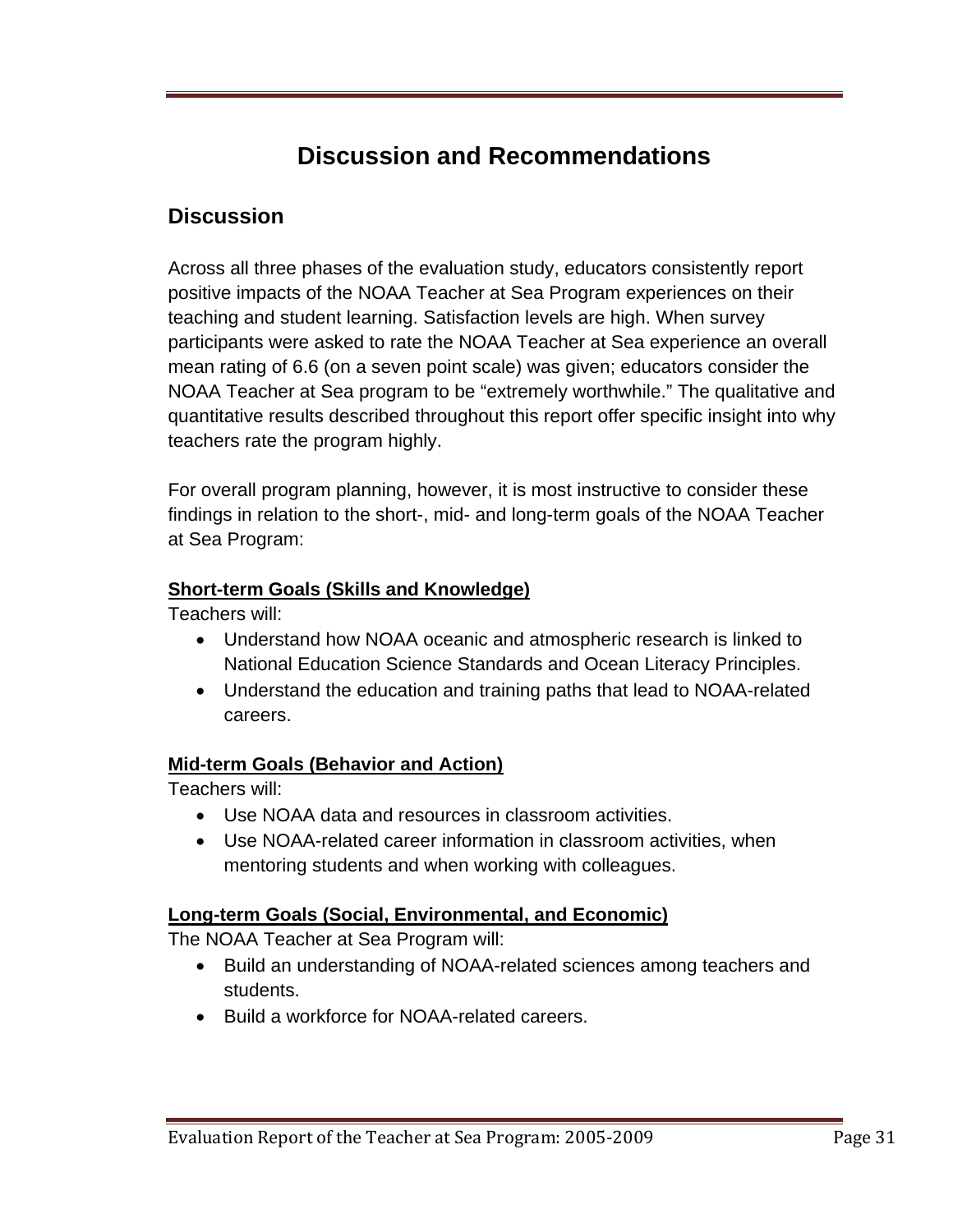# Discussion and Recommendations

## Discussion

Across all three phases of the evaluation study, educators consistently report positive impacts of the NOAA Teacher at Sea Program experiences on their teaching and student learning. Satisfaction levels are high. When survey participants were asked to rate the NOAA Teacher at Sea experience an overall mean rating of 6.6 (on a seven point scale) was given; educators consider the NOAA Teacher at Sea program to be "extremely worthwhile." The qualitative and quantitative results described throughout this report offer specific insight into why teachers rate the program highly.

For overall program planning, however, it is most instructive to consider these findings in relation to the short-, mid- and long-term goals of the NOAA Teacher at Sea Program:

**Short-term Goals (Skills and Knowledge)**

Teachers will:

- Understand how NOAA oceanic and atmospheric research is linked to National Education Science Standards and Ocean Literacy Principles.
- Understand the education and training paths that lead to NOAA-related careers.

**Mid-term Goals (Behavior and Action)**

Teachers will:

- Use NOAA data and resources in classroom activities.
- Use NOAA-related career information in classroom activities, when mentoring students and when working with colleagues.

**Long-term Goals (Social, Environmental, and Economic)**

The NOAA Teacher at Sea Program will:

- Build an understanding of NOAA-related sciences among teachers and students.
- Build a workforce for NOAA-related careers.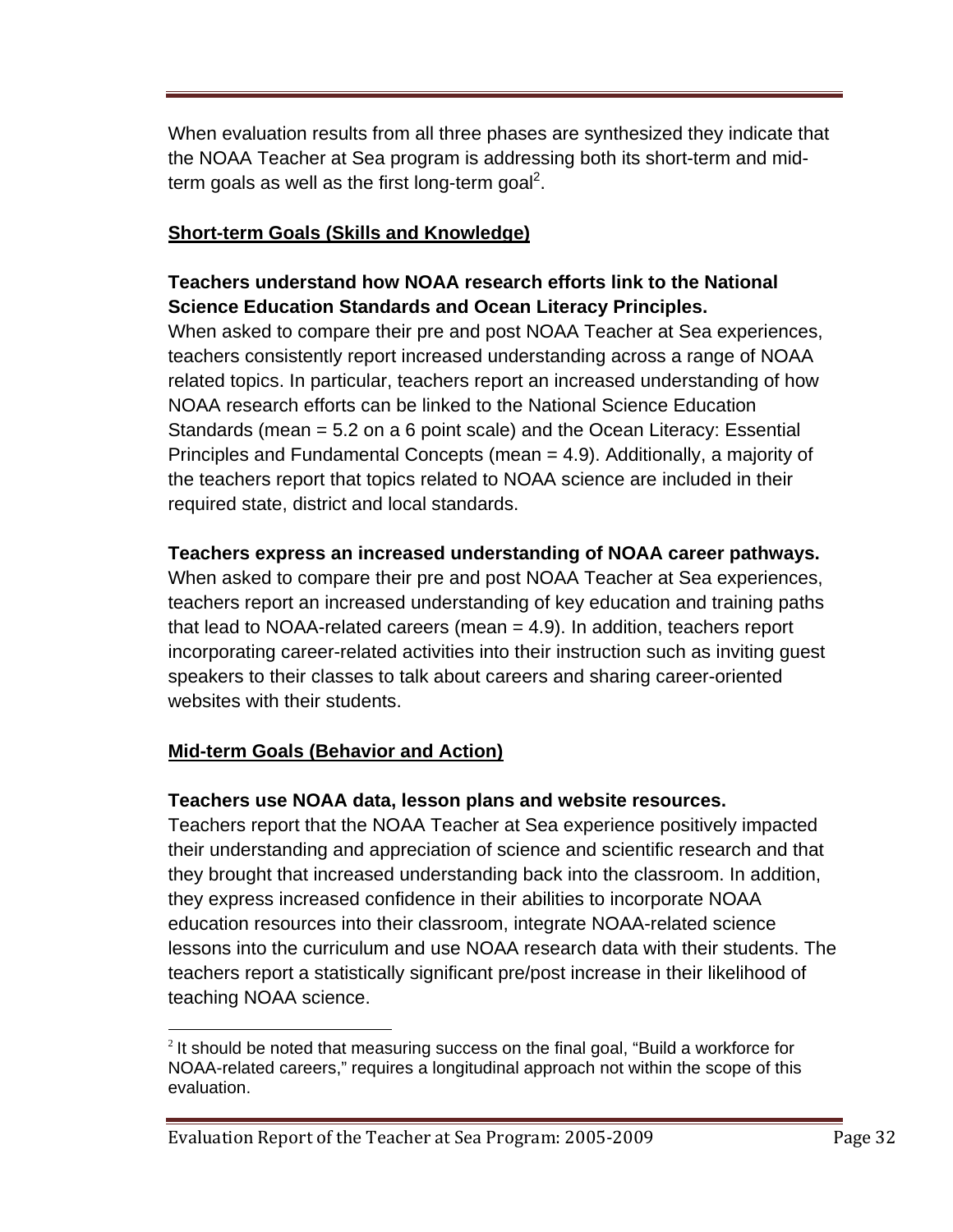When evaluation results from all three phases are synthesized they indicate that the NOAA Teacher at Sea program is addressing both its short-term and mid-term goals as well as the first long-term goal[2].

**Short-term Goals (Skills and Knowledge)**

**Teachers understand how NOAA research efforts link to the National Science Education Standards and Ocean Literacy Principles.**
When asked to compare their pre and post NOAA Teacher at Sea experiences, teachers consistently report increased understanding across a range of NOAA related topics. In particular, teachers report an increased understanding of how NOAA research efforts can be linked to the National Science Education Standards (mean = 5.2 on a 6 point scale) and the Ocean Literacy: Essential Principles and Fundamental Concepts (mean = 4.9). Additionally, a majority of the teachers report that topics related to NOAA science are included in their required state, district and local standards.

**Teachers express an increased understanding of NOAA career pathways.**
When asked to compare their pre and post NOAA Teacher at Sea experiences, teachers report an increased understanding of key education and training paths that lead to NOAA-related careers (mean = 4.9). In addition, teachers report incorporating career-related activities into their instruction such as inviting guest speakers to their classes to talk about careers and sharing career-oriented websites with their students.

**Mid-term Goals (Behavior and Action)**

**Teachers use NOAA data, lesson plans and website resources.**
Teachers report that the NOAA Teacher at Sea experience positively impacted their understanding and appreciation of science and scientific research and that they brought that increased understanding back into the classroom. In addition, they express increased confidence in their abilities to incorporate NOAA education resources into their classroom, integrate NOAA-related science lessons into the curriculum and use NOAA research data with their students. The teachers report a statistically significant pre/post increase in their likelihood of teaching NOAA science.

[2] It should be noted that measuring success on the final goal, "Build a workforce for NOAA-related careers," requires a longitudinal approach not within the scope of this evaluation.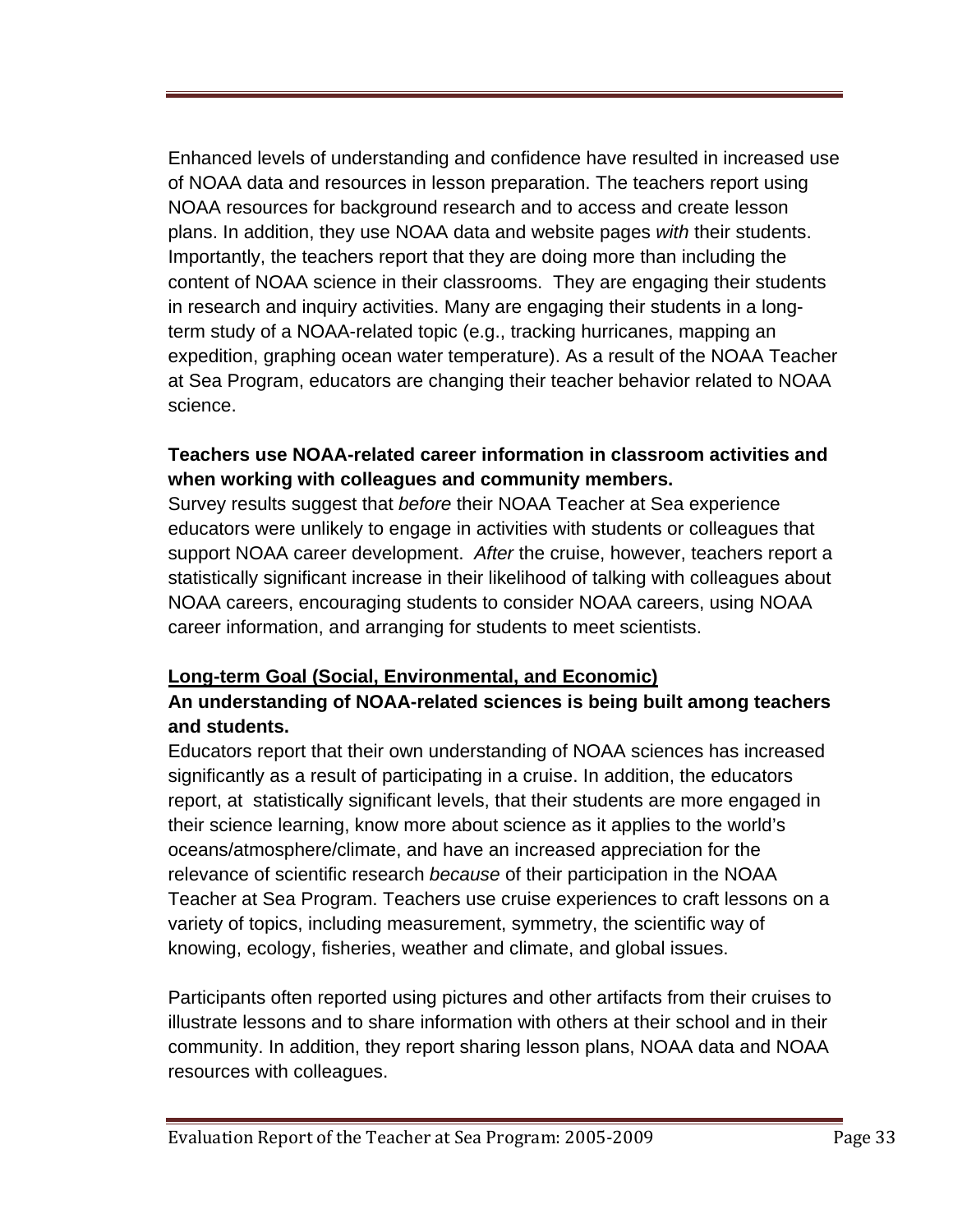Enhanced levels of understanding and confidence have resulted in increased use of NOAA data and resources in lesson preparation. The teachers report using NOAA resources for background research and to access and create lesson plans. In addition, they use NOAA data and website pages *with* their students. Importantly, the teachers report that they are doing more than including the content of NOAA science in their classrooms. They are engaging their students in research and inquiry activities. Many are engaging their students in a long-term study of a NOAA-related topic (e.g., tracking hurricanes, mapping an expedition, graphing ocean water temperature). As a result of the NOAA Teacher at Sea Program, educators are changing their teacher behavior related to NOAA science.

**Teachers use NOAA-related career information in classroom activities and when working with colleagues and community members.**

Survey results suggest that *before* their NOAA Teacher at Sea experience educators were unlikely to engage in activities with students or colleagues that support NOAA career development. *After* the cruise, however, teachers report a statistically significant increase in their likelihood of talking with colleagues about NOAA careers, encouraging students to consider NOAA careers, using NOAA career information, and arranging for students to meet scientists.

**Long-term Goal (Social, Environmental, and Economic)**

**An understanding of NOAA-related sciences is being built among teachers and students.**

Educators report that their own understanding of NOAA sciences has increased significantly as a result of participating in a cruise. In addition, the educators report, at statistically significant levels, that their students are more engaged in their science learning, know more about science as it applies to the world's oceans/atmosphere/climate, and have an increased appreciation for the relevance of scientific research *because* of their participation in the NOAA Teacher at Sea Program. Teachers use cruise experiences to craft lessons on a variety of topics, including measurement, symmetry, the scientific way of knowing, ecology, fisheries, weather and climate, and global issues.

Participants often reported using pictures and other artifacts from their cruises to illustrate lessons and to share information with others at their school and in their community. In addition, they report sharing lesson plans, NOAA data and NOAA resources with colleagues.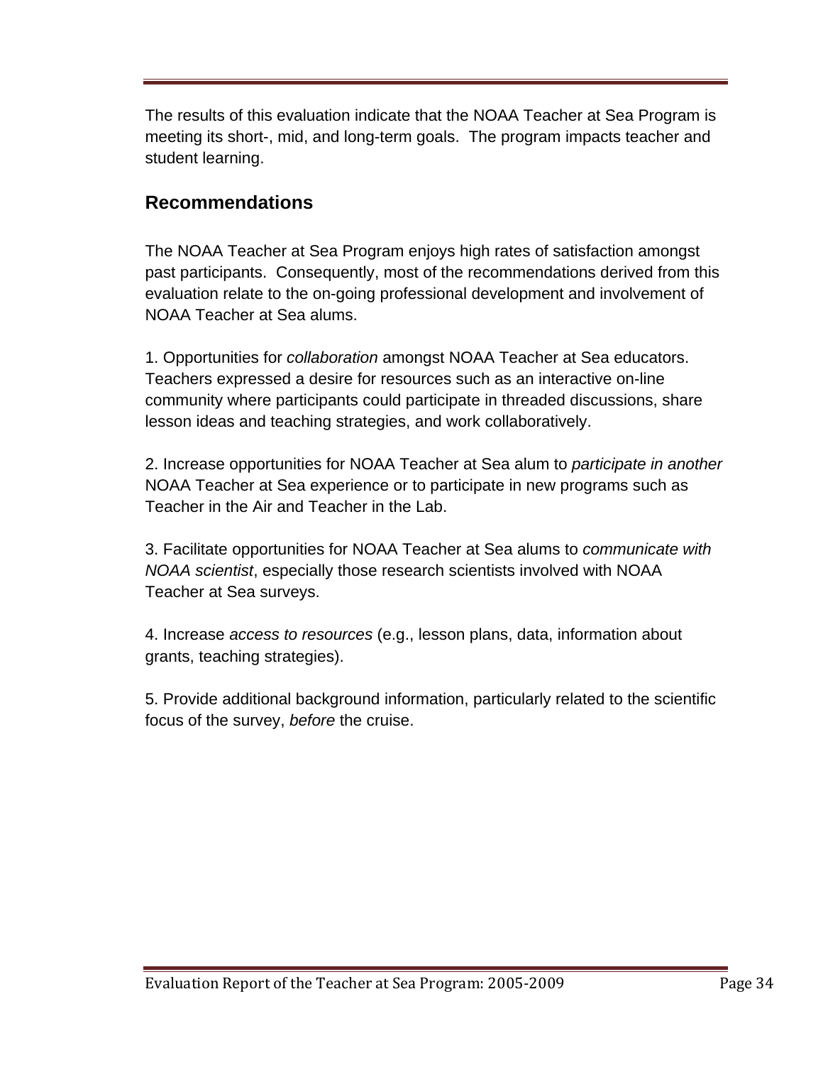The results of this evaluation indicate that the NOAA Teacher at Sea Program is meeting its short-, mid, and long-term goals. The program impacts teacher and student learning.

## Recommendations

The NOAA Teacher at Sea Program enjoys high rates of satisfaction amongst past participants. Consequently, most of the recommendations derived from this evaluation relate to the on-going professional development and involvement of NOAA Teacher at Sea alums.

1. Opportunities for *collaboration* amongst NOAA Teacher at Sea educators. Teachers expressed a desire for resources such as an interactive on-line community where participants could participate in threaded discussions, share lesson ideas and teaching strategies, and work collaboratively.

2. Increase opportunities for NOAA Teacher at Sea alum to *participate in another* NOAA Teacher at Sea experience or to participate in new programs such as Teacher in the Air and Teacher in the Lab.

3. Facilitate opportunities for NOAA Teacher at Sea alums to *communicate with NOAA scientist*, especially those research scientists involved with NOAA Teacher at Sea surveys.

4. Increase *access to resources* (e.g., lesson plans, data, information about grants, teaching strategies).

5. Provide additional background information, particularly related to the scientific focus of the survey, *before* the cruise.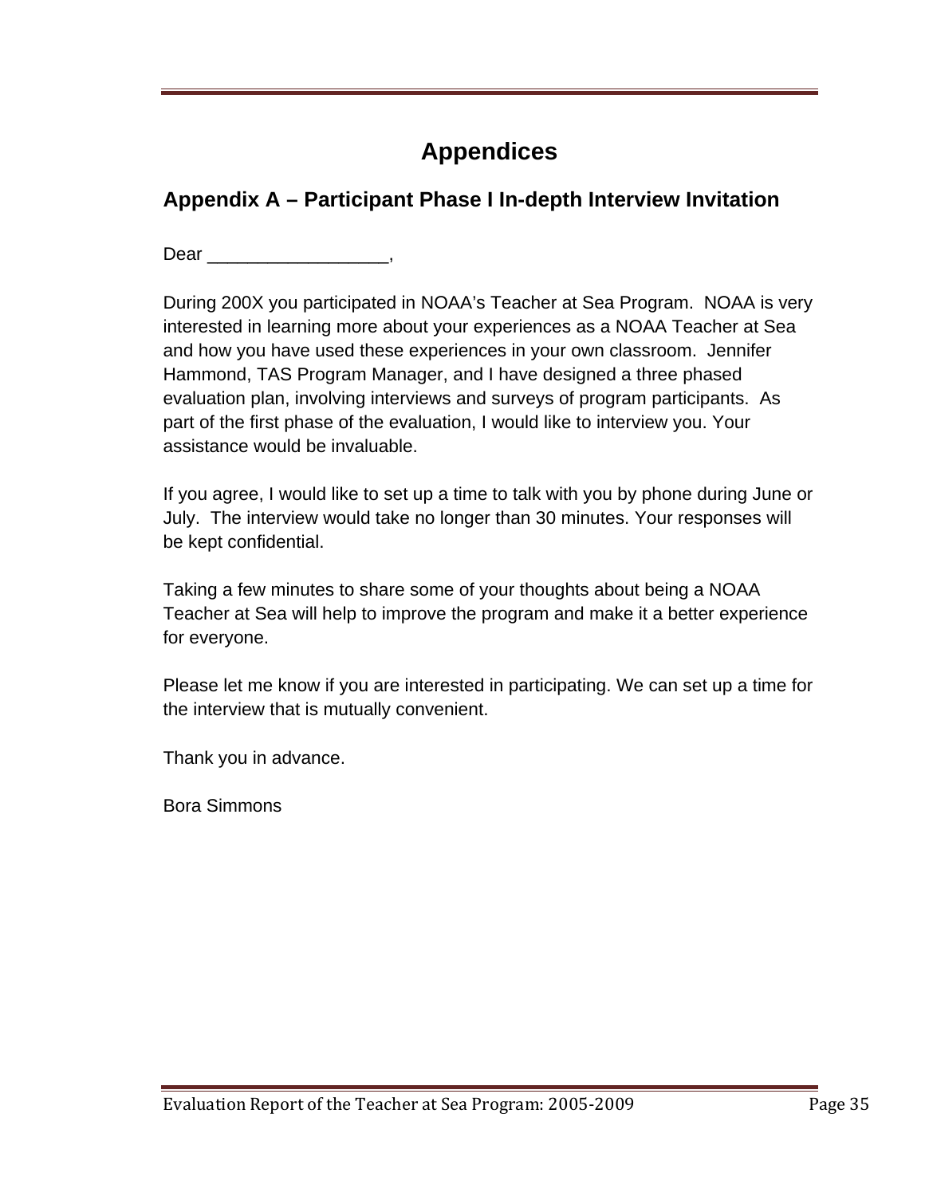# Appendices

## Appendix A – Participant Phase I In-depth Interview Invitation

Dear __________________,

During 200X you participated in NOAA's Teacher at Sea Program. NOAA is very interested in learning more about your experiences as a NOAA Teacher at Sea and how you have used these experiences in your own classroom. Jennifer Hammond, TAS Program Manager, and I have designed a three phased evaluation plan, involving interviews and surveys of program participants. As part of the first phase of the evaluation, I would like to interview you. Your assistance would be invaluable.

If you agree, I would like to set up a time to talk with you by phone during June or July. The interview would take no longer than 30 minutes. Your responses will be kept confidential.

Taking a few minutes to share some of your thoughts about being a NOAA Teacher at Sea will help to improve the program and make it a better experience for everyone.

Please let me know if you are interested in participating. We can set up a time for the interview that is mutually convenient.

Thank you in advance.

Bora Simmons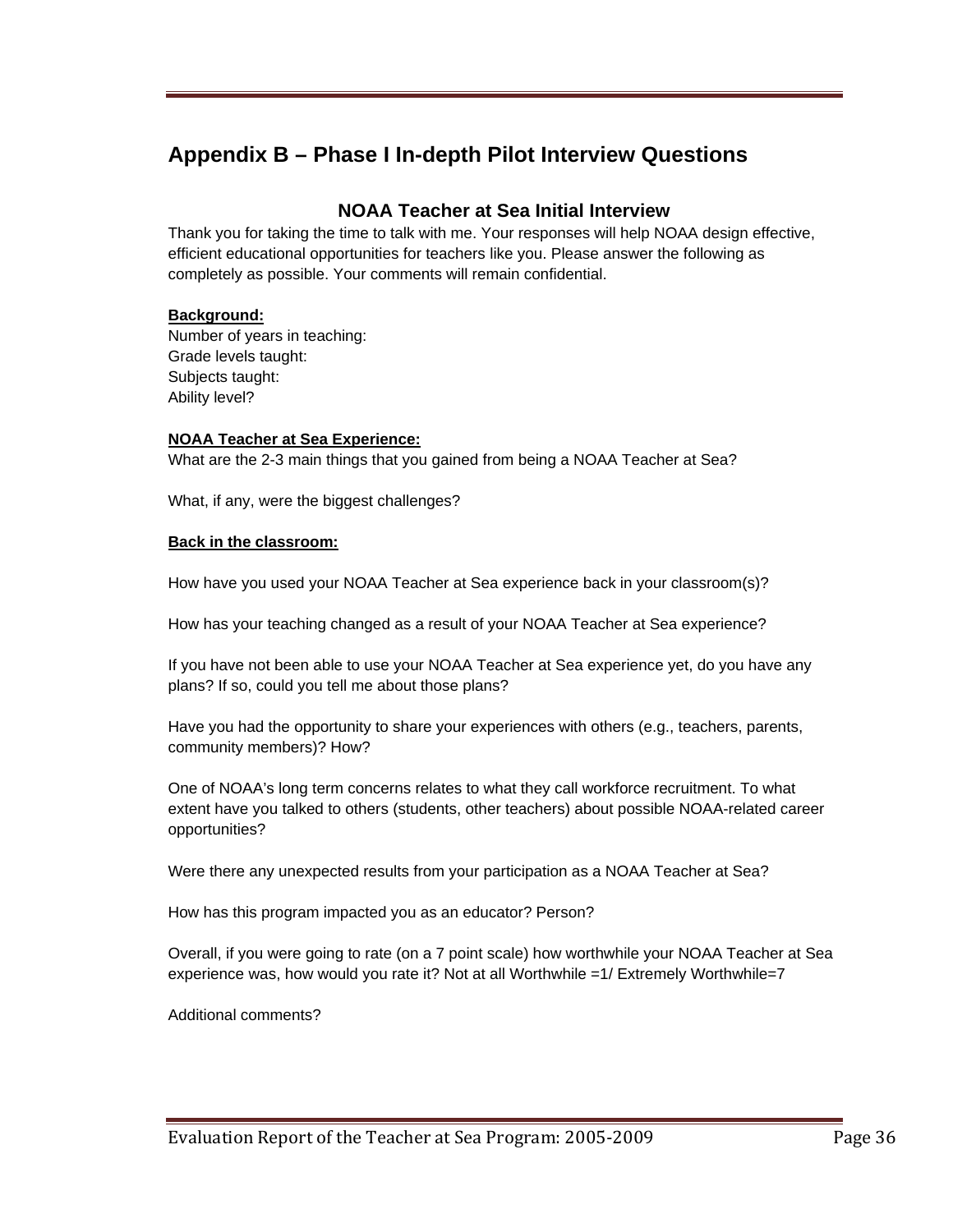# Appendix B – Phase I In-depth Pilot Interview Questions

## NOAA Teacher at Sea Initial Interview

Thank you for taking the time to talk with me. Your responses will help NOAA design effective, efficient educational opportunities for teachers like you. Please answer the following as completely as possible. Your comments will remain confidential.

**Background:**

Number of years in teaching:
Grade levels taught:
Subjects taught:
Ability level?

**NOAA Teacher at Sea Experience:**

What are the 2-3 main things that you gained from being a NOAA Teacher at Sea?

What, if any, were the biggest challenges?

**Back in the classroom:**

How have you used your NOAA Teacher at Sea experience back in your classroom(s)?

How has your teaching changed as a result of your NOAA Teacher at Sea experience?

If you have not been able to use your NOAA Teacher at Sea experience yet, do you have any plans? If so, could you tell me about those plans?

Have you had the opportunity to share your experiences with others (e.g., teachers, parents, community members)? How?

One of NOAA's long term concerns relates to what they call workforce recruitment. To what extent have you talked to others (students, other teachers) about possible NOAA-related career opportunities?

Were there any unexpected results from your participation as a NOAA Teacher at Sea?

How has this program impacted you as an educator? Person?

Overall, if you were going to rate (on a 7 point scale) how worthwhile your NOAA Teacher at Sea experience was, how would you rate it? Not at all Worthwhile =1/ Extremely Worthwhile=7

Additional comments?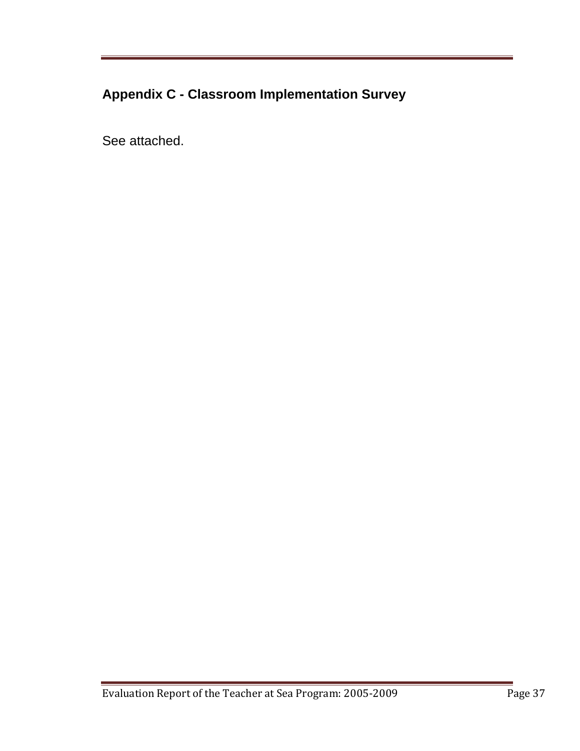## Appendix C - Classroom Implementation Survey

See attached.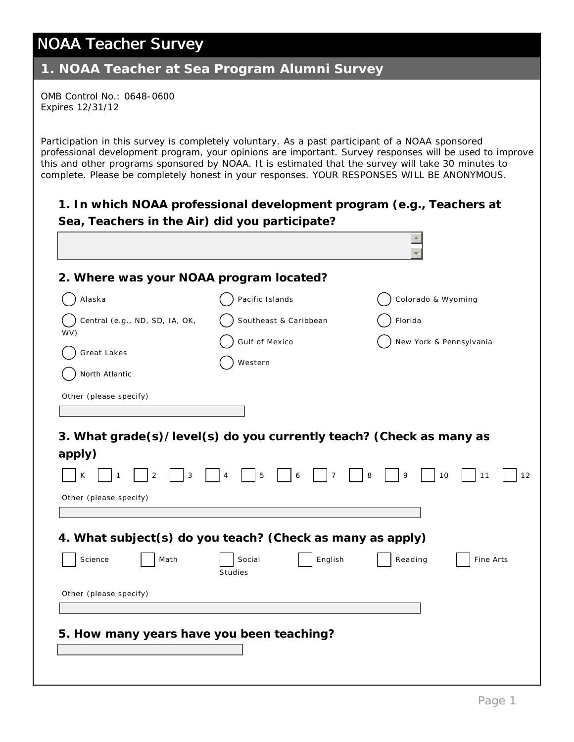# NOAA Teacher Survey

## 1. NOAA Teacher at Sea Program Alumni Survey

OMB Control No.: 0648-0600
Expires 12/31/12

Participation in this survey is completely voluntary. As a past participant of a NOAA sponsored professional development program, your opinions are important. Survey responses will be used to improve this and other programs sponsored by NOAA. It is estimated that the survey will take 30 minutes to complete. Please be completely honest in your responses. YOUR RESPONSES WILL BE ANONYMOUS.

### 1. In which NOAA professional development program (e.g., Teachers at Sea, Teachers in the Air) did you participate?

### 2. Where was your NOAA program located?

- ◯ Alaska
- ◯ Central (e.g., ND, SD, IA, OK, WV)
- ◯ Great Lakes
- ◯ North Atlantic
- ◯ Pacific Islands
- ◯ Southeast & Caribbean
- ◯ Gulf of Mexico
- ◯ Western
- ◯ Colorado & Wyoming
- ◯ Florida
- ◯ New York & Pennsylvania

Other (please specify)

### 3. What grade(s)/level(s) do you currently teach? (Check as many as apply)

☐ K ☐ 1 ☐ 2 ☐ 3 ☐ 4 ☐ 5 ☐ 6 ☐ 7 ☐ 8 ☐ 9 ☐ 10 ☐ 11 ☐ 12

Other (please specify)

### 4. What subject(s) do you teach? (Check as many as apply)

☐ Science ☐ Math ☐ Social Studies ☐ English ☐ Reading ☐ Fine Arts

Other (please specify)

### 5. How many years have you been teaching?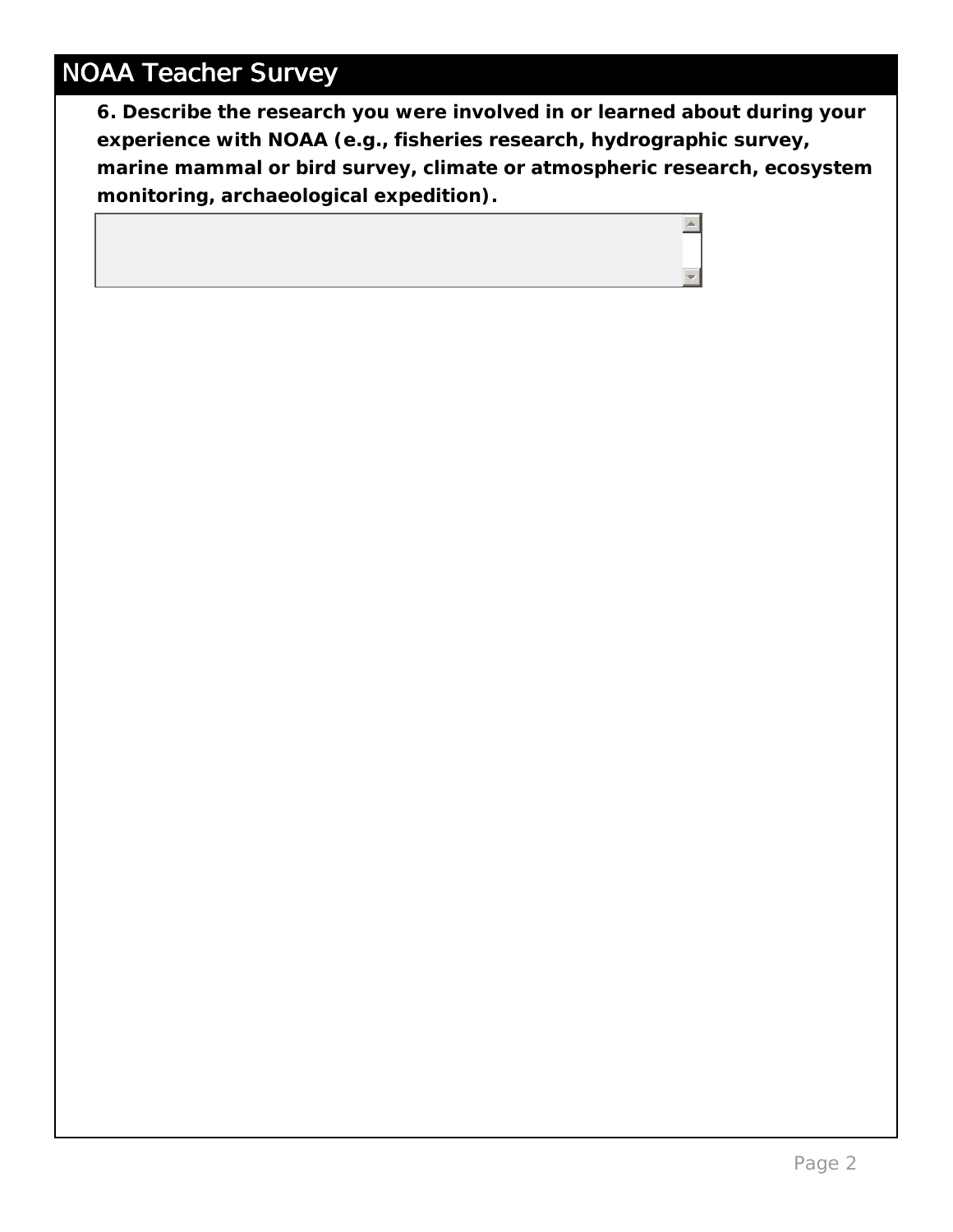**6. Describe the research you were involved in or learned about during your experience with NOAA (e.g., fisheries research, hydrographic survey, marine mammal or bird survey, climate or atmospheric research, ecosystem monitoring, archaeological expedition).**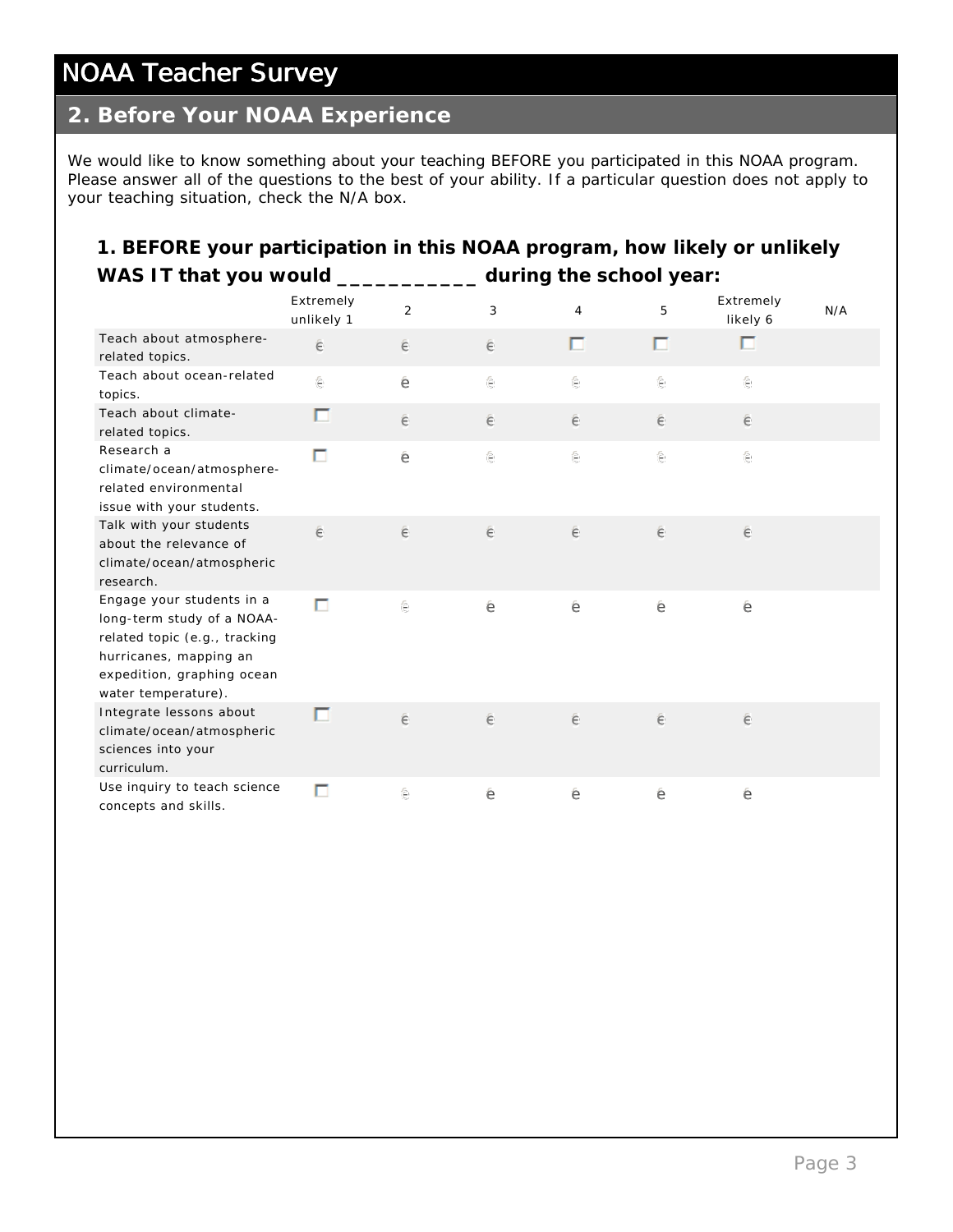# NOAA Teacher Survey

## 2. Before Your NOAA Experience

We would like to know something about your teaching BEFORE you participated in this NOAA program. Please answer all of the questions to the best of your ability. If a particular question does not apply to your teaching situation, check the N/A box.

### 1. BEFORE your participation in this NOAA program, how likely or unlikely WAS IT that you would ___________ during the school year:

| | Extremely unlikely 1 | 2 | 3 | 4 | 5 | Extremely likely 6 | N/A |
|---|---|---|---|---|---|---|---|
| Teach about atmosphere-related topics. | | | | | | | |
| Teach about ocean-related topics. | | | | | | | |
| Teach about climate-related topics. | | | | | | | |
| Research a climate/ocean/atmosphere-related environmental issue with your students. | | | | | | | |
| Talk with your students about the relevance of climate/ocean/atmospheric research. | | | | | | | |
| Engage your students in a long-term study of a NOAA-related topic (e.g., tracking hurricanes, mapping an expedition, graphing ocean water temperature). | | | | | | | |
| Integrate lessons about climate/ocean/atmospheric sciences into your curriculum. | | | | | | | |
| Use inquiry to teach science concepts and skills. | | | | | | | |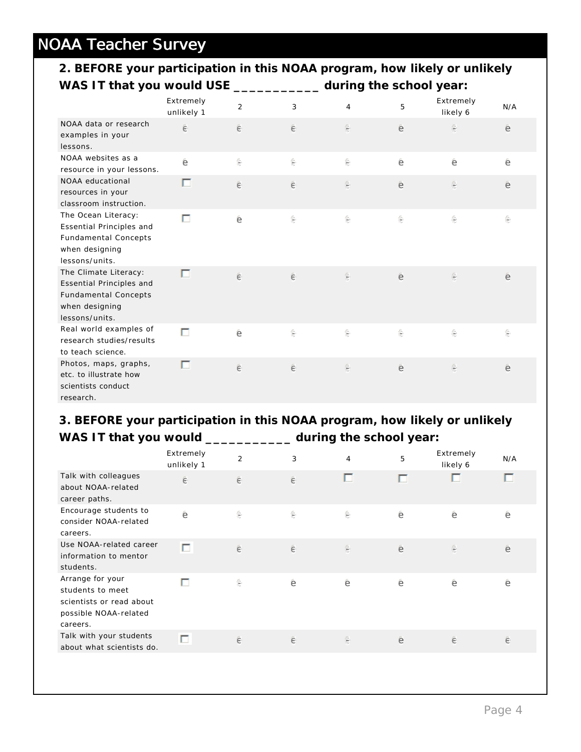# NOAA Teacher Survey

## 2. BEFORE your participation in this NOAA program, how likely or unlikely WAS IT that you would USE ___________ during the school year:

| | Extremely unlikely 1 | 2 | 3 | 4 | 5 | Extremely likely 6 | N/A |
|---|---|---|---|---|---|---|---|
| NOAA data or research examples in your lessons. | | | | | | | |
| NOAA websites as a resource in your lessons. | | | | | | | |
| NOAA educational resources in your classroom instruction. | | | | | | | |
| The Ocean Literacy: Essential Principles and Fundamental Concepts when designing lessons/units. | | | | | | | |
| The Climate Literacy: Essential Principles and Fundamental Concepts when designing lessons/units. | | | | | | | |
| Real world examples of research studies/results to teach science. | | | | | | | |
| Photos, maps, graphs, etc. to illustrate how scientists conduct research. | | | | | | | |

## 3. BEFORE your participation in this NOAA program, how likely or unlikely WAS IT that you would ___________ during the school year:

| | Extremely unlikely 1 | 2 | 3 | 4 | 5 | Extremely likely 6 | N/A |
|---|---|---|---|---|---|---|---|
| Talk with colleagues about NOAA-related career paths. | | | | | | | |
| Encourage students to consider NOAA-related careers. | | | | | | | |
| Use NOAA-related career information to mentor students. | | | | | | | |
| Arrange for your students to meet scientists or read about possible NOAA-related careers. | | | | | | | |
| Talk with your students about what scientists do. | | | | | | | |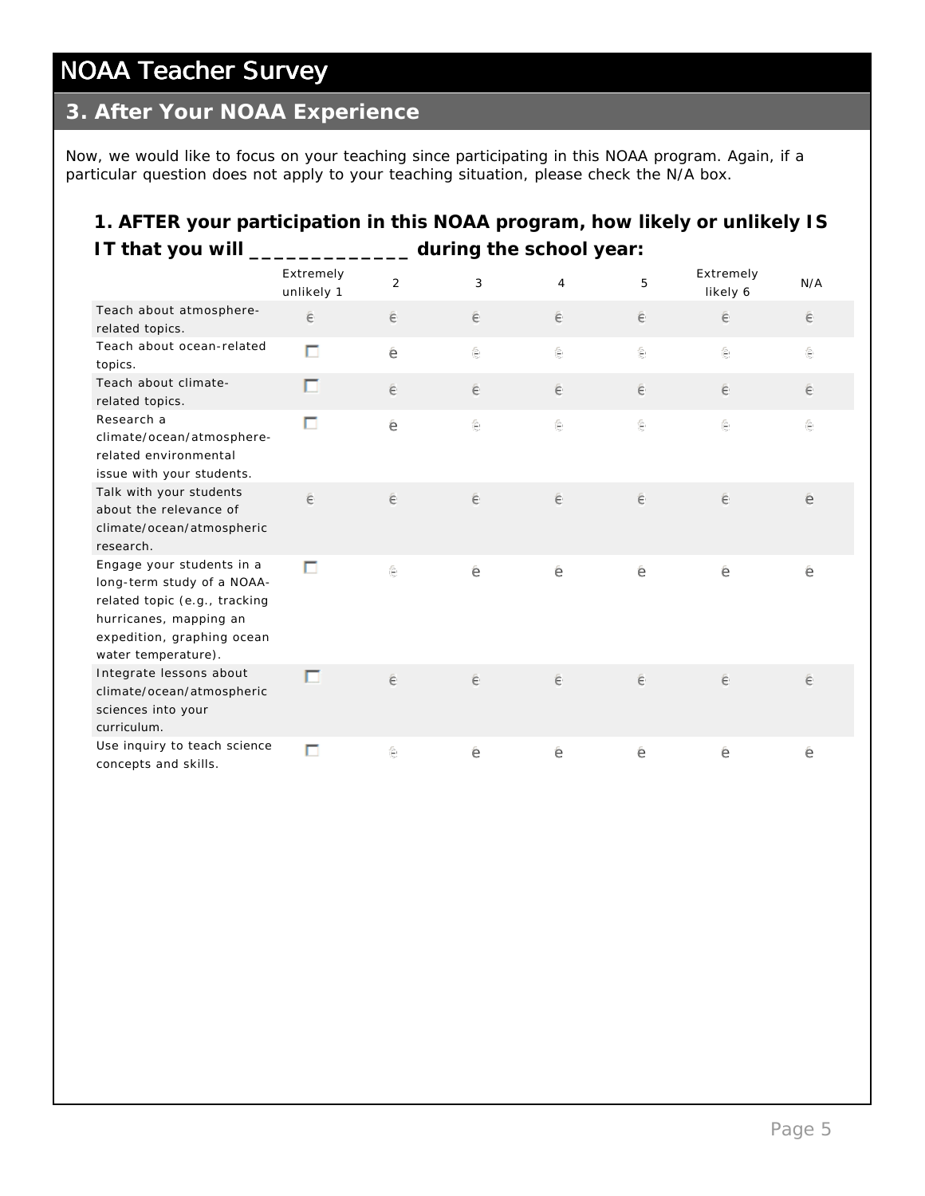# NOAA Teacher Survey

## 3. After Your NOAA Experience

Now, we would like to focus on your teaching since participating in this NOAA program. Again, if a particular question does not apply to your teaching situation, please check the N/A box.

### 1. AFTER your participation in this NOAA program, how likely or unlikely IS IT that you will _____________ during the school year:

| | Extremely unlikely 1 | 2 | 3 | 4 | 5 | Extremely likely 6 | N/A |
|---|---|---|---|---|---|---|---|
| Teach about atmosphere-related topics. | | | | | | | |
| Teach about ocean-related topics. | | | | | | | |
| Teach about climate-related topics. | | | | | | | |
| Research a climate/ocean/atmosphere-related environmental issue with your students. | | | | | | | |
| Talk with your students about the relevance of climate/ocean/atmospheric research. | | | | | | | |
| Engage your students in a long-term study of a NOAA-related topic (e.g., tracking hurricanes, mapping an expedition, graphing ocean water temperature). | | | | | | | |
| Integrate lessons about climate/ocean/atmospheric sciences into your curriculum. | | | | | | | |
| Use inquiry to teach science concepts and skills. | | | | | | | |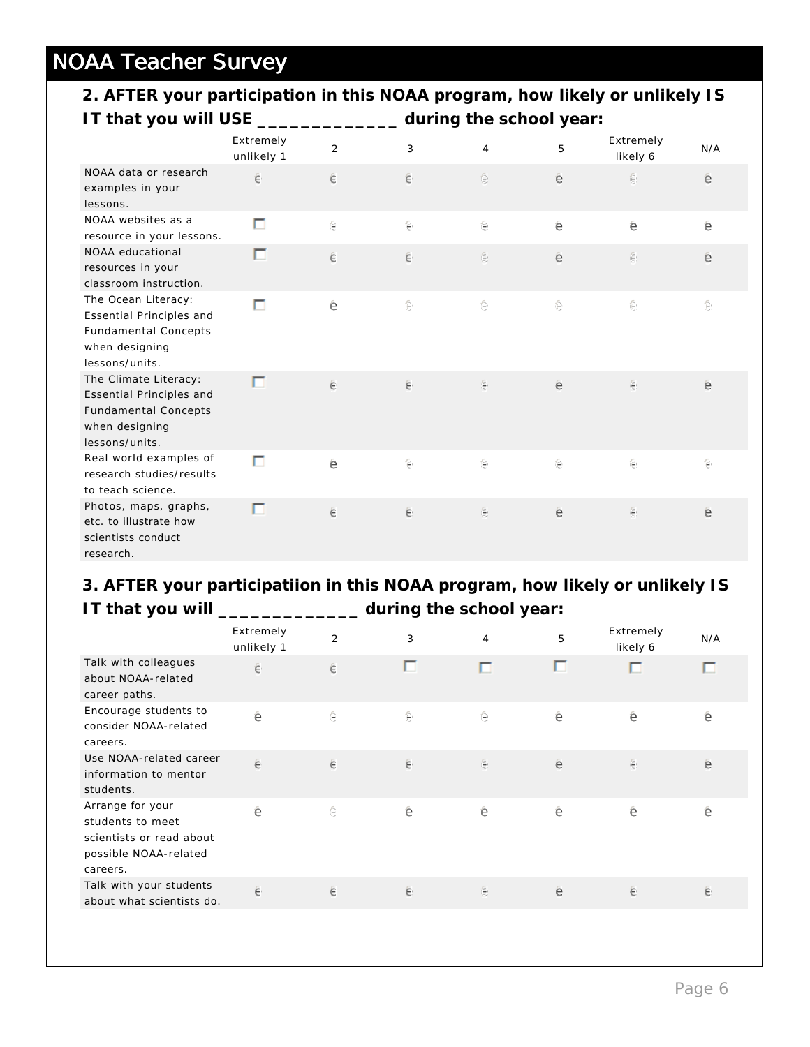# NOAA Teacher Survey

## 2. AFTER your participation in this NOAA program, how likely or unlikely IS IT that you will USE _____________ during the school year:

| | Extremely unlikely 1 | 2 | 3 | 4 | 5 | Extremely likely 6 | N/A |
|---|---|---|---|---|---|---|---|
| NOAA data or research examples in your lessons. | | | | | | | |
| NOAA websites as a resource in your lessons. | | | | | | | |
| NOAA educational resources in your classroom instruction. | | | | | | | |
| The Ocean Literacy: Essential Principles and Fundamental Concepts when designing lessons/units. | | | | | | | |
| The Climate Literacy: Essential Principles and Fundamental Concepts when designing lessons/units. | | | | | | | |
| Real world examples of research studies/results to teach science. | | | | | | | |
| Photos, maps, graphs, etc. to illustrate how scientists conduct research. | | | | | | | |

## 3. AFTER your participatiion in this NOAA program, how likely or unlikely IS IT that you will _____________ during the school year:

| | Extremely unlikely 1 | 2 | 3 | 4 | 5 | Extremely likely 6 | N/A |
|---|---|---|---|---|---|---|---|
| Talk with colleagues about NOAA-related career paths. | | | | | | | |
| Encourage students to consider NOAA-related careers. | | | | | | | |
| Use NOAA-related career information to mentor students. | | | | | | | |
| Arrange for your students to meet scientists or read about possible NOAA-related careers. | | | | | | | |
| Talk with your students about what scientists do. | | | | | | | |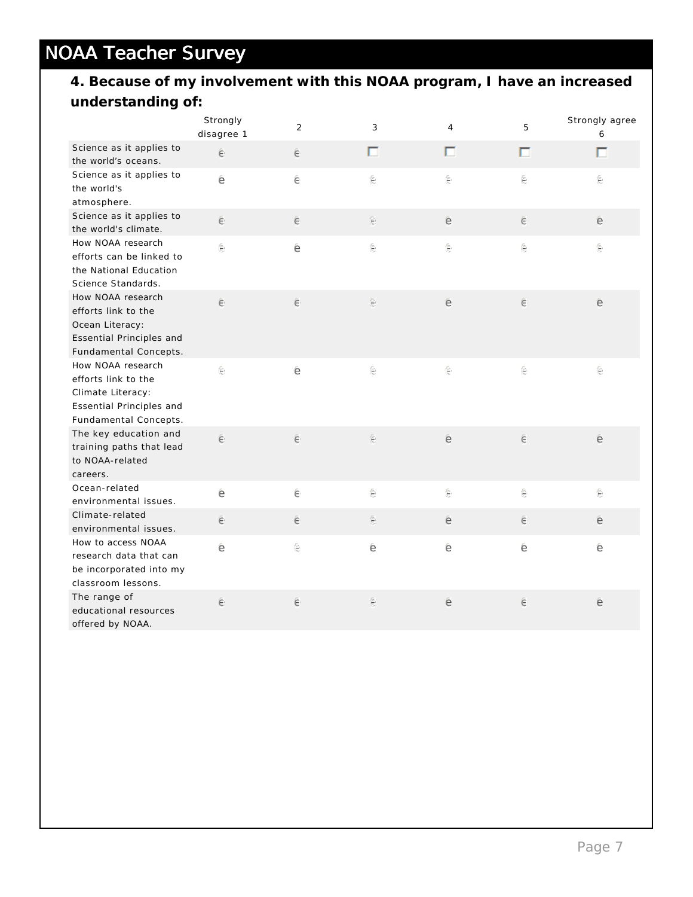# NOAA Teacher Survey

## 4. Because of my involvement with this NOAA program, I have an increased understanding of:

| | Strongly disagree 1 | 2 | 3 | 4 | 5 | Strongly agree 6 |
|---|---|---|---|---|---|---|
| Science as it applies to the world's oceans. | | | | | | |
| Science as it applies to the world's atmosphere. | | | | | | |
| Science as it applies to the world's climate. | | | | | | |
| How NOAA research efforts can be linked to the National Education Science Standards. | | | | | | |
| How NOAA research efforts link to the Ocean Literacy: Essential Principles and Fundamental Concepts. | | | | | | |
| How NOAA research efforts link to the Climate Literacy: Essential Principles and Fundamental Concepts. | | | | | | |
| The key education and training paths that lead to NOAA-related careers. | | | | | | |
| Ocean-related environmental issues. | | | | | | |
| Climate-related environmental issues. | | | | | | |
| How to access NOAA research data that can be incorporated into my classroom lessons. | | | | | | |
| The range of educational resources offered by NOAA. | | | | | | |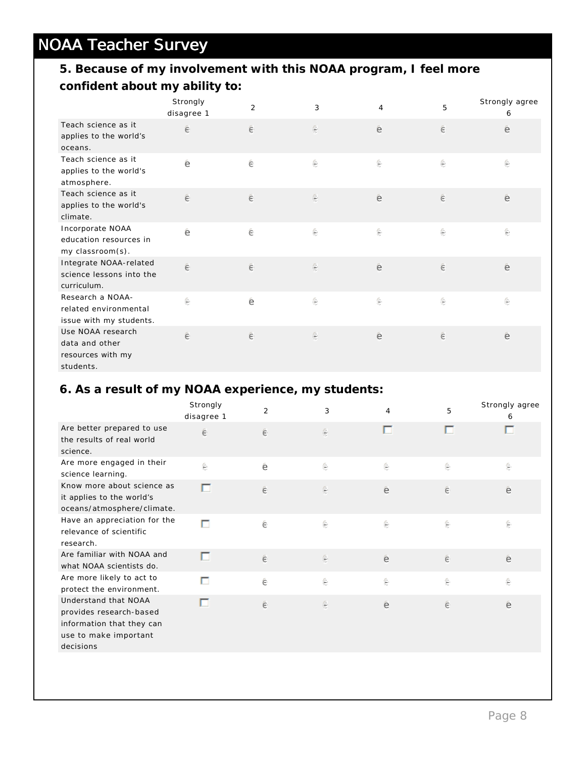# NOAA Teacher Survey

### 5. Because of my involvement with this NOAA program, I feel more confident about my ability to:

| | Strongly disagree 1 | 2 | 3 | 4 | 5 | Strongly agree 6 |
|---|---|---|---|---|---|---|
| Teach science as it applies to the world's oceans. | | | | | | |
| Teach science as it applies to the world's atmosphere. | | | | | | |
| Teach science as it applies to the world's climate. | | | | | | |
| Incorporate NOAA education resources in my classroom(s). | | | | | | |
| Integrate NOAA-related science lessons into the curriculum. | | | | | | |
| Research a NOAA-related environmental issue with my students. | | | | | | |
| Use NOAA research data and other resources with my students. | | | | | | |

### 6. As a result of my NOAA experience, my students:

| | Strongly disagree 1 | 2 | 3 | 4 | 5 | Strongly agree 6 |
|---|---|---|---|---|---|---|
| Are better prepared to use the results of real world science. | | | | | | |
| Are more engaged in their science learning. | | | | | | |
| Know more about science as it applies to the world's oceans/atmosphere/climate. | | | | | | |
| Have an appreciation for the relevance of scientific research. | | | | | | |
| Are familiar with NOAA and what NOAA scientists do. | | | | | | |
| Are more likely to act to protect the environment. | | | | | | |
| Understand that NOAA provides research-based information that they can use to make important decisions | | | | | | |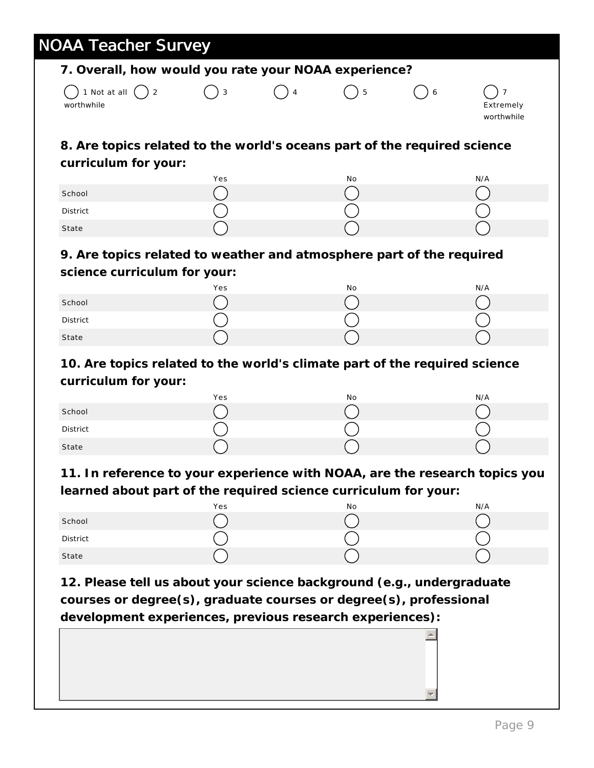# NOAA Teacher Survey

**7. Overall, how would you rate your NOAA experience?**

| 1 Not at all worthwhile | 2 | 3 | 4 | 5 | 6 | 7 Extremely worthwhile |
|---|---|---|---|---|---|---|
| ( ) | ( ) | ( ) | ( ) | ( ) | ( ) | ( ) |

**8. Are topics related to the world's oceans part of the required science curriculum for your:**

| | Yes | No | N/A |
|---|---|---|---|
| School | ( ) | ( ) | ( ) |
| District | ( ) | ( ) | ( ) |
| State | ( ) | ( ) | ( ) |

**9. Are topics related to weather and atmosphere part of the required science curriculum for your:**

| | Yes | No | N/A |
|---|---|---|---|
| School | ( ) | ( ) | ( ) |
| District | ( ) | ( ) | ( ) |
| State | ( ) | ( ) | ( ) |

**10. Are topics related to the world's climate part of the required science curriculum for your:**

| | Yes | No | N/A |
|---|---|---|---|
| School | ( ) | ( ) | ( ) |
| District | ( ) | ( ) | ( ) |
| State | ( ) | ( ) | ( ) |

**11. In reference to your experience with NOAA, are the research topics you learned about part of the required science curriculum for your:**

| | Yes | No | N/A |
|---|---|---|---|
| School | ( ) | ( ) | ( ) |
| District | ( ) | ( ) | ( ) |
| State | ( ) | ( ) | ( ) |

**12. Please tell us about your science background (e.g., undergraduate courses or degree(s), graduate courses or degree(s), professional development experiences, previous research experiences):**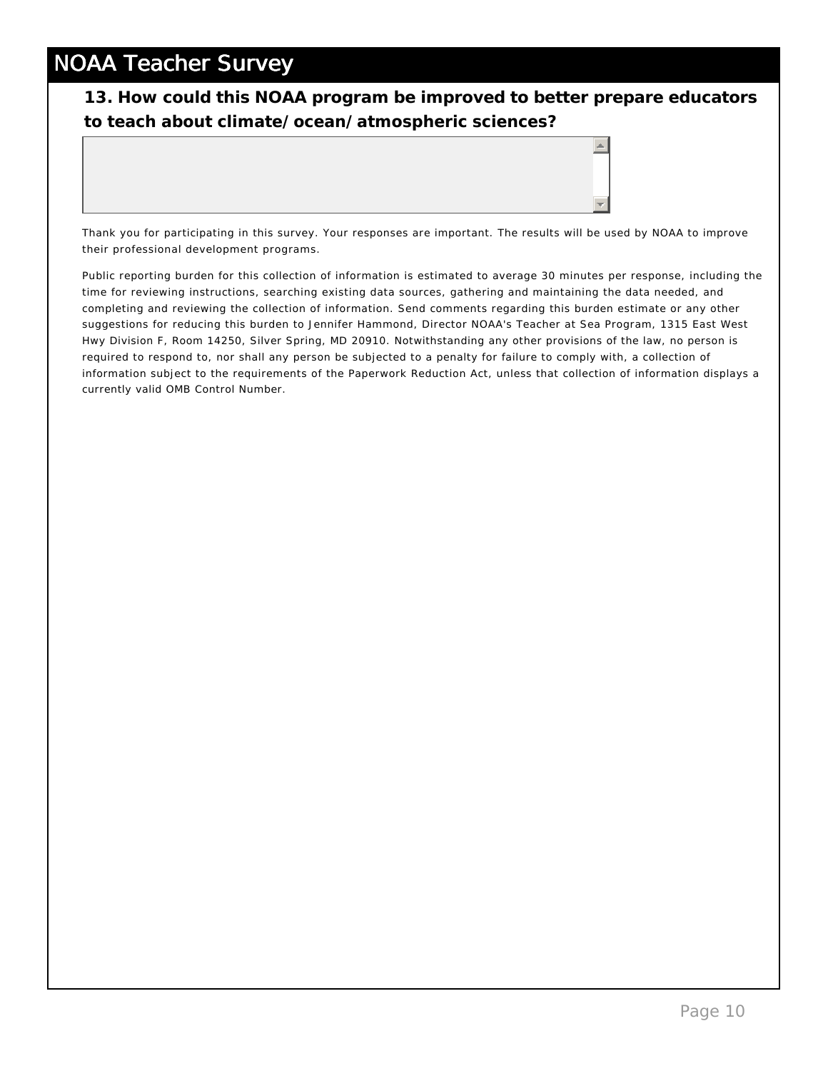# NOAA Teacher Survey

**13. How could this NOAA program be improved to better prepare educators to teach about climate/ocean/atmospheric sciences?**

Thank you for participating in this survey. Your responses are important. The results will be used by NOAA to improve their professional development programs.

Public reporting burden for this collection of information is estimated to average 30 minutes per response, including the time for reviewing instructions, searching existing data sources, gathering and maintaining the data needed, and completing and reviewing the collection of information. Send comments regarding this burden estimate or any other suggestions for reducing this burden to Jennifer Hammond, Director NOAA's Teacher at Sea Program, 1315 East West Hwy Division F, Room 14250, Silver Spring, MD 20910. Notwithstanding any other provisions of the law, no person is required to respond to, nor shall any person be subjected to a penalty for failure to comply with, a collection of information subject to the requirements of the Paperwork Reduction Act, unless that collection of information displays a currently valid OMB Control Number.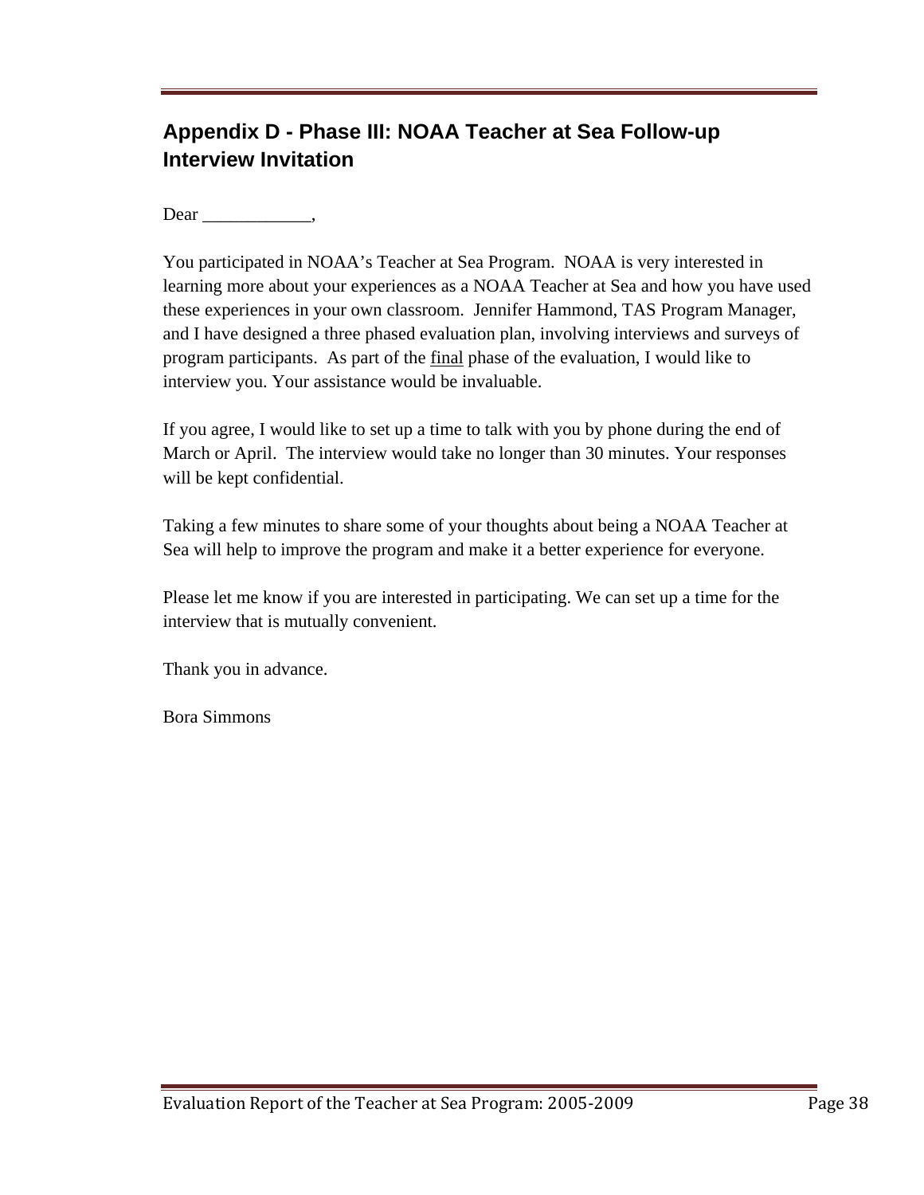## Appendix D - Phase III: NOAA Teacher at Sea Follow-up Interview Invitation

Dear ____________,

You participated in NOAA's Teacher at Sea Program. NOAA is very interested in learning more about your experiences as a NOAA Teacher at Sea and how you have used these experiences in your own classroom. Jennifer Hammond, TAS Program Manager, and I have designed a three phased evaluation plan, involving interviews and surveys of program participants. As part of the final phase of the evaluation, I would like to interview you. Your assistance would be invaluable.

If you agree, I would like to set up a time to talk with you by phone during the end of March or April. The interview would take no longer than 30 minutes. Your responses will be kept confidential.

Taking a few minutes to share some of your thoughts about being a NOAA Teacher at Sea will help to improve the program and make it a better experience for everyone.

Please let me know if you are interested in participating. We can set up a time for the interview that is mutually convenient.

Thank you in advance.

Bora Simmons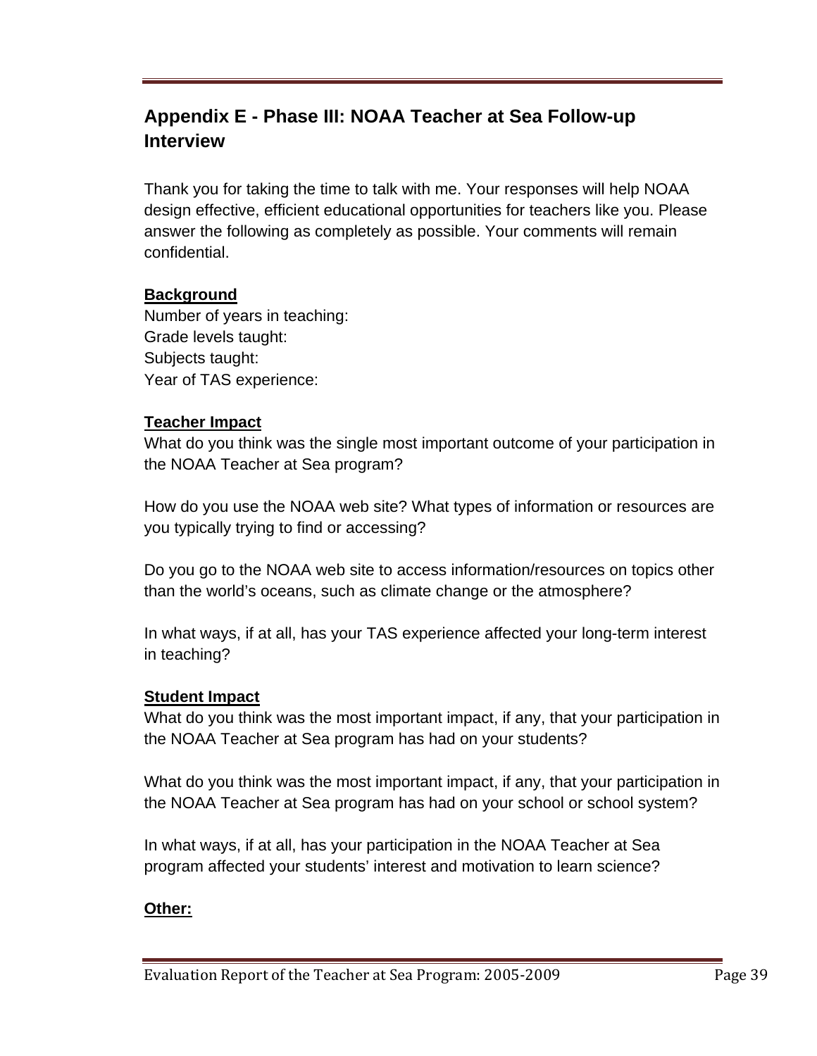## Appendix E - Phase III: NOAA Teacher at Sea Follow-up Interview

Thank you for taking the time to talk with me. Your responses will help NOAA design effective, efficient educational opportunities for teachers like you. Please answer the following as completely as possible. Your comments will remain confidential.

**Background**

Number of years in teaching:
Grade levels taught:
Subjects taught:
Year of TAS experience:

**Teacher Impact**

What do you think was the single most important outcome of your participation in the NOAA Teacher at Sea program?

How do you use the NOAA web site? What types of information or resources are you typically trying to find or accessing?

Do you go to the NOAA web site to access information/resources on topics other than the world's oceans, such as climate change or the atmosphere?

In what ways, if at all, has your TAS experience affected your long-term interest in teaching?

**Student Impact**

What do you think was the most important impact, if any, that your participation in the NOAA Teacher at Sea program has had on your students?

What do you think was the most important impact, if any, that your participation in the NOAA Teacher at Sea program has had on your school or school system?

In what ways, if at all, has your participation in the NOAA Teacher at Sea program affected your students' interest and motivation to learn science?

**Other:**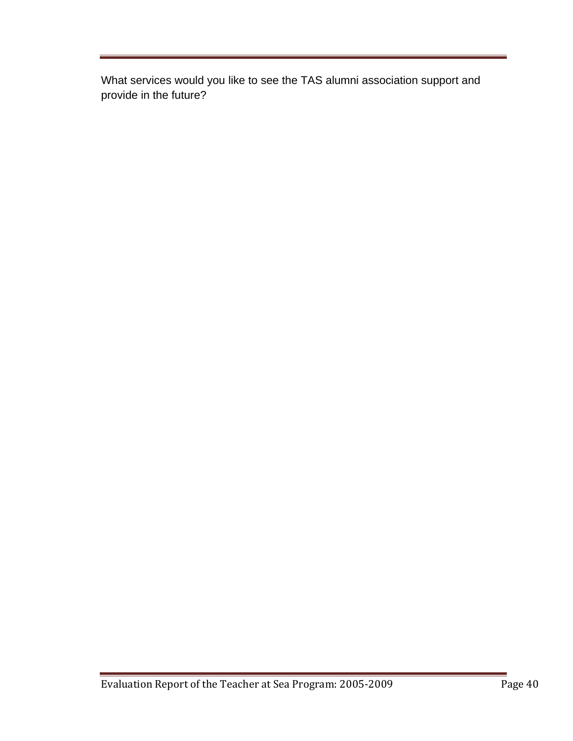What services would you like to see the TAS alumni association support and provide in the future?